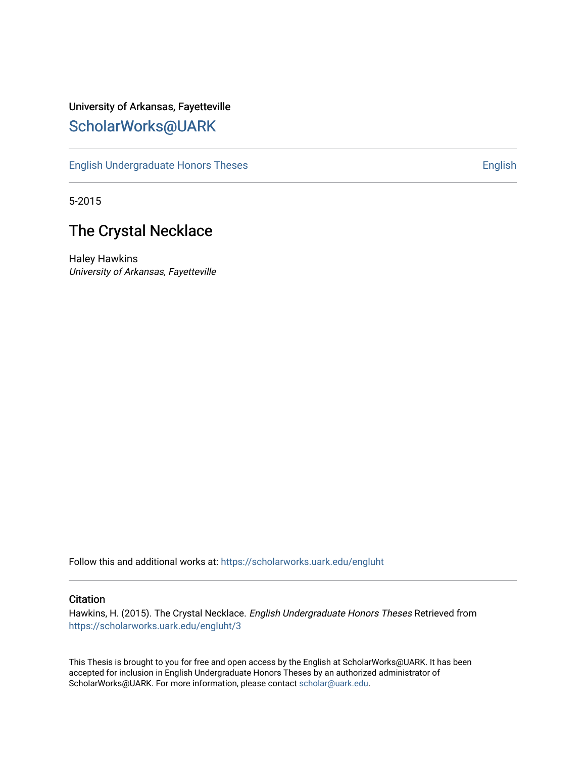University of Arkansas, Fayetteville

ScholarWorks@UARK

English Undergraduate Honors Theses | English

5-2015

# The Crystal Necklace

Haley Hawkins
*University of Arkansas, Fayetteville*

Follow this and additional works at: https://scholarworks.uark.edu/engluht

## Citation

Hawkins, H. (2015). The Crystal Necklace. *English Undergraduate Honors Theses* Retrieved from https://scholarworks.uark.edu/engluht/3

This Thesis is brought to you for free and open access by the English at ScholarWorks@UARK. It has been accepted for inclusion in English Undergraduate Honors Theses by an authorized administrator of ScholarWorks@UARK. For more information, please contact scholar@uark.edu.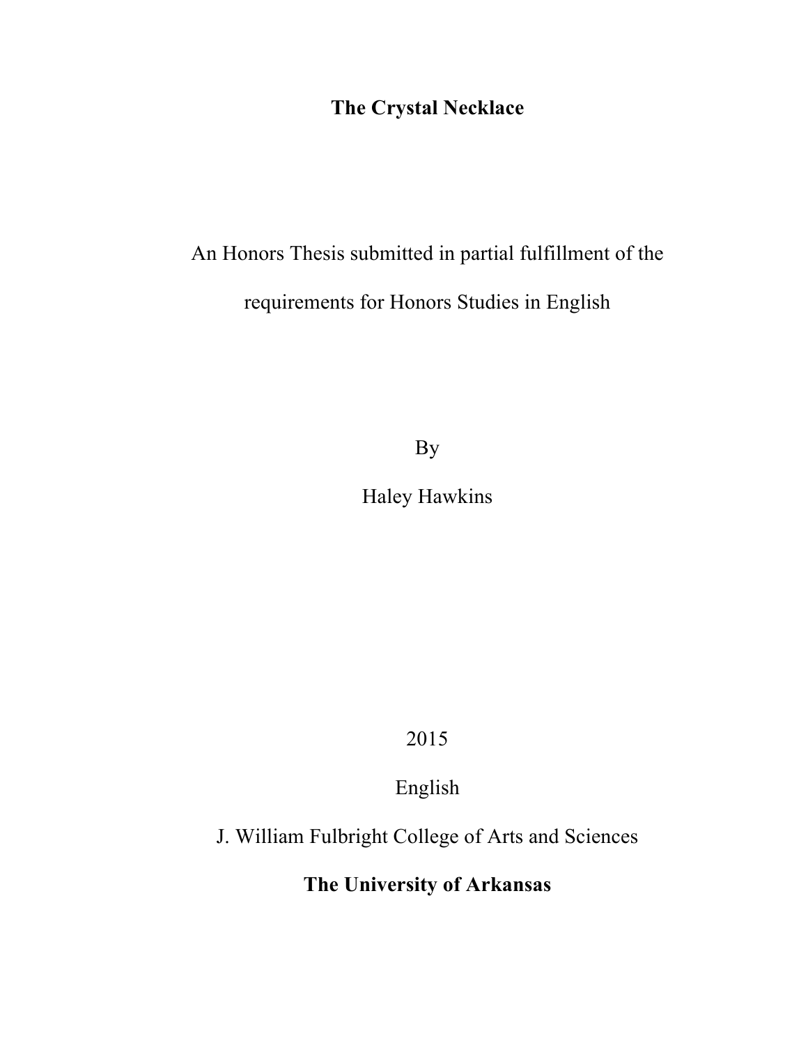# The Crystal Necklace

An Honors Thesis submitted in partial fulfillment of the

requirements for Honors Studies in English

By

Haley Hawkins

2015

English

J. William Fulbright College of Arts and Sciences

**The University of Arkansas**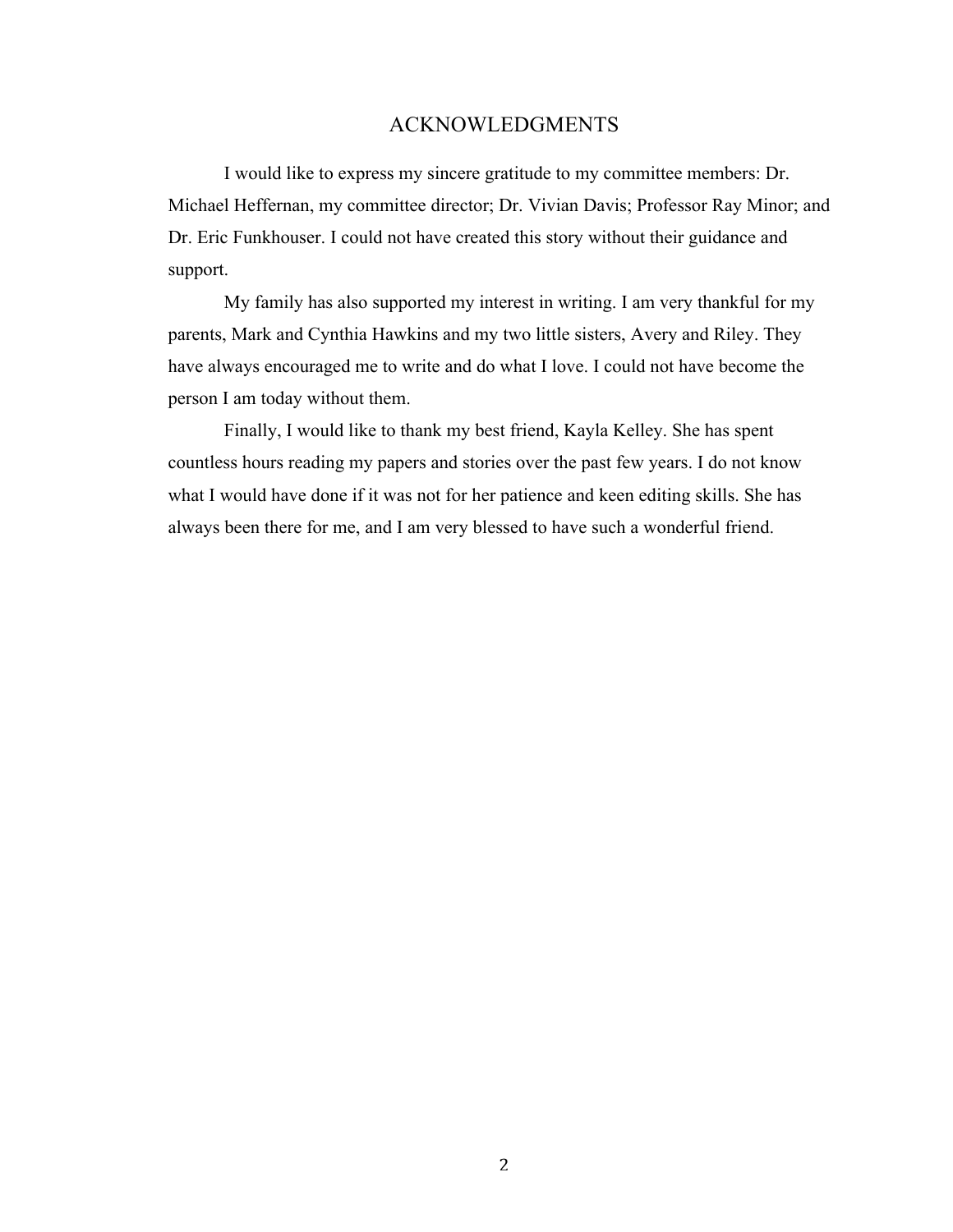# ACKNOWLEDGMENTS

I would like to express my sincere gratitude to my committee members: Dr. Michael Heffernan, my committee director; Dr. Vivian Davis; Professor Ray Minor; and Dr. Eric Funkhouser. I could not have created this story without their guidance and support.

My family has also supported my interest in writing. I am very thankful for my parents, Mark and Cynthia Hawkins and my two little sisters, Avery and Riley. They have always encouraged me to write and do what I love. I could not have become the person I am today without them.

Finally, I would like to thank my best friend, Kayla Kelley. She has spent countless hours reading my papers and stories over the past few years. I do not know what I would have done if it was not for her patience and keen editing skills. She has always been there for me, and I am very blessed to have such a wonderful friend.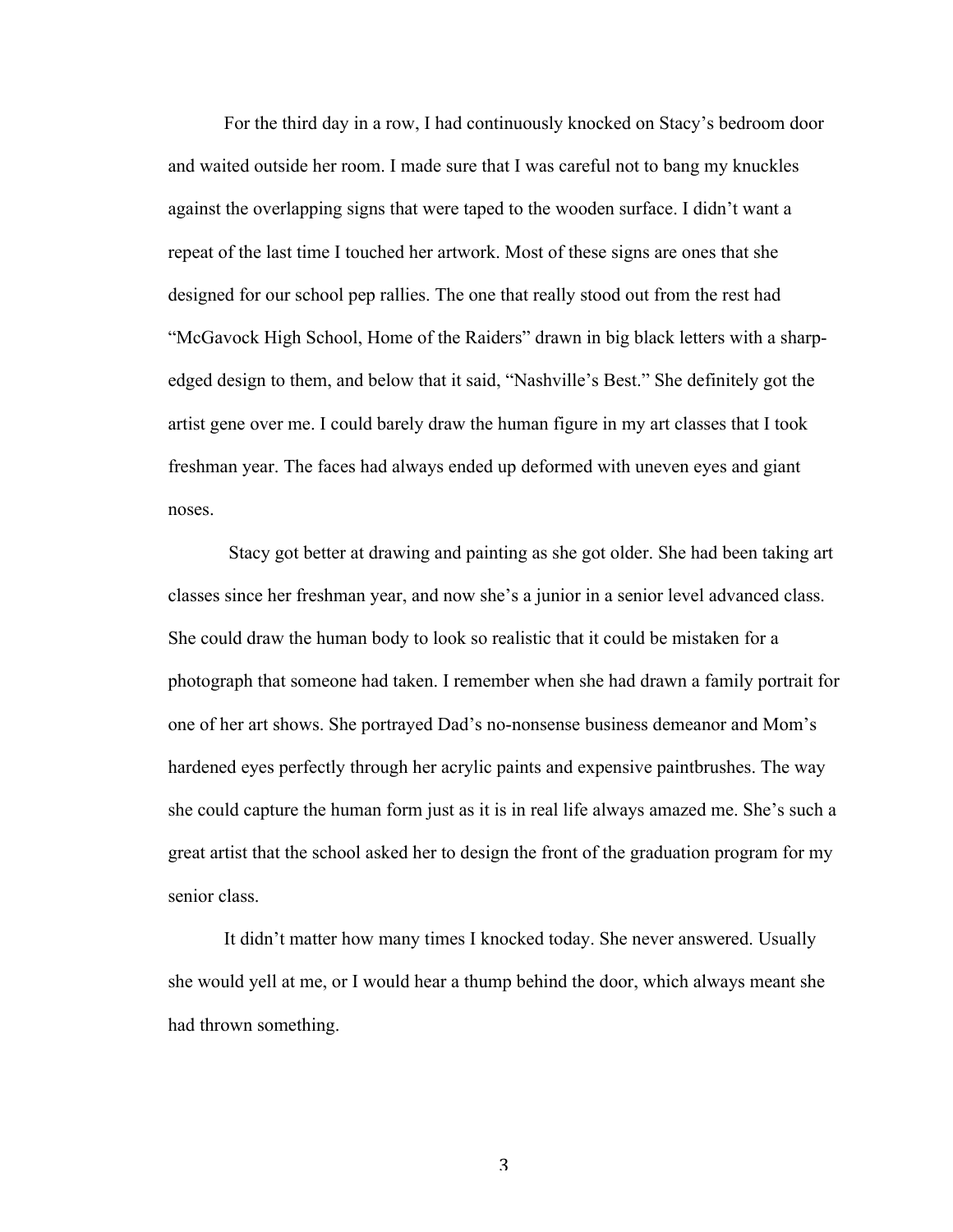For the third day in a row, I had continuously knocked on Stacy's bedroom door and waited outside her room. I made sure that I was careful not to bang my knuckles against the overlapping signs that were taped to the wooden surface. I didn't want a repeat of the last time I touched her artwork. Most of these signs are ones that she designed for our school pep rallies. The one that really stood out from the rest had "McGavock High School, Home of the Raiders" drawn in big black letters with a sharp-edged design to them, and below that it said, "Nashville's Best." She definitely got the artist gene over me. I could barely draw the human figure in my art classes that I took freshman year. The faces had always ended up deformed with uneven eyes and giant noses.

Stacy got better at drawing and painting as she got older. She had been taking art classes since her freshman year, and now she's a junior in a senior level advanced class. She could draw the human body to look so realistic that it could be mistaken for a photograph that someone had taken. I remember when she had drawn a family portrait for one of her art shows. She portrayed Dad's no-nonsense business demeanor and Mom's hardened eyes perfectly through her acrylic paints and expensive paintbrushes. The way she could capture the human form just as it is in real life always amazed me. She's such a great artist that the school asked her to design the front of the graduation program for my senior class.

It didn't matter how many times I knocked today. She never answered. Usually she would yell at me, or I would hear a thump behind the door, which always meant she had thrown something.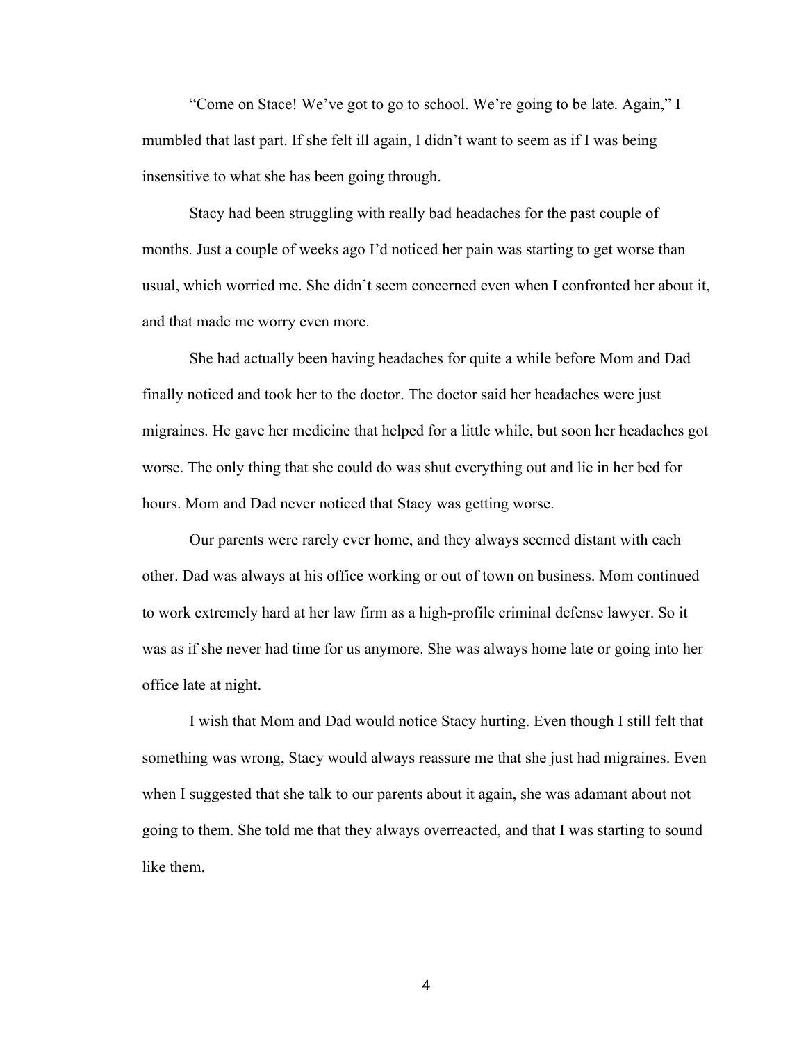"Come on Stace! We've got to go to school. We're going to be late. Again," I mumbled that last part. If she felt ill again, I didn't want to seem as if I was being insensitive to what she has been going through.

Stacy had been struggling with really bad headaches for the past couple of months. Just a couple of weeks ago I'd noticed her pain was starting to get worse than usual, which worried me. She didn't seem concerned even when I confronted her about it, and that made me worry even more.

She had actually been having headaches for quite a while before Mom and Dad finally noticed and took her to the doctor. The doctor said her headaches were just migraines. He gave her medicine that helped for a little while, but soon her headaches got worse. The only thing that she could do was shut everything out and lie in her bed for hours. Mom and Dad never noticed that Stacy was getting worse.

Our parents were rarely ever home, and they always seemed distant with each other. Dad was always at his office working or out of town on business. Mom continued to work extremely hard at her law firm as a high-profile criminal defense lawyer. So it was as if she never had time for us anymore. She was always home late or going into her office late at night.

I wish that Mom and Dad would notice Stacy hurting. Even though I still felt that something was wrong, Stacy would always reassure me that she just had migraines. Even when I suggested that she talk to our parents about it again, she was adamant about not going to them. She told me that they always overreacted, and that I was starting to sound like them.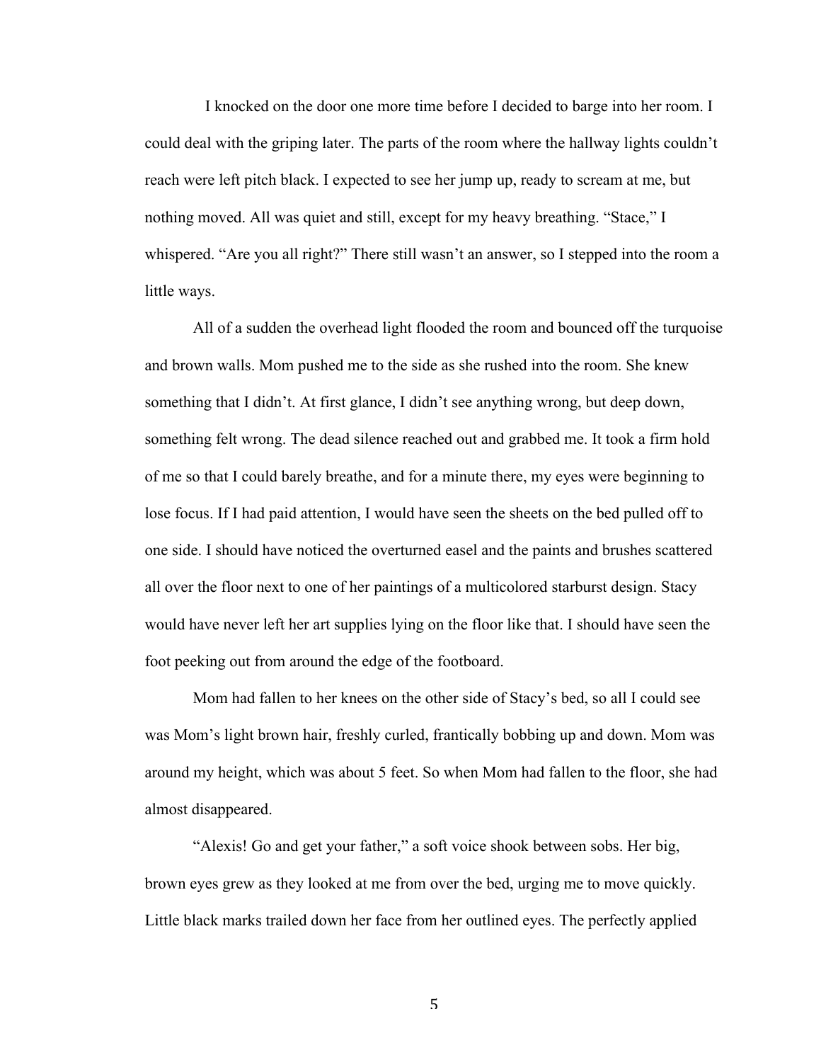I knocked on the door one more time before I decided to barge into her room. I could deal with the griping later. The parts of the room where the hallway lights couldn't reach were left pitch black. I expected to see her jump up, ready to scream at me, but nothing moved. All was quiet and still, except for my heavy breathing. "Stace," I whispered. "Are you all right?" There still wasn't an answer, so I stepped into the room a little ways.

All of a sudden the overhead light flooded the room and bounced off the turquoise and brown walls. Mom pushed me to the side as she rushed into the room. She knew something that I didn't. At first glance, I didn't see anything wrong, but deep down, something felt wrong. The dead silence reached out and grabbed me. It took a firm hold of me so that I could barely breathe, and for a minute there, my eyes were beginning to lose focus. If I had paid attention, I would have seen the sheets on the bed pulled off to one side. I should have noticed the overturned easel and the paints and brushes scattered all over the floor next to one of her paintings of a multicolored starburst design. Stacy would have never left her art supplies lying on the floor like that. I should have seen the foot peeking out from around the edge of the footboard.

Mom had fallen to her knees on the other side of Stacy's bed, so all I could see was Mom's light brown hair, freshly curled, frantically bobbing up and down. Mom was around my height, which was about 5 feet. So when Mom had fallen to the floor, she had almost disappeared.

"Alexis! Go and get your father," a soft voice shook between sobs. Her big, brown eyes grew as they looked at me from over the bed, urging me to move quickly. Little black marks trailed down her face from her outlined eyes. The perfectly applied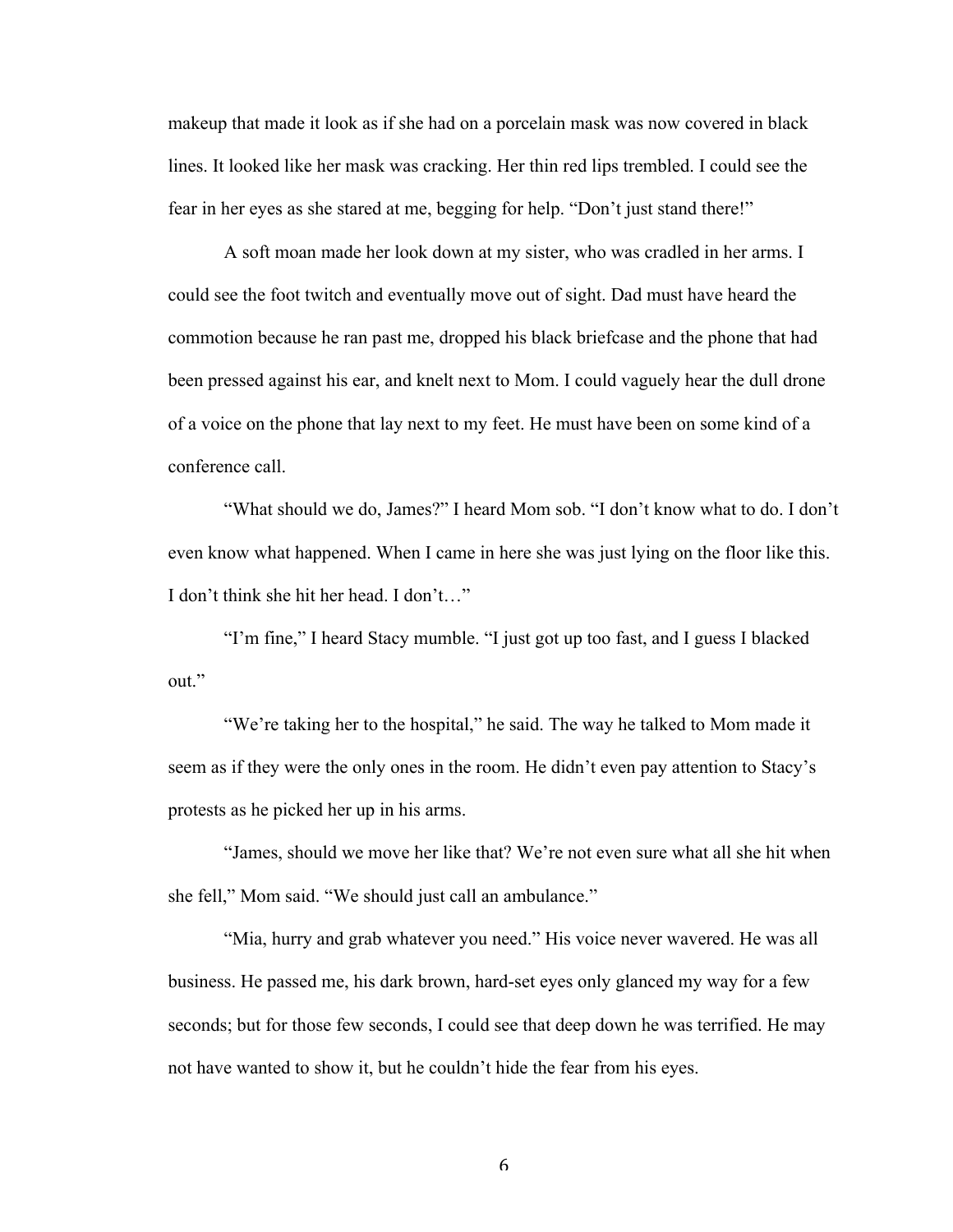makeup that made it look as if she had on a porcelain mask was now covered in black lines. It looked like her mask was cracking. Her thin red lips trembled. I could see the fear in her eyes as she stared at me, begging for help. "Don't just stand there!"

A soft moan made her look down at my sister, who was cradled in her arms. I could see the foot twitch and eventually move out of sight. Dad must have heard the commotion because he ran past me, dropped his black briefcase and the phone that had been pressed against his ear, and knelt next to Mom. I could vaguely hear the dull drone of a voice on the phone that lay next to my feet. He must have been on some kind of a conference call.

"What should we do, James?" I heard Mom sob. "I don't know what to do. I don't even know what happened. When I came in here she was just lying on the floor like this. I don't think she hit her head. I don't…"

"I'm fine," I heard Stacy mumble. "I just got up too fast, and I guess I blacked out."

"We're taking her to the hospital," he said. The way he talked to Mom made it seem as if they were the only ones in the room. He didn't even pay attention to Stacy's protests as he picked her up in his arms.

"James, should we move her like that? We're not even sure what all she hit when she fell," Mom said. "We should just call an ambulance."

"Mia, hurry and grab whatever you need." His voice never wavered. He was all business. He passed me, his dark brown, hard-set eyes only glanced my way for a few seconds; but for those few seconds, I could see that deep down he was terrified. He may not have wanted to show it, but he couldn't hide the fear from his eyes.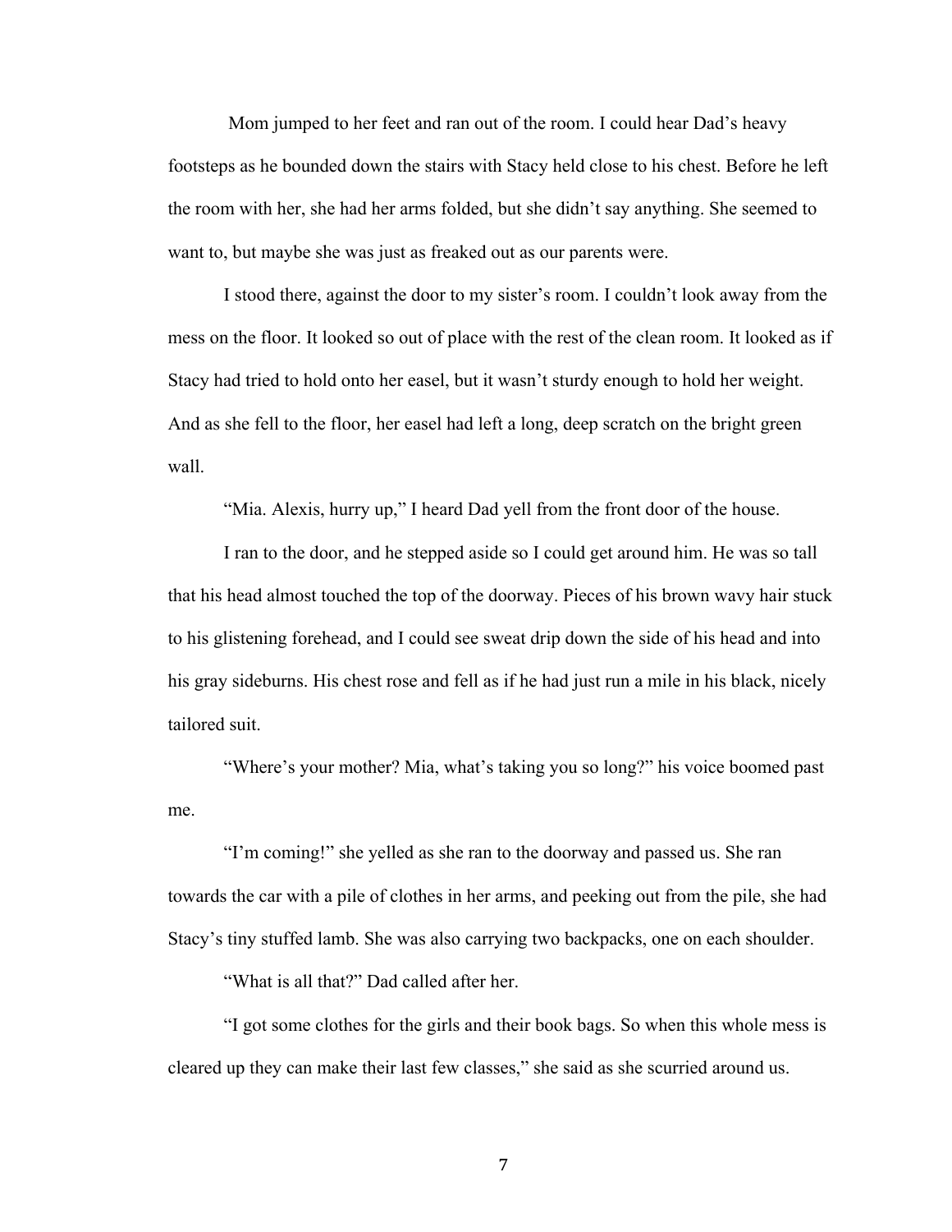Mom jumped to her feet and ran out of the room. I could hear Dad's heavy footsteps as he bounded down the stairs with Stacy held close to his chest. Before he left the room with her, she had her arms folded, but she didn't say anything. She seemed to want to, but maybe she was just as freaked out as our parents were.

I stood there, against the door to my sister's room. I couldn't look away from the mess on the floor. It looked so out of place with the rest of the clean room. It looked as if Stacy had tried to hold onto her easel, but it wasn't sturdy enough to hold her weight. And as she fell to the floor, her easel had left a long, deep scratch on the bright green wall.

"Mia. Alexis, hurry up," I heard Dad yell from the front door of the house.

I ran to the door, and he stepped aside so I could get around him. He was so tall that his head almost touched the top of the doorway. Pieces of his brown wavy hair stuck to his glistening forehead, and I could see sweat drip down the side of his head and into his gray sideburns. His chest rose and fell as if he had just run a mile in his black, nicely tailored suit.

"Where's your mother? Mia, what's taking you so long?" his voice boomed past me.

"I'm coming!" she yelled as she ran to the doorway and passed us. She ran towards the car with a pile of clothes in her arms, and peeking out from the pile, she had Stacy's tiny stuffed lamb. She was also carrying two backpacks, one on each shoulder.

"What is all that?" Dad called after her.

"I got some clothes for the girls and their book bags. So when this whole mess is cleared up they can make their last few classes," she said as she scurried around us.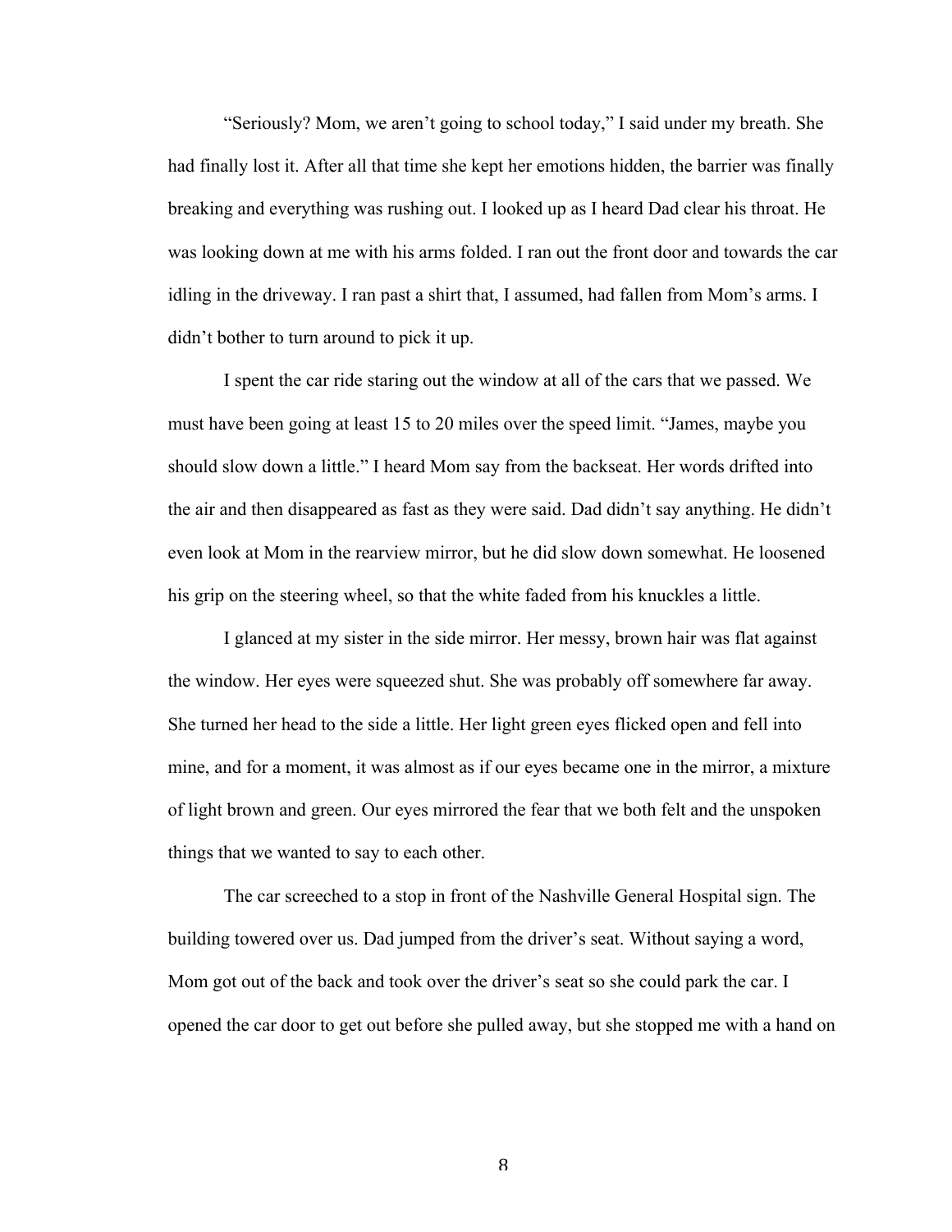"Seriously? Mom, we aren't going to school today," I said under my breath. She had finally lost it. After all that time she kept her emotions hidden, the barrier was finally breaking and everything was rushing out. I looked up as I heard Dad clear his throat. He was looking down at me with his arms folded. I ran out the front door and towards the car idling in the driveway. I ran past a shirt that, I assumed, had fallen from Mom's arms. I didn't bother to turn around to pick it up.

I spent the car ride staring out the window at all of the cars that we passed. We must have been going at least 15 to 20 miles over the speed limit. "James, maybe you should slow down a little." I heard Mom say from the backseat. Her words drifted into the air and then disappeared as fast as they were said. Dad didn't say anything. He didn't even look at Mom in the rearview mirror, but he did slow down somewhat. He loosened his grip on the steering wheel, so that the white faded from his knuckles a little.

I glanced at my sister in the side mirror. Her messy, brown hair was flat against the window. Her eyes were squeezed shut. She was probably off somewhere far away. She turned her head to the side a little. Her light green eyes flicked open and fell into mine, and for a moment, it was almost as if our eyes became one in the mirror, a mixture of light brown and green. Our eyes mirrored the fear that we both felt and the unspoken things that we wanted to say to each other.

The car screeched to a stop in front of the Nashville General Hospital sign. The building towered over us. Dad jumped from the driver's seat. Without saying a word, Mom got out of the back and took over the driver's seat so she could park the car. I opened the car door to get out before she pulled away, but she stopped me with a hand on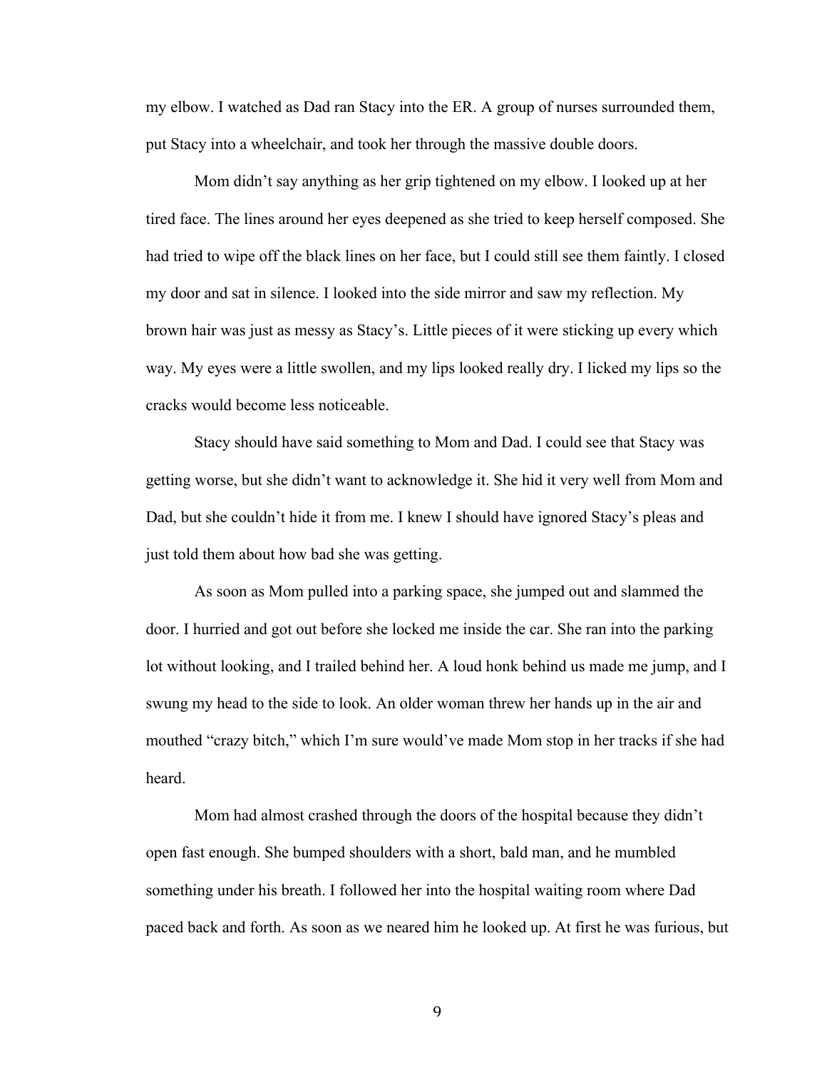my elbow. I watched as Dad ran Stacy into the ER. A group of nurses surrounded them, put Stacy into a wheelchair, and took her through the massive double doors.

Mom didn't say anything as her grip tightened on my elbow. I looked up at her tired face. The lines around her eyes deepened as she tried to keep herself composed. She had tried to wipe off the black lines on her face, but I could still see them faintly. I closed my door and sat in silence. I looked into the side mirror and saw my reflection. My brown hair was just as messy as Stacy's. Little pieces of it were sticking up every which way. My eyes were a little swollen, and my lips looked really dry. I licked my lips so the cracks would become less noticeable.

Stacy should have said something to Mom and Dad. I could see that Stacy was getting worse, but she didn't want to acknowledge it. She hid it very well from Mom and Dad, but she couldn't hide it from me. I knew I should have ignored Stacy's pleas and just told them about how bad she was getting.

As soon as Mom pulled into a parking space, she jumped out and slammed the door. I hurried and got out before she locked me inside the car. She ran into the parking lot without looking, and I trailed behind her. A loud honk behind us made me jump, and I swung my head to the side to look. An older woman threw her hands up in the air and mouthed "crazy bitch," which I'm sure would've made Mom stop in her tracks if she had heard.

Mom had almost crashed through the doors of the hospital because they didn't open fast enough. She bumped shoulders with a short, bald man, and he mumbled something under his breath. I followed her into the hospital waiting room where Dad paced back and forth. As soon as we neared him he looked up. At first he was furious, but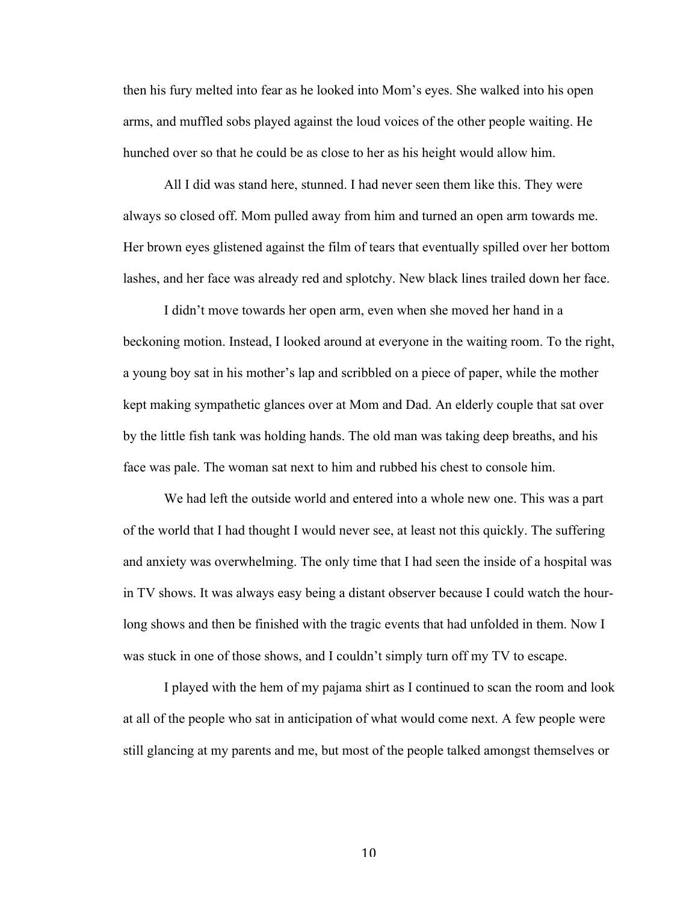then his fury melted into fear as he looked into Mom's eyes. She walked into his open arms, and muffled sobs played against the loud voices of the other people waiting. He hunched over so that he could be as close to her as his height would allow him.

All I did was stand here, stunned. I had never seen them like this. They were always so closed off. Mom pulled away from him and turned an open arm towards me. Her brown eyes glistened against the film of tears that eventually spilled over her bottom lashes, and her face was already red and splotchy. New black lines trailed down her face.

I didn't move towards her open arm, even when she moved her hand in a beckoning motion. Instead, I looked around at everyone in the waiting room. To the right, a young boy sat in his mother's lap and scribbled on a piece of paper, while the mother kept making sympathetic glances over at Mom and Dad. An elderly couple that sat over by the little fish tank was holding hands. The old man was taking deep breaths, and his face was pale. The woman sat next to him and rubbed his chest to console him.

We had left the outside world and entered into a whole new one. This was a part of the world that I had thought I would never see, at least not this quickly. The suffering and anxiety was overwhelming. The only time that I had seen the inside of a hospital was in TV shows. It was always easy being a distant observer because I could watch the hour-long shows and then be finished with the tragic events that had unfolded in them. Now I was stuck in one of those shows, and I couldn't simply turn off my TV to escape.

I played with the hem of my pajama shirt as I continued to scan the room and look at all of the people who sat in anticipation of what would come next. A few people were still glancing at my parents and me, but most of the people talked amongst themselves or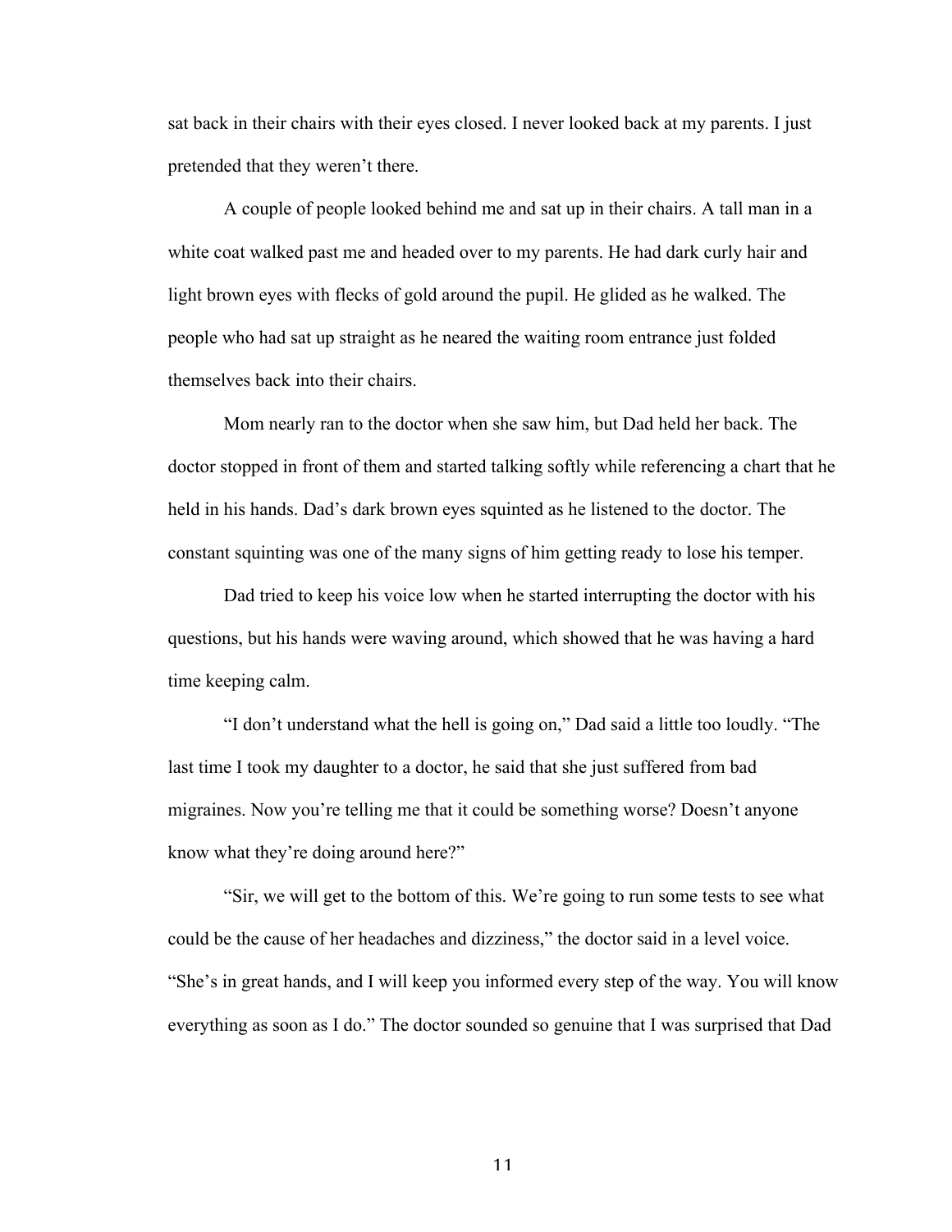sat back in their chairs with their eyes closed. I never looked back at my parents. I just pretended that they weren't there.

A couple of people looked behind me and sat up in their chairs. A tall man in a white coat walked past me and headed over to my parents. He had dark curly hair and light brown eyes with flecks of gold around the pupil. He glided as he walked. The people who had sat up straight as he neared the waiting room entrance just folded themselves back into their chairs.

Mom nearly ran to the doctor when she saw him, but Dad held her back. The doctor stopped in front of them and started talking softly while referencing a chart that he held in his hands. Dad's dark brown eyes squinted as he listened to the doctor. The constant squinting was one of the many signs of him getting ready to lose his temper.

Dad tried to keep his voice low when he started interrupting the doctor with his questions, but his hands were waving around, which showed that he was having a hard time keeping calm.

"I don't understand what the hell is going on," Dad said a little too loudly. "The last time I took my daughter to a doctor, he said that she just suffered from bad migraines. Now you're telling me that it could be something worse? Doesn't anyone know what they're doing around here?"

"Sir, we will get to the bottom of this. We're going to run some tests to see what could be the cause of her headaches and dizziness," the doctor said in a level voice. "She's in great hands, and I will keep you informed every step of the way. You will know everything as soon as I do." The doctor sounded so genuine that I was surprised that Dad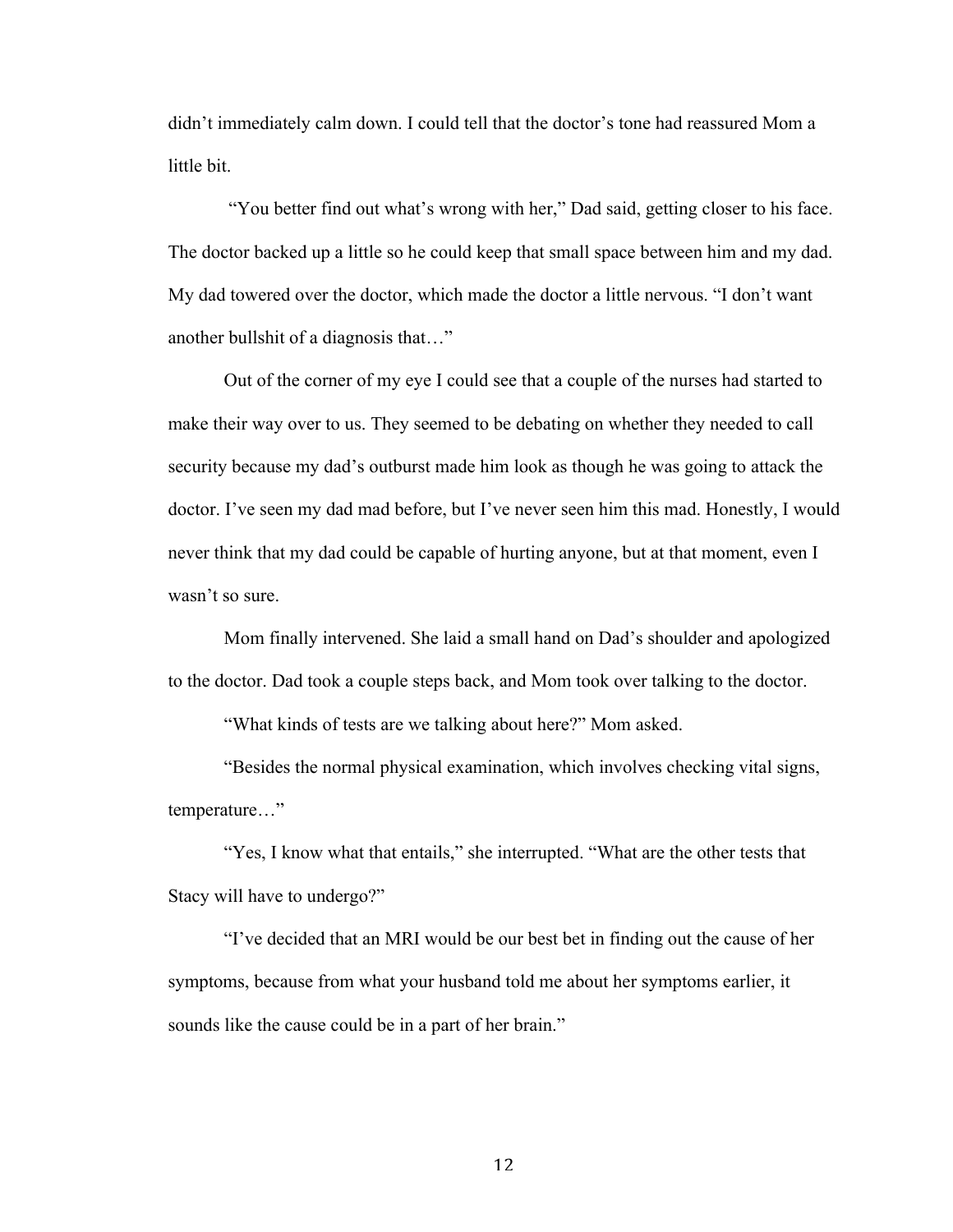didn't immediately calm down. I could tell that the doctor's tone had reassured Mom a little bit.

"You better find out what's wrong with her," Dad said, getting closer to his face. The doctor backed up a little so he could keep that small space between him and my dad. My dad towered over the doctor, which made the doctor a little nervous. "I don't want another bullshit of a diagnosis that…"

Out of the corner of my eye I could see that a couple of the nurses had started to make their way over to us. They seemed to be debating on whether they needed to call security because my dad's outburst made him look as though he was going to attack the doctor. I've seen my dad mad before, but I've never seen him this mad. Honestly, I would never think that my dad could be capable of hurting anyone, but at that moment, even I wasn't so sure.

Mom finally intervened. She laid a small hand on Dad's shoulder and apologized to the doctor. Dad took a couple steps back, and Mom took over talking to the doctor.

"What kinds of tests are we talking about here?" Mom asked.

"Besides the normal physical examination, which involves checking vital signs, temperature…"

"Yes, I know what that entails," she interrupted. "What are the other tests that Stacy will have to undergo?"

"I've decided that an MRI would be our best bet in finding out the cause of her symptoms, because from what your husband told me about her symptoms earlier, it sounds like the cause could be in a part of her brain."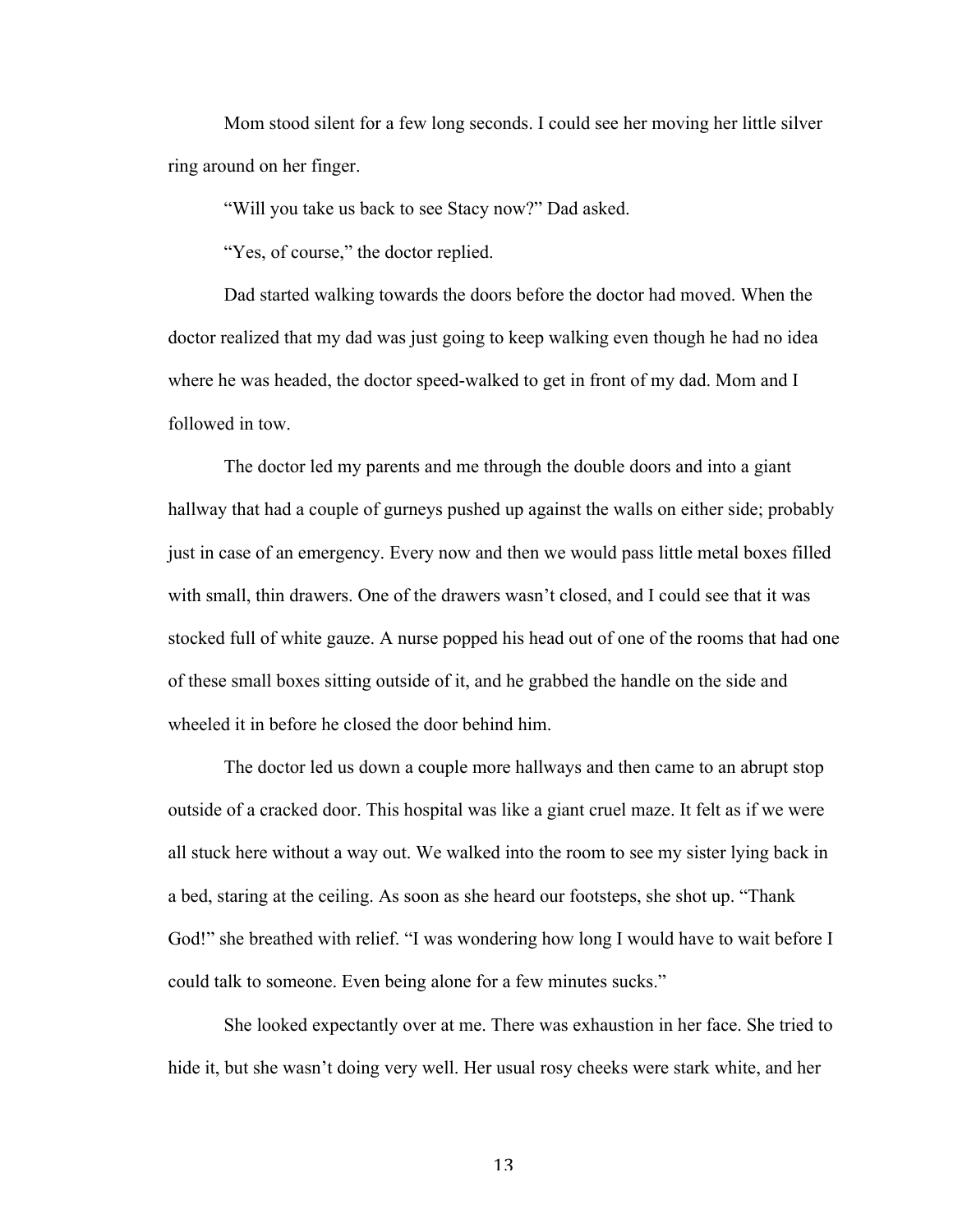Mom stood silent for a few long seconds. I could see her moving her little silver ring around on her finger.

"Will you take us back to see Stacy now?" Dad asked.

"Yes, of course," the doctor replied.

Dad started walking towards the doors before the doctor had moved. When the doctor realized that my dad was just going to keep walking even though he had no idea where he was headed, the doctor speed-walked to get in front of my dad. Mom and I followed in tow.

The doctor led my parents and me through the double doors and into a giant hallway that had a couple of gurneys pushed up against the walls on either side; probably just in case of an emergency. Every now and then we would pass little metal boxes filled with small, thin drawers. One of the drawers wasn't closed, and I could see that it was stocked full of white gauze. A nurse popped his head out of one of the rooms that had one of these small boxes sitting outside of it, and he grabbed the handle on the side and wheeled it in before he closed the door behind him.

The doctor led us down a couple more hallways and then came to an abrupt stop outside of a cracked door. This hospital was like a giant cruel maze. It felt as if we were all stuck here without a way out. We walked into the room to see my sister lying back in a bed, staring at the ceiling. As soon as she heard our footsteps, she shot up. "Thank God!" she breathed with relief. "I was wondering how long I would have to wait before I could talk to someone. Even being alone for a few minutes sucks."

She looked expectantly over at me. There was exhaustion in her face. She tried to hide it, but she wasn't doing very well. Her usual rosy cheeks were stark white, and her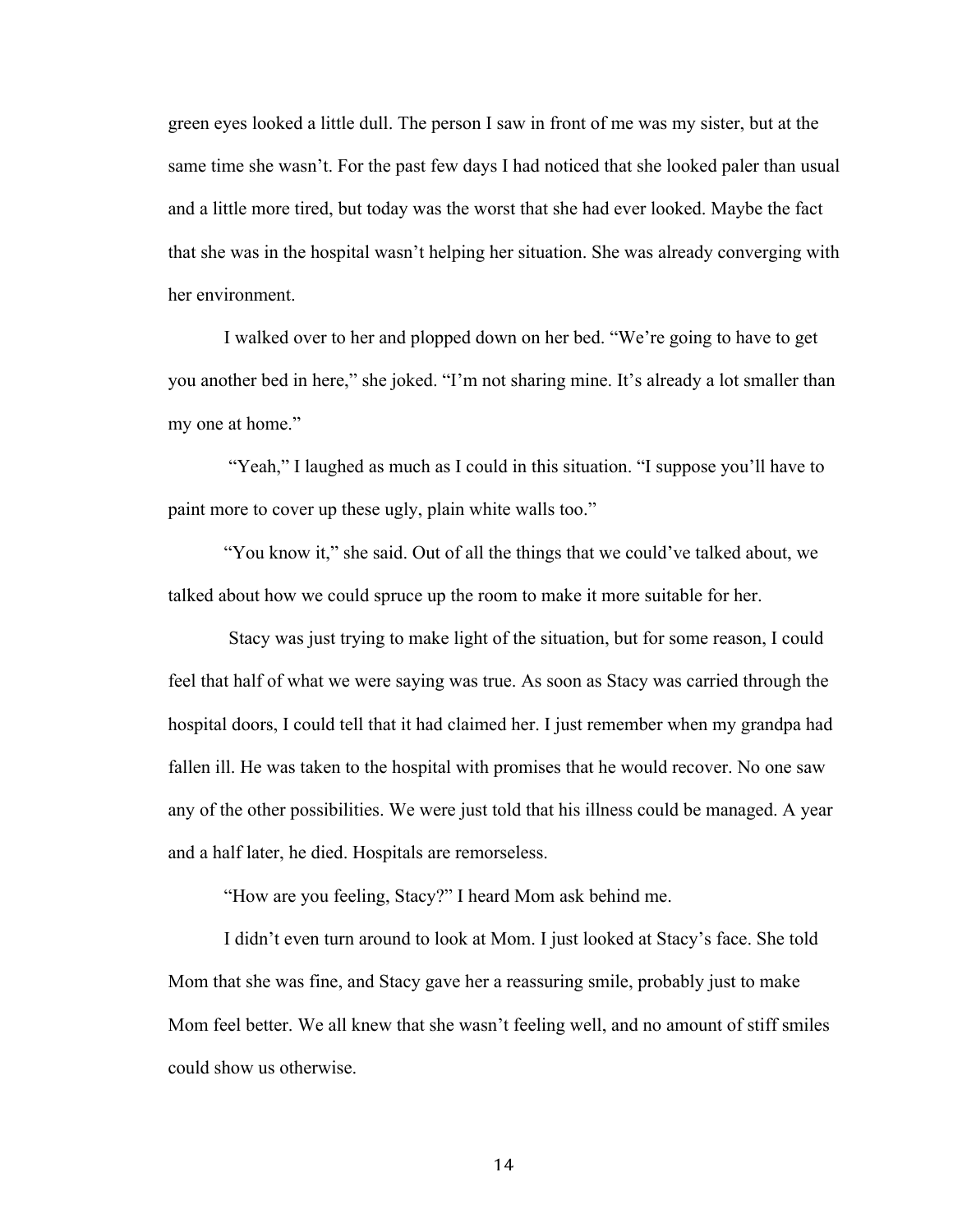green eyes looked a little dull. The person I saw in front of me was my sister, but at the same time she wasn't. For the past few days I had noticed that she looked paler than usual and a little more tired, but today was the worst that she had ever looked. Maybe the fact that she was in the hospital wasn't helping her situation. She was already converging with her environment.

I walked over to her and plopped down on her bed. "We're going to have to get you another bed in here," she joked. "I'm not sharing mine. It's already a lot smaller than my one at home."

"Yeah," I laughed as much as I could in this situation. "I suppose you'll have to paint more to cover up these ugly, plain white walls too."

"You know it," she said. Out of all the things that we could've talked about, we talked about how we could spruce up the room to make it more suitable for her.

Stacy was just trying to make light of the situation, but for some reason, I could feel that half of what we were saying was true. As soon as Stacy was carried through the hospital doors, I could tell that it had claimed her. I just remember when my grandpa had fallen ill. He was taken to the hospital with promises that he would recover. No one saw any of the other possibilities. We were just told that his illness could be managed. A year and a half later, he died. Hospitals are remorseless.

"How are you feeling, Stacy?" I heard Mom ask behind me.

I didn't even turn around to look at Mom. I just looked at Stacy's face. She told Mom that she was fine, and Stacy gave her a reassuring smile, probably just to make Mom feel better. We all knew that she wasn't feeling well, and no amount of stiff smiles could show us otherwise.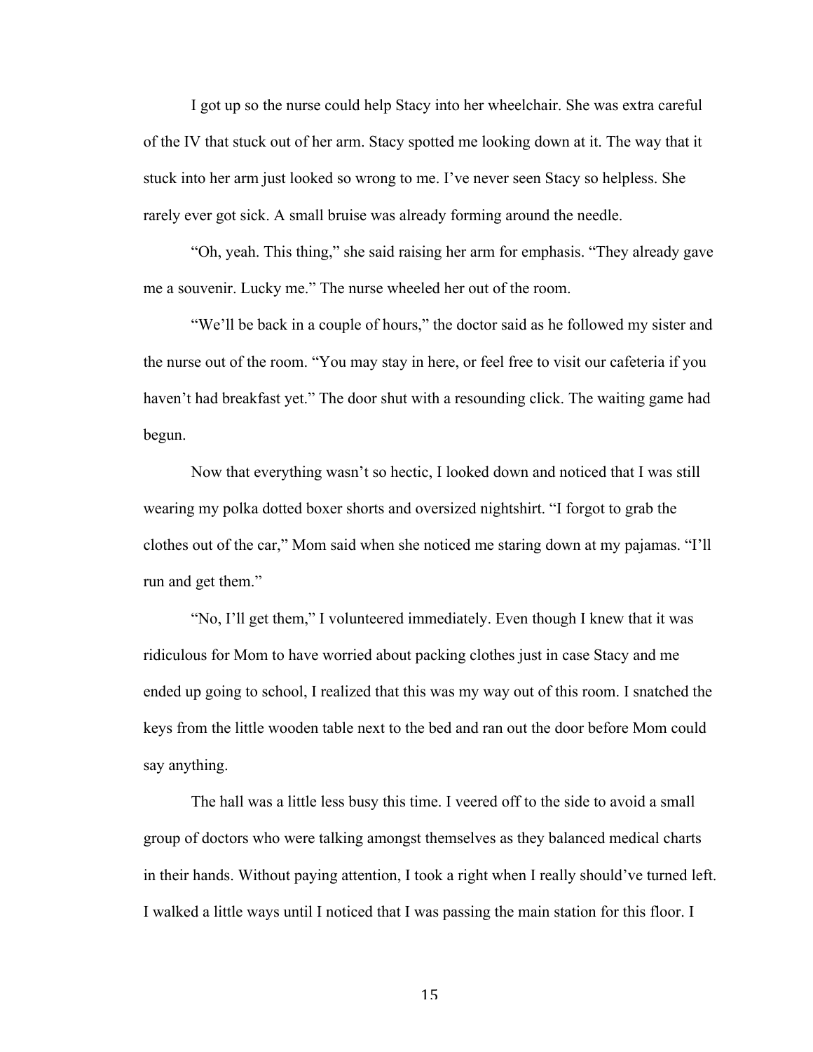I got up so the nurse could help Stacy into her wheelchair. She was extra careful of the IV that stuck out of her arm. Stacy spotted me looking down at it. The way that it stuck into her arm just looked so wrong to me. I've never seen Stacy so helpless. She rarely ever got sick. A small bruise was already forming around the needle.

"Oh, yeah. This thing," she said raising her arm for emphasis. "They already gave me a souvenir. Lucky me." The nurse wheeled her out of the room.

"We'll be back in a couple of hours," the doctor said as he followed my sister and the nurse out of the room. "You may stay in here, or feel free to visit our cafeteria if you haven't had breakfast yet." The door shut with a resounding click. The waiting game had begun.

Now that everything wasn't so hectic, I looked down and noticed that I was still wearing my polka dotted boxer shorts and oversized nightshirt. "I forgot to grab the clothes out of the car," Mom said when she noticed me staring down at my pajamas. "I'll run and get them."

"No, I'll get them," I volunteered immediately. Even though I knew that it was ridiculous for Mom to have worried about packing clothes just in case Stacy and me ended up going to school, I realized that this was my way out of this room. I snatched the keys from the little wooden table next to the bed and ran out the door before Mom could say anything.

The hall was a little less busy this time. I veered off to the side to avoid a small group of doctors who were talking amongst themselves as they balanced medical charts in their hands. Without paying attention, I took a right when I really should've turned left. I walked a little ways until I noticed that I was passing the main station for this floor. I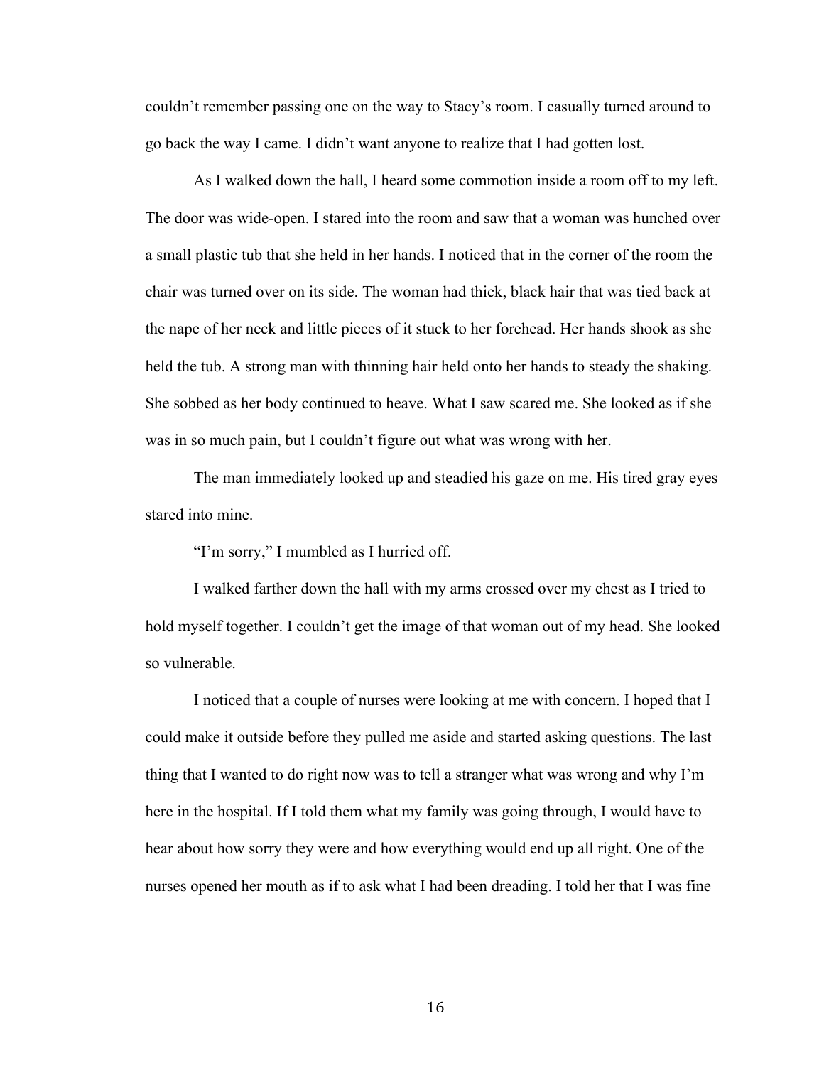couldn't remember passing one on the way to Stacy's room. I casually turned around to go back the way I came. I didn't want anyone to realize that I had gotten lost.

As I walked down the hall, I heard some commotion inside a room off to my left. The door was wide-open. I stared into the room and saw that a woman was hunched over a small plastic tub that she held in her hands. I noticed that in the corner of the room the chair was turned over on its side. The woman had thick, black hair that was tied back at the nape of her neck and little pieces of it stuck to her forehead. Her hands shook as she held the tub. A strong man with thinning hair held onto her hands to steady the shaking. She sobbed as her body continued to heave. What I saw scared me. She looked as if she was in so much pain, but I couldn't figure out what was wrong with her.

The man immediately looked up and steadied his gaze on me. His tired gray eyes stared into mine.

"I'm sorry," I mumbled as I hurried off.

I walked farther down the hall with my arms crossed over my chest as I tried to hold myself together. I couldn't get the image of that woman out of my head. She looked so vulnerable.

I noticed that a couple of nurses were looking at me with concern. I hoped that I could make it outside before they pulled me aside and started asking questions. The last thing that I wanted to do right now was to tell a stranger what was wrong and why I'm here in the hospital. If I told them what my family was going through, I would have to hear about how sorry they were and how everything would end up all right. One of the nurses opened her mouth as if to ask what I had been dreading. I told her that I was fine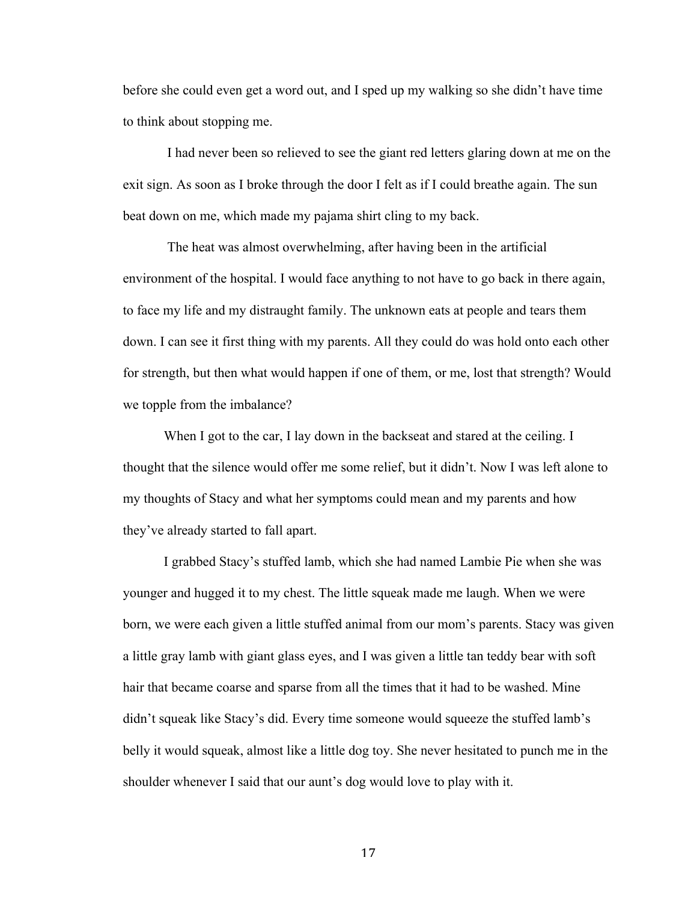before she could even get a word out, and I sped up my walking so she didn't have time to think about stopping me.

I had never been so relieved to see the giant red letters glaring down at me on the exit sign. As soon as I broke through the door I felt as if I could breathe again. The sun beat down on me, which made my pajama shirt cling to my back.

The heat was almost overwhelming, after having been in the artificial environment of the hospital. I would face anything to not have to go back in there again, to face my life and my distraught family. The unknown eats at people and tears them down. I can see it first thing with my parents. All they could do was hold onto each other for strength, but then what would happen if one of them, or me, lost that strength? Would we topple from the imbalance?

When I got to the car, I lay down in the backseat and stared at the ceiling. I thought that the silence would offer me some relief, but it didn't. Now I was left alone to my thoughts of Stacy and what her symptoms could mean and my parents and how they've already started to fall apart.

I grabbed Stacy's stuffed lamb, which she had named Lambie Pie when she was younger and hugged it to my chest. The little squeak made me laugh. When we were born, we were each given a little stuffed animal from our mom's parents. Stacy was given a little gray lamb with giant glass eyes, and I was given a little tan teddy bear with soft hair that became coarse and sparse from all the times that it had to be washed. Mine didn't squeak like Stacy's did. Every time someone would squeeze the stuffed lamb's belly it would squeak, almost like a little dog toy. She never hesitated to punch me in the shoulder whenever I said that our aunt's dog would love to play with it.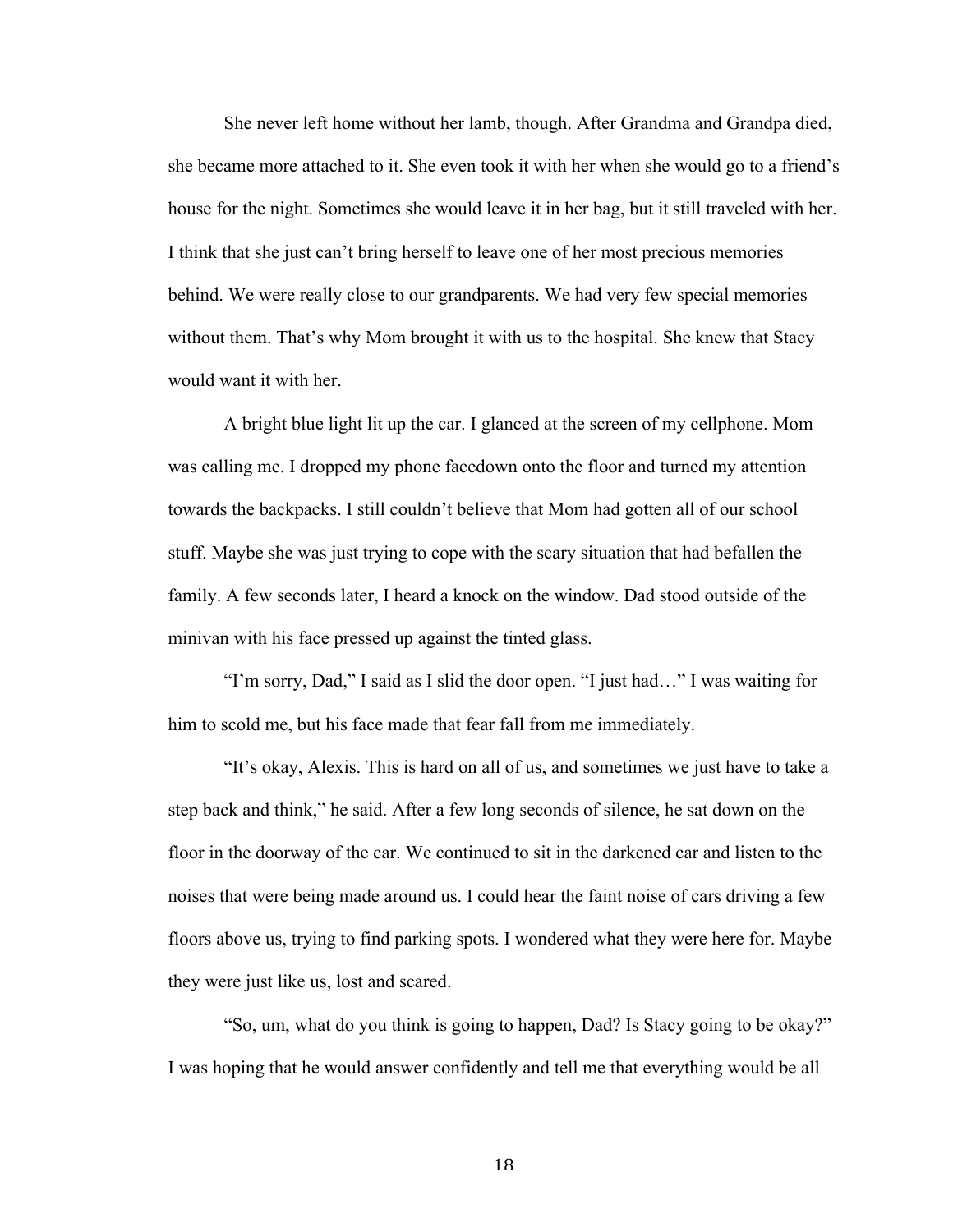She never left home without her lamb, though. After Grandma and Grandpa died, she became more attached to it. She even took it with her when she would go to a friend's house for the night. Sometimes she would leave it in her bag, but it still traveled with her. I think that she just can't bring herself to leave one of her most precious memories behind. We were really close to our grandparents. We had very few special memories without them. That's why Mom brought it with us to the hospital. She knew that Stacy would want it with her.

A bright blue light lit up the car. I glanced at the screen of my cellphone. Mom was calling me. I dropped my phone facedown onto the floor and turned my attention towards the backpacks. I still couldn't believe that Mom had gotten all of our school stuff. Maybe she was just trying to cope with the scary situation that had befallen the family. A few seconds later, I heard a knock on the window. Dad stood outside of the minivan with his face pressed up against the tinted glass.

"I'm sorry, Dad," I said as I slid the door open. "I just had…" I was waiting for him to scold me, but his face made that fear fall from me immediately.

"It's okay, Alexis. This is hard on all of us, and sometimes we just have to take a step back and think," he said. After a few long seconds of silence, he sat down on the floor in the doorway of the car. We continued to sit in the darkened car and listen to the noises that were being made around us. I could hear the faint noise of cars driving a few floors above us, trying to find parking spots. I wondered what they were here for. Maybe they were just like us, lost and scared.

"So, um, what do you think is going to happen, Dad? Is Stacy going to be okay?" I was hoping that he would answer confidently and tell me that everything would be all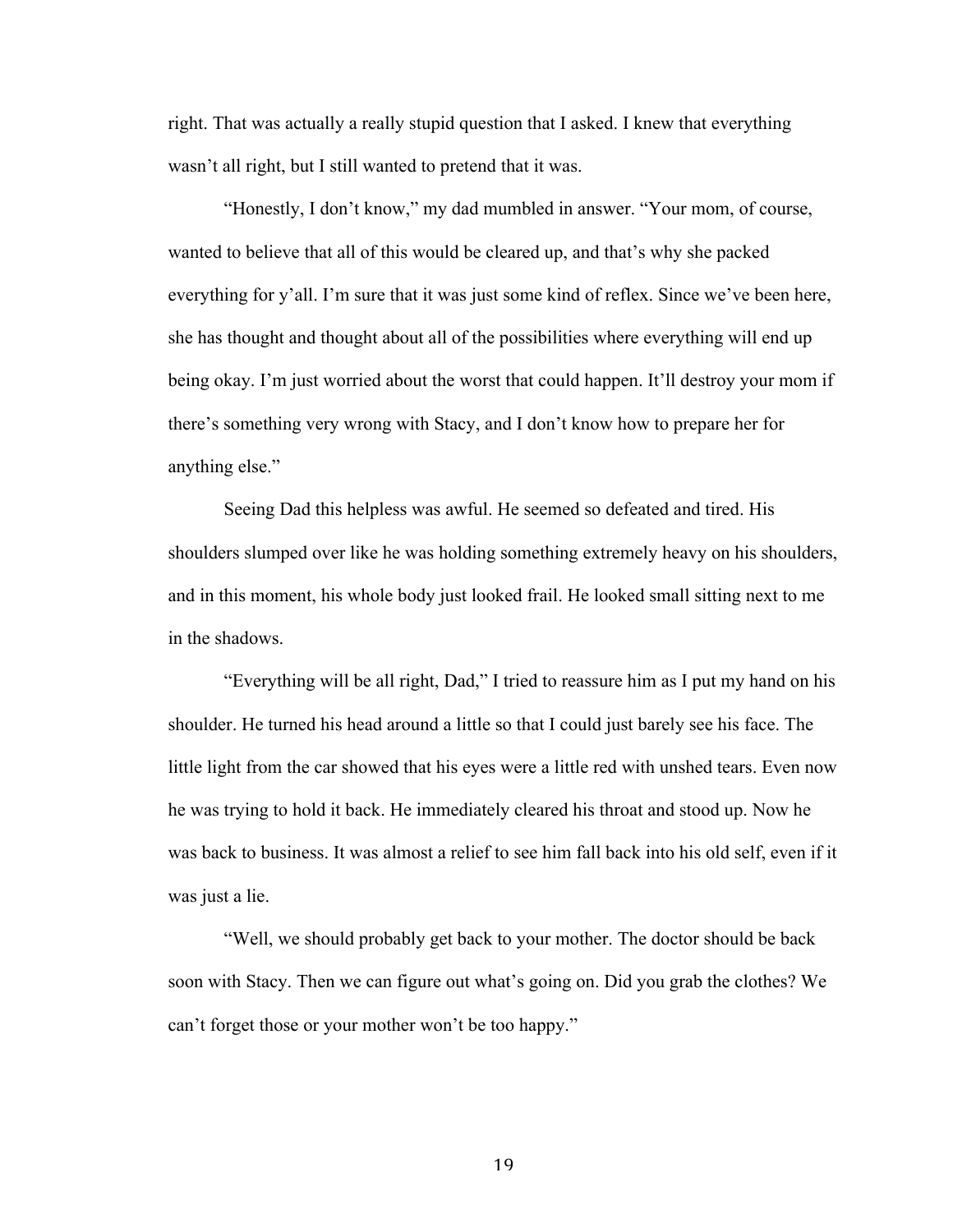right. That was actually a really stupid question that I asked. I knew that everything wasn't all right, but I still wanted to pretend that it was.

"Honestly, I don't know," my dad mumbled in answer. "Your mom, of course, wanted to believe that all of this would be cleared up, and that's why she packed everything for y'all. I'm sure that it was just some kind of reflex. Since we've been here, she has thought and thought about all of the possibilities where everything will end up being okay. I'm just worried about the worst that could happen. It'll destroy your mom if there's something very wrong with Stacy, and I don't know how to prepare her for anything else."

Seeing Dad this helpless was awful. He seemed so defeated and tired. His shoulders slumped over like he was holding something extremely heavy on his shoulders, and in this moment, his whole body just looked frail. He looked small sitting next to me in the shadows.

"Everything will be all right, Dad," I tried to reassure him as I put my hand on his shoulder. He turned his head around a little so that I could just barely see his face. The little light from the car showed that his eyes were a little red with unshed tears. Even now he was trying to hold it back. He immediately cleared his throat and stood up. Now he was back to business. It was almost a relief to see him fall back into his old self, even if it was just a lie.

"Well, we should probably get back to your mother. The doctor should be back soon with Stacy. Then we can figure out what's going on. Did you grab the clothes? We can't forget those or your mother won't be too happy."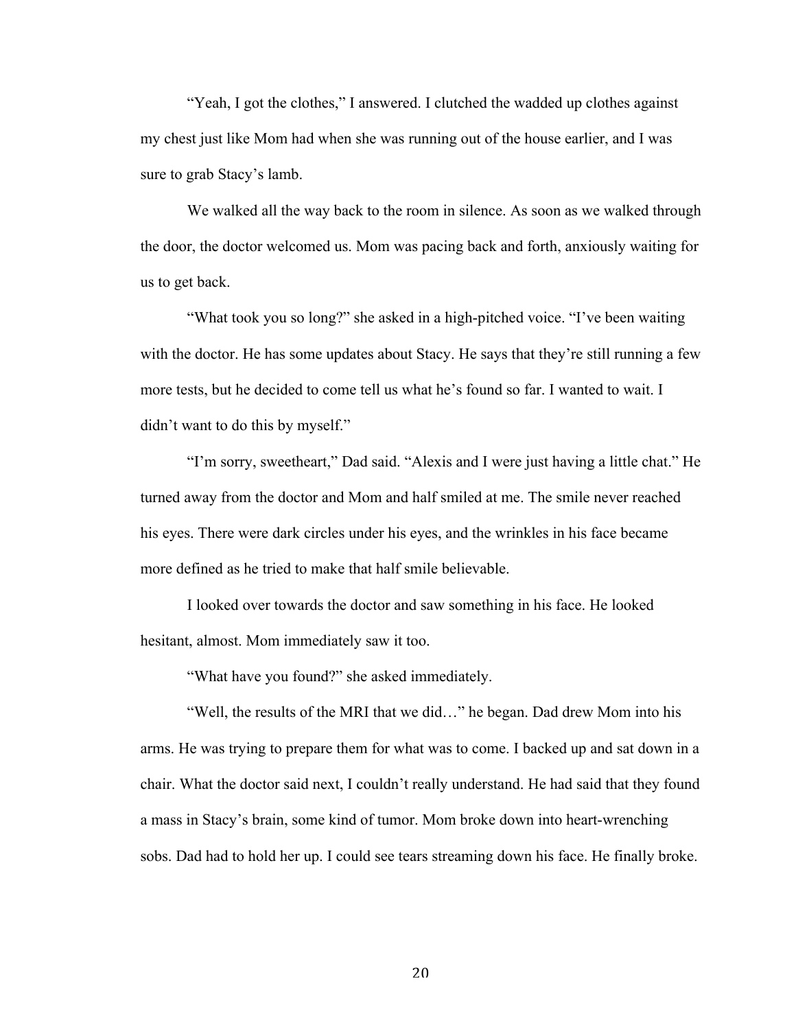"Yeah, I got the clothes," I answered. I clutched the wadded up clothes against my chest just like Mom had when she was running out of the house earlier, and I was sure to grab Stacy's lamb.

We walked all the way back to the room in silence. As soon as we walked through the door, the doctor welcomed us. Mom was pacing back and forth, anxiously waiting for us to get back.

"What took you so long?" she asked in a high-pitched voice. "I've been waiting with the doctor. He has some updates about Stacy. He says that they're still running a few more tests, but he decided to come tell us what he's found so far. I wanted to wait. I didn't want to do this by myself."

"I'm sorry, sweetheart," Dad said. "Alexis and I were just having a little chat." He turned away from the doctor and Mom and half smiled at me. The smile never reached his eyes. There were dark circles under his eyes, and the wrinkles in his face became more defined as he tried to make that half smile believable.

I looked over towards the doctor and saw something in his face. He looked hesitant, almost. Mom immediately saw it too.

"What have you found?" she asked immediately.

"Well, the results of the MRI that we did…" he began. Dad drew Mom into his arms. He was trying to prepare them for what was to come. I backed up and sat down in a chair. What the doctor said next, I couldn't really understand. He had said that they found a mass in Stacy's brain, some kind of tumor. Mom broke down into heart-wrenching sobs. Dad had to hold her up. I could see tears streaming down his face. He finally broke.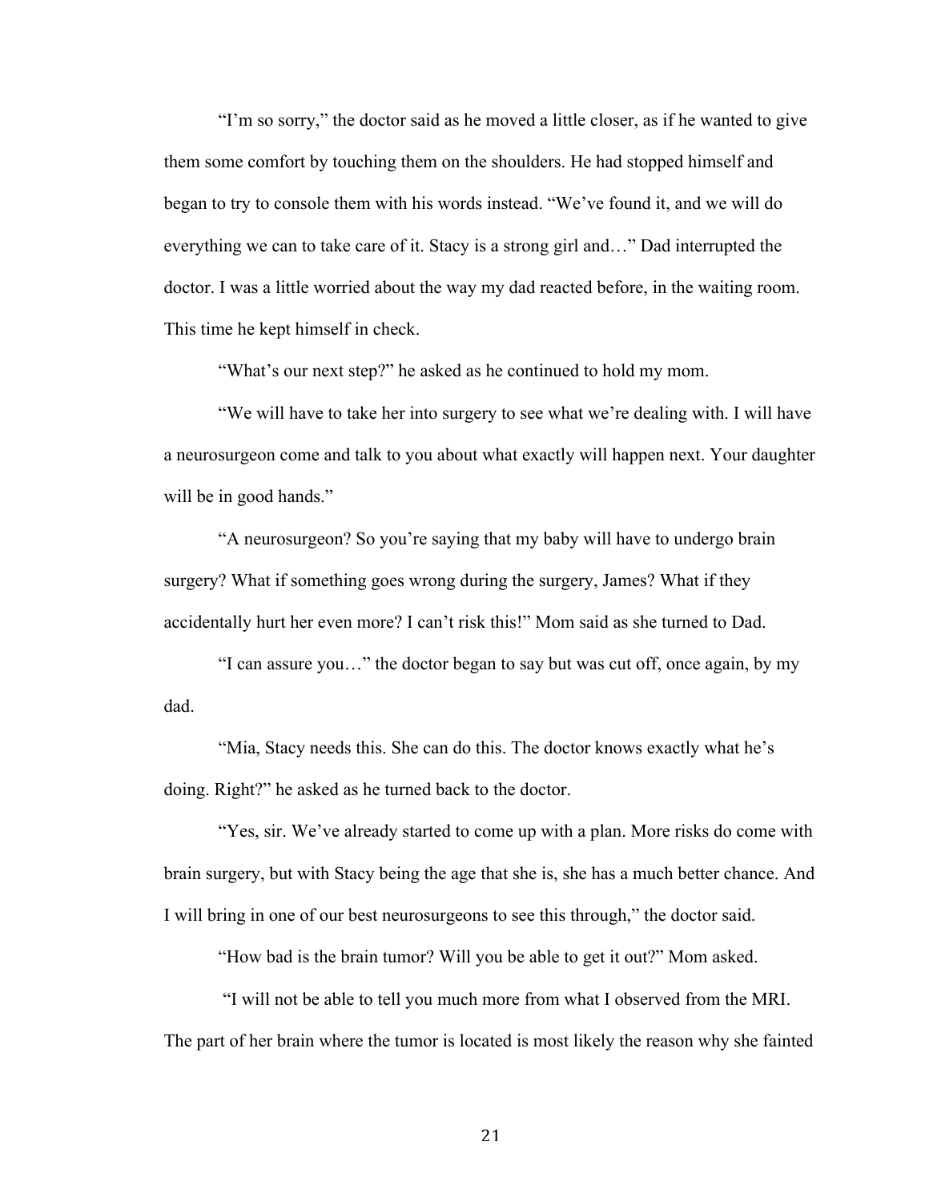"I'm so sorry," the doctor said as he moved a little closer, as if he wanted to give them some comfort by touching them on the shoulders. He had stopped himself and began to try to console them with his words instead. "We've found it, and we will do everything we can to take care of it. Stacy is a strong girl and…" Dad interrupted the doctor. I was a little worried about the way my dad reacted before, in the waiting room. This time he kept himself in check.

"What's our next step?" he asked as he continued to hold my mom.

"We will have to take her into surgery to see what we're dealing with. I will have a neurosurgeon come and talk to you about what exactly will happen next. Your daughter will be in good hands."

"A neurosurgeon? So you're saying that my baby will have to undergo brain surgery? What if something goes wrong during the surgery, James? What if they accidentally hurt her even more? I can't risk this!" Mom said as she turned to Dad.

"I can assure you…" the doctor began to say but was cut off, once again, by my dad.

"Mia, Stacy needs this. She can do this. The doctor knows exactly what he's doing. Right?" he asked as he turned back to the doctor.

"Yes, sir. We've already started to come up with a plan. More risks do come with brain surgery, but with Stacy being the age that she is, she has a much better chance. And I will bring in one of our best neurosurgeons to see this through," the doctor said.

"How bad is the brain tumor? Will you be able to get it out?" Mom asked.

"I will not be able to tell you much more from what I observed from the MRI. The part of her brain where the tumor is located is most likely the reason why she fainted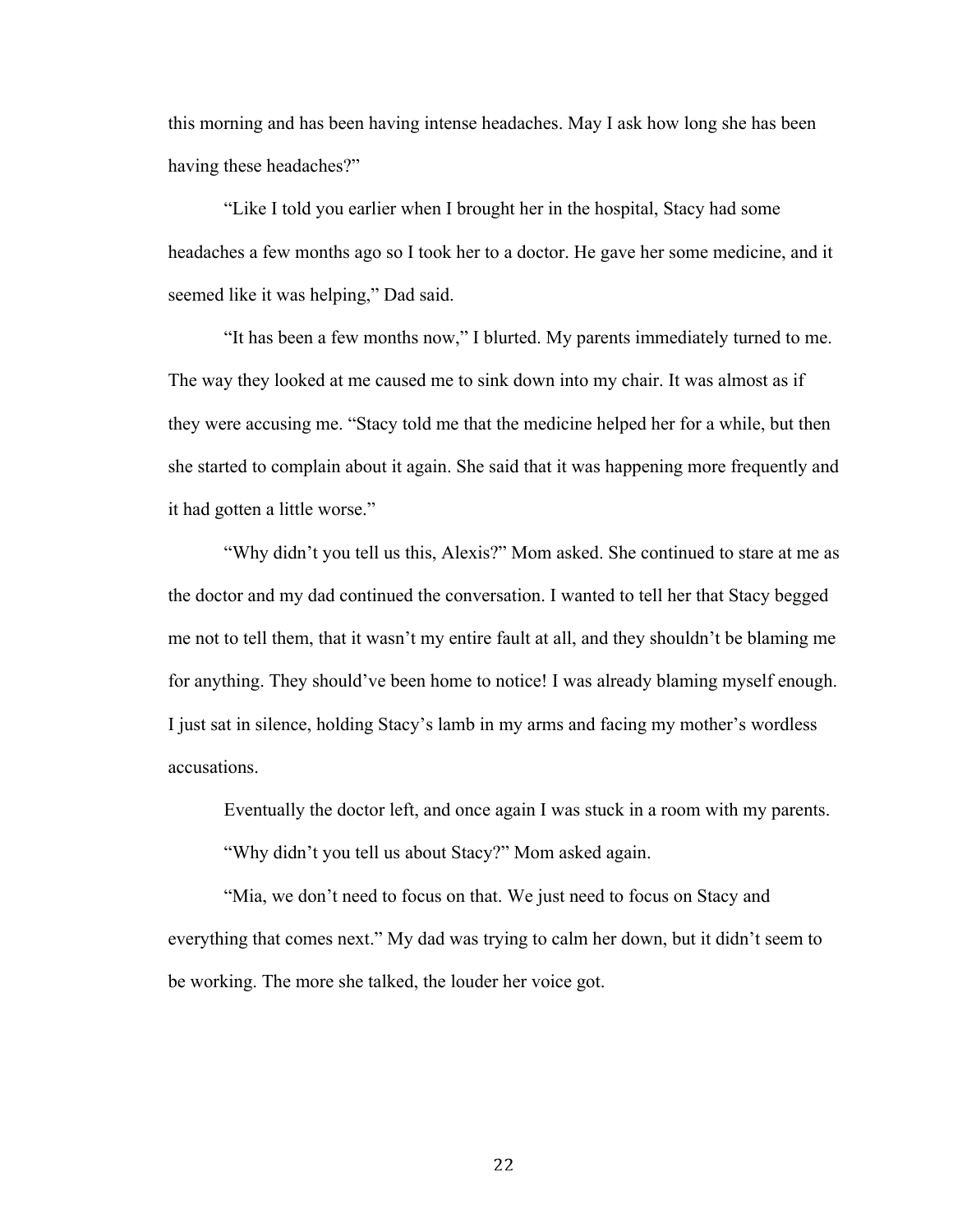this morning and has been having intense headaches. May I ask how long she has been having these headaches?"

"Like I told you earlier when I brought her in the hospital, Stacy had some headaches a few months ago so I took her to a doctor. He gave her some medicine, and it seemed like it was helping," Dad said.

"It has been a few months now," I blurted. My parents immediately turned to me. The way they looked at me caused me to sink down into my chair. It was almost as if they were accusing me. "Stacy told me that the medicine helped her for a while, but then she started to complain about it again. She said that it was happening more frequently and it had gotten a little worse."

"Why didn't you tell us this, Alexis?" Mom asked. She continued to stare at me as the doctor and my dad continued the conversation. I wanted to tell her that Stacy begged me not to tell them, that it wasn't my entire fault at all, and they shouldn't be blaming me for anything. They should've been home to notice! I was already blaming myself enough. I just sat in silence, holding Stacy's lamb in my arms and facing my mother's wordless accusations.

Eventually the doctor left, and once again I was stuck in a room with my parents.

"Why didn't you tell us about Stacy?" Mom asked again.

"Mia, we don't need to focus on that. We just need to focus on Stacy and everything that comes next." My dad was trying to calm her down, but it didn't seem to be working. The more she talked, the louder her voice got.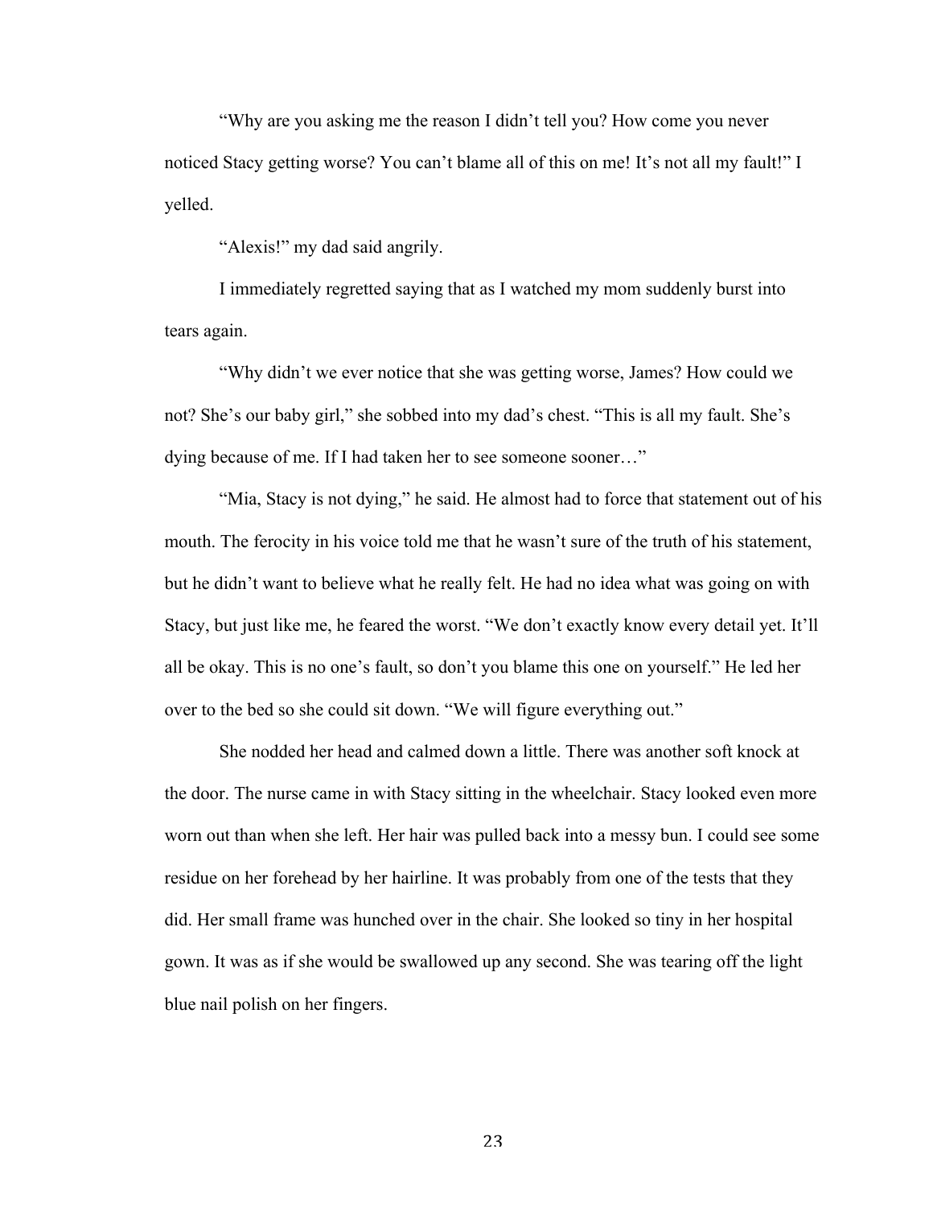"Why are you asking me the reason I didn't tell you? How come you never noticed Stacy getting worse? You can't blame all of this on me! It's not all my fault!" I yelled.

"Alexis!" my dad said angrily.

I immediately regretted saying that as I watched my mom suddenly burst into tears again.

"Why didn't we ever notice that she was getting worse, James? How could we not? She's our baby girl," she sobbed into my dad's chest. "This is all my fault. She's dying because of me. If I had taken her to see someone sooner…"

"Mia, Stacy is not dying," he said. He almost had to force that statement out of his mouth. The ferocity in his voice told me that he wasn't sure of the truth of his statement, but he didn't want to believe what he really felt. He had no idea what was going on with Stacy, but just like me, he feared the worst. "We don't exactly know every detail yet. It'll all be okay. This is no one's fault, so don't you blame this one on yourself." He led her over to the bed so she could sit down. "We will figure everything out."

She nodded her head and calmed down a little. There was another soft knock at the door. The nurse came in with Stacy sitting in the wheelchair. Stacy looked even more worn out than when she left. Her hair was pulled back into a messy bun. I could see some residue on her forehead by her hairline. It was probably from one of the tests that they did. Her small frame was hunched over in the chair. She looked so tiny in her hospital gown. It was as if she would be swallowed up any second. She was tearing off the light blue nail polish on her fingers.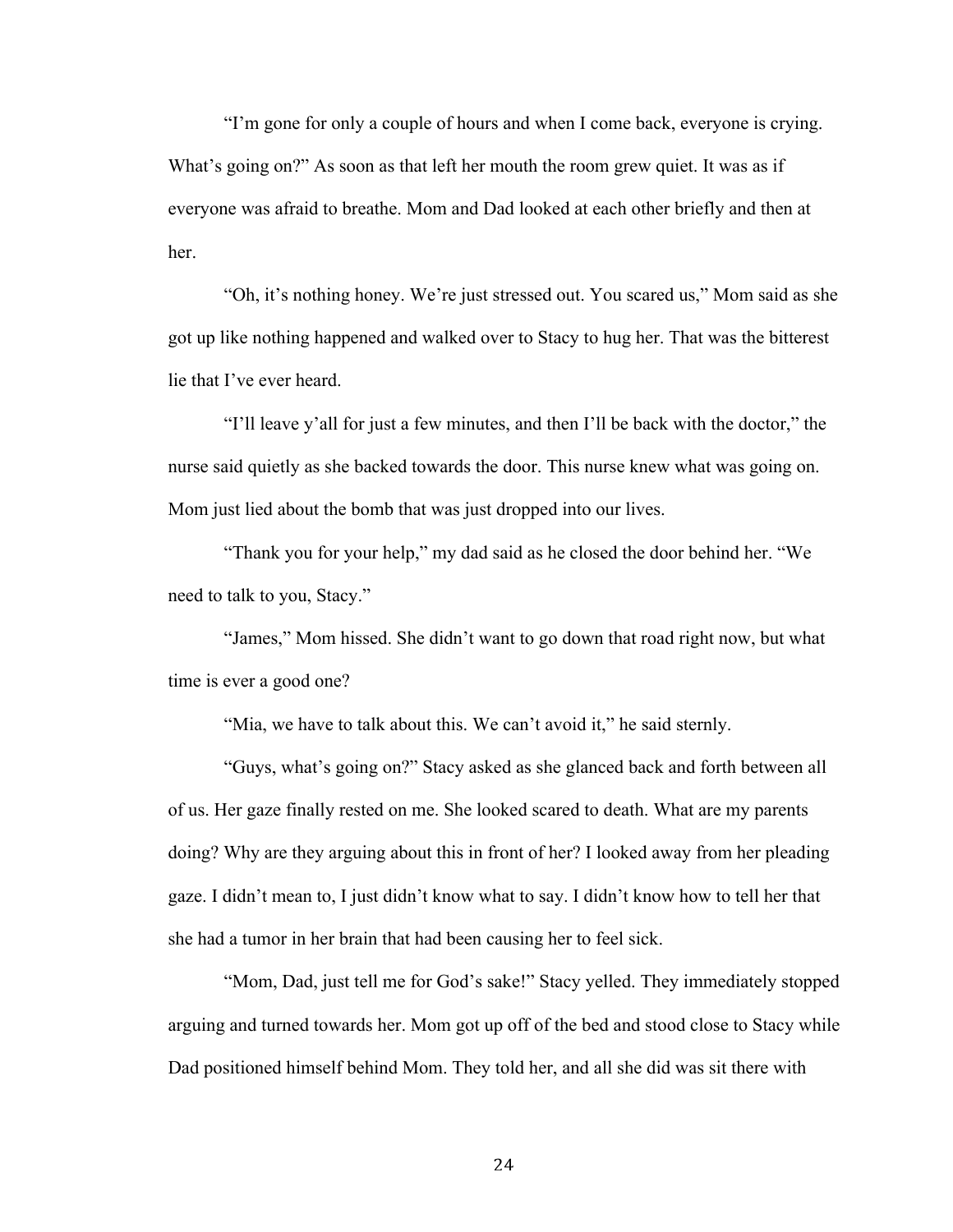"I'm gone for only a couple of hours and when I come back, everyone is crying. What's going on?" As soon as that left her mouth the room grew quiet. It was as if everyone was afraid to breathe. Mom and Dad looked at each other briefly and then at her.

"Oh, it's nothing honey. We're just stressed out. You scared us," Mom said as she got up like nothing happened and walked over to Stacy to hug her. That was the bitterest lie that I've ever heard.

"I'll leave y'all for just a few minutes, and then I'll be back with the doctor," the nurse said quietly as she backed towards the door. This nurse knew what was going on. Mom just lied about the bomb that was just dropped into our lives.

"Thank you for your help," my dad said as he closed the door behind her. "We need to talk to you, Stacy."

"James," Mom hissed. She didn't want to go down that road right now, but what time is ever a good one?

"Mia, we have to talk about this. We can't avoid it," he said sternly.

"Guys, what's going on?" Stacy asked as she glanced back and forth between all of us. Her gaze finally rested on me. She looked scared to death. What are my parents doing? Why are they arguing about this in front of her? I looked away from her pleading gaze. I didn't mean to, I just didn't know what to say. I didn't know how to tell her that she had a tumor in her brain that had been causing her to feel sick.

"Mom, Dad, just tell me for God's sake!" Stacy yelled. They immediately stopped arguing and turned towards her. Mom got up off of the bed and stood close to Stacy while Dad positioned himself behind Mom. They told her, and all she did was sit there with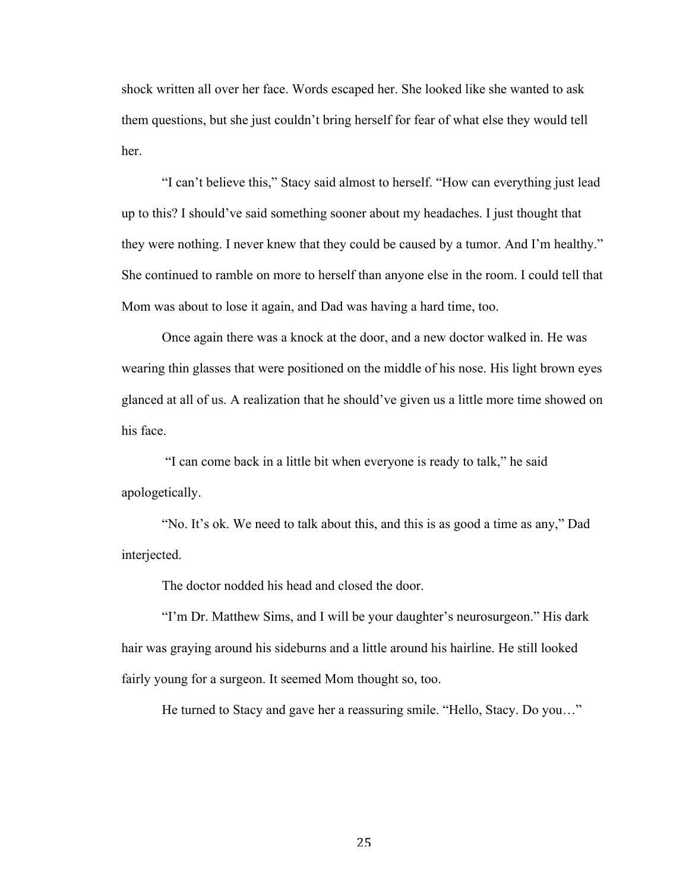shock written all over her face. Words escaped her. She looked like she wanted to ask them questions, but she just couldn't bring herself for fear of what else they would tell her.

"I can't believe this," Stacy said almost to herself. "How can everything just lead up to this? I should've said something sooner about my headaches. I just thought that they were nothing. I never knew that they could be caused by a tumor. And I'm healthy." She continued to ramble on more to herself than anyone else in the room. I could tell that Mom was about to lose it again, and Dad was having a hard time, too.

Once again there was a knock at the door, and a new doctor walked in. He was wearing thin glasses that were positioned on the middle of his nose. His light brown eyes glanced at all of us. A realization that he should've given us a little more time showed on his face.

"I can come back in a little bit when everyone is ready to talk," he said apologetically.

"No. It's ok. We need to talk about this, and this is as good a time as any," Dad interjected.

The doctor nodded his head and closed the door.

"I'm Dr. Matthew Sims, and I will be your daughter's neurosurgeon." His dark hair was graying around his sideburns and a little around his hairline. He still looked fairly young for a surgeon. It seemed Mom thought so, too.

He turned to Stacy and gave her a reassuring smile. "Hello, Stacy. Do you…"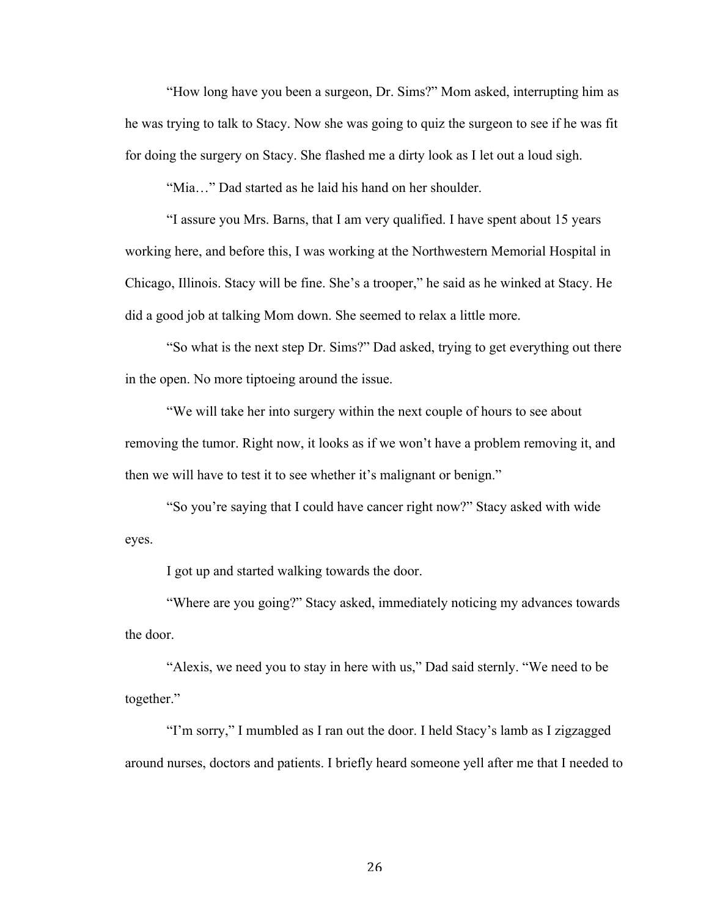"How long have you been a surgeon, Dr. Sims?" Mom asked, interrupting him as he was trying to talk to Stacy. Now she was going to quiz the surgeon to see if he was fit for doing the surgery on Stacy. She flashed me a dirty look as I let out a loud sigh.

"Mia…" Dad started as he laid his hand on her shoulder.

"I assure you Mrs. Barns, that I am very qualified. I have spent about 15 years working here, and before this, I was working at the Northwestern Memorial Hospital in Chicago, Illinois. Stacy will be fine. She's a trooper," he said as he winked at Stacy. He did a good job at talking Mom down. She seemed to relax a little more.

"So what is the next step Dr. Sims?" Dad asked, trying to get everything out there in the open. No more tiptoeing around the issue.

"We will take her into surgery within the next couple of hours to see about removing the tumor. Right now, it looks as if we won't have a problem removing it, and then we will have to test it to see whether it's malignant or benign."

"So you're saying that I could have cancer right now?" Stacy asked with wide eyes.

I got up and started walking towards the door.

"Where are you going?" Stacy asked, immediately noticing my advances towards the door.

"Alexis, we need you to stay in here with us," Dad said sternly. "We need to be together."

"I'm sorry," I mumbled as I ran out the door. I held Stacy's lamb as I zigzagged around nurses, doctors and patients. I briefly heard someone yell after me that I needed to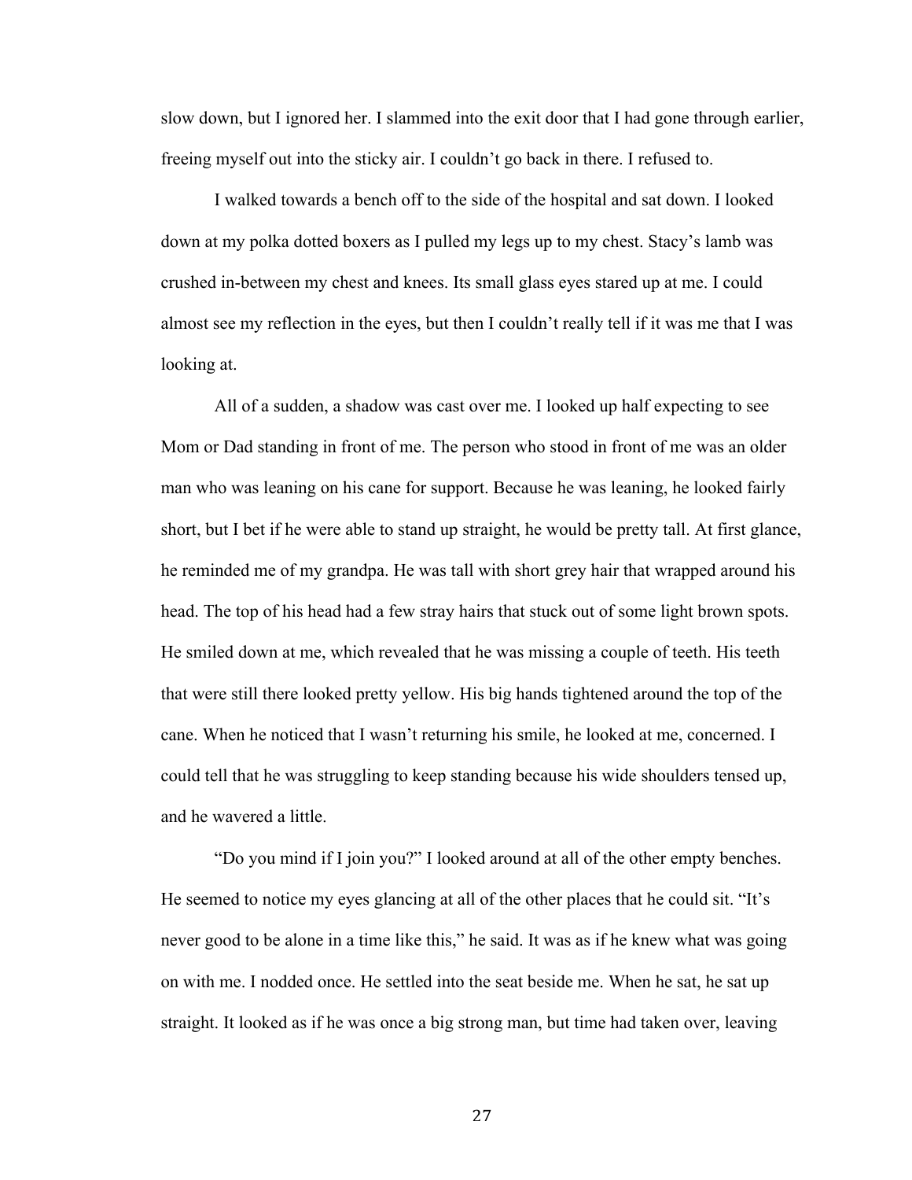slow down, but I ignored her. I slammed into the exit door that I had gone through earlier, freeing myself out into the sticky air. I couldn't go back in there. I refused to.

I walked towards a bench off to the side of the hospital and sat down. I looked down at my polka dotted boxers as I pulled my legs up to my chest. Stacy's lamb was crushed in-between my chest and knees. Its small glass eyes stared up at me. I could almost see my reflection in the eyes, but then I couldn't really tell if it was me that I was looking at.

All of a sudden, a shadow was cast over me. I looked up half expecting to see Mom or Dad standing in front of me. The person who stood in front of me was an older man who was leaning on his cane for support. Because he was leaning, he looked fairly short, but I bet if he were able to stand up straight, he would be pretty tall. At first glance, he reminded me of my grandpa. He was tall with short grey hair that wrapped around his head. The top of his head had a few stray hairs that stuck out of some light brown spots. He smiled down at me, which revealed that he was missing a couple of teeth. His teeth that were still there looked pretty yellow. His big hands tightened around the top of the cane. When he noticed that I wasn't returning his smile, he looked at me, concerned. I could tell that he was struggling to keep standing because his wide shoulders tensed up, and he wavered a little.

"Do you mind if I join you?" I looked around at all of the other empty benches. He seemed to notice my eyes glancing at all of the other places that he could sit. "It's never good to be alone in a time like this," he said. It was as if he knew what was going on with me. I nodded once. He settled into the seat beside me. When he sat, he sat up straight. It looked as if he was once a big strong man, but time had taken over, leaving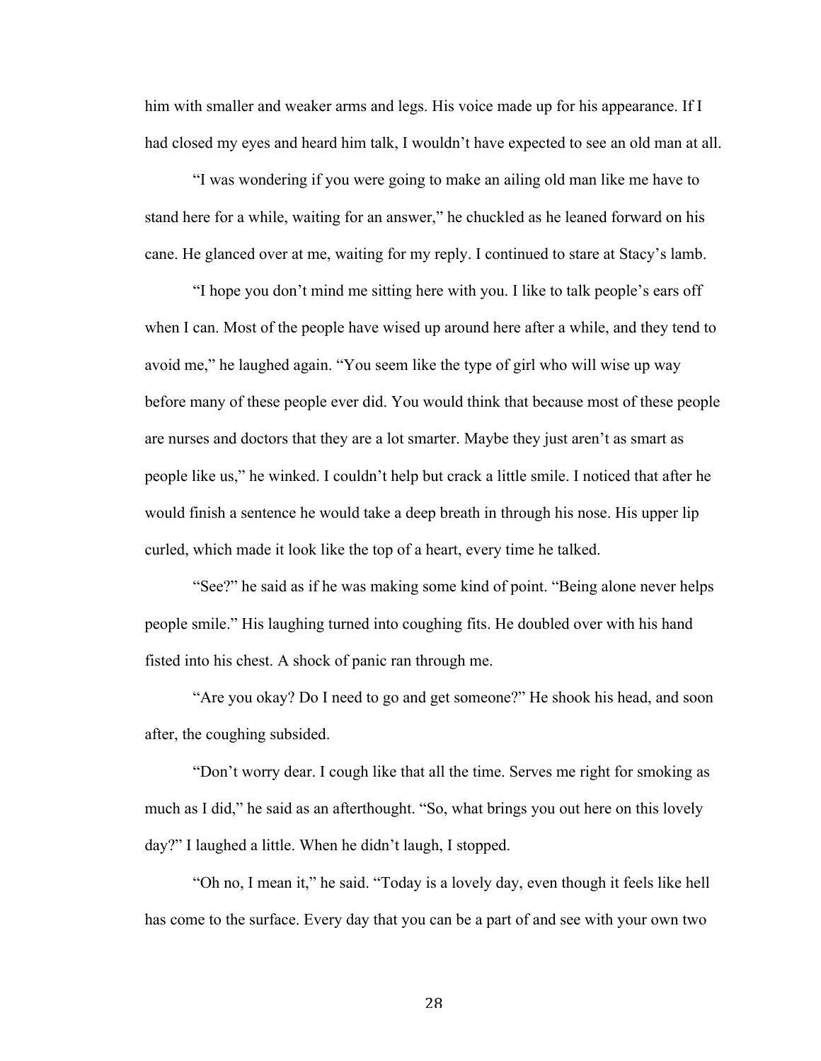him with smaller and weaker arms and legs. His voice made up for his appearance. If I had closed my eyes and heard him talk, I wouldn't have expected to see an old man at all.

"I was wondering if you were going to make an ailing old man like me have to stand here for a while, waiting for an answer," he chuckled as he leaned forward on his cane. He glanced over at me, waiting for my reply. I continued to stare at Stacy's lamb.

"I hope you don't mind me sitting here with you. I like to talk people's ears off when I can. Most of the people have wised up around here after a while, and they tend to avoid me," he laughed again. "You seem like the type of girl who will wise up way before many of these people ever did. You would think that because most of these people are nurses and doctors that they are a lot smarter. Maybe they just aren't as smart as people like us," he winked. I couldn't help but crack a little smile. I noticed that after he would finish a sentence he would take a deep breath in through his nose. His upper lip curled, which made it look like the top of a heart, every time he talked.

"See?" he said as if he was making some kind of point. "Being alone never helps people smile." His laughing turned into coughing fits. He doubled over with his hand fisted into his chest. A shock of panic ran through me.

"Are you okay? Do I need to go and get someone?" He shook his head, and soon after, the coughing subsided.

"Don't worry dear. I cough like that all the time. Serves me right for smoking as much as I did," he said as an afterthought. "So, what brings you out here on this lovely day?" I laughed a little. When he didn't laugh, I stopped.

"Oh no, I mean it," he said. "Today is a lovely day, even though it feels like hell has come to the surface. Every day that you can be a part of and see with your own two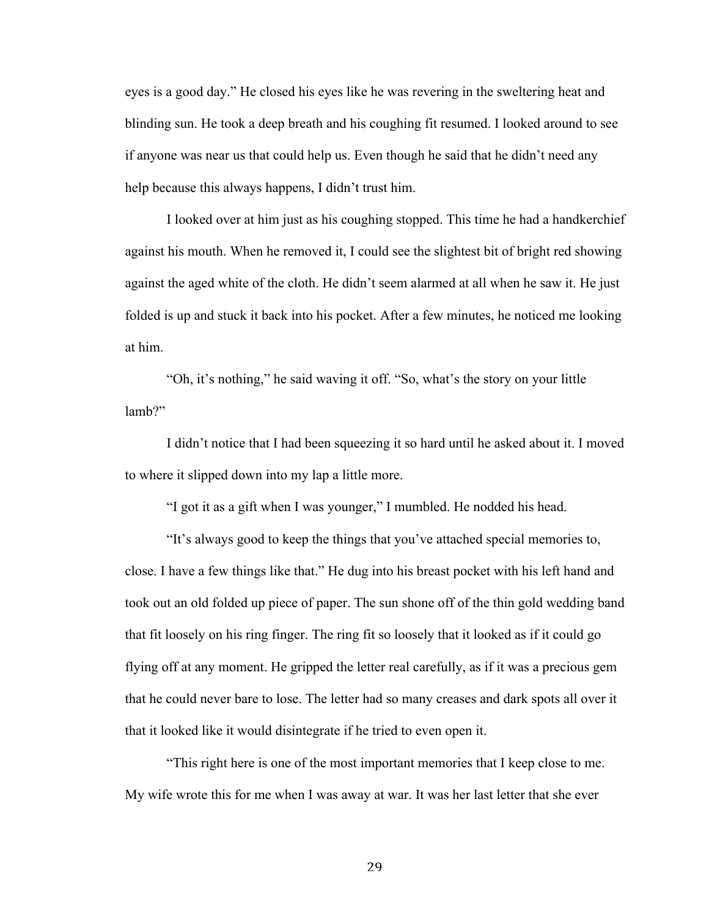eyes is a good day." He closed his eyes like he was revering in the sweltering heat and blinding sun. He took a deep breath and his coughing fit resumed. I looked around to see if anyone was near us that could help us. Even though he said that he didn't need any help because this always happens, I didn't trust him.

I looked over at him just as his coughing stopped. This time he had a handkerchief against his mouth. When he removed it, I could see the slightest bit of bright red showing against the aged white of the cloth. He didn't seem alarmed at all when he saw it. He just folded is up and stuck it back into his pocket. After a few minutes, he noticed me looking at him.

"Oh, it's nothing," he said waving it off. "So, what's the story on your little lamb?"

I didn't notice that I had been squeezing it so hard until he asked about it. I moved to where it slipped down into my lap a little more.

"I got it as a gift when I was younger," I mumbled. He nodded his head.

"It's always good to keep the things that you've attached special memories to, close. I have a few things like that." He dug into his breast pocket with his left hand and took out an old folded up piece of paper. The sun shone off of the thin gold wedding band that fit loosely on his ring finger. The ring fit so loosely that it looked as if it could go flying off at any moment. He gripped the letter real carefully, as if it was a precious gem that he could never bare to lose. The letter had so many creases and dark spots all over it that it looked like it would disintegrate if he tried to even open it.

"This right here is one of the most important memories that I keep close to me. My wife wrote this for me when I was away at war. It was her last letter that she ever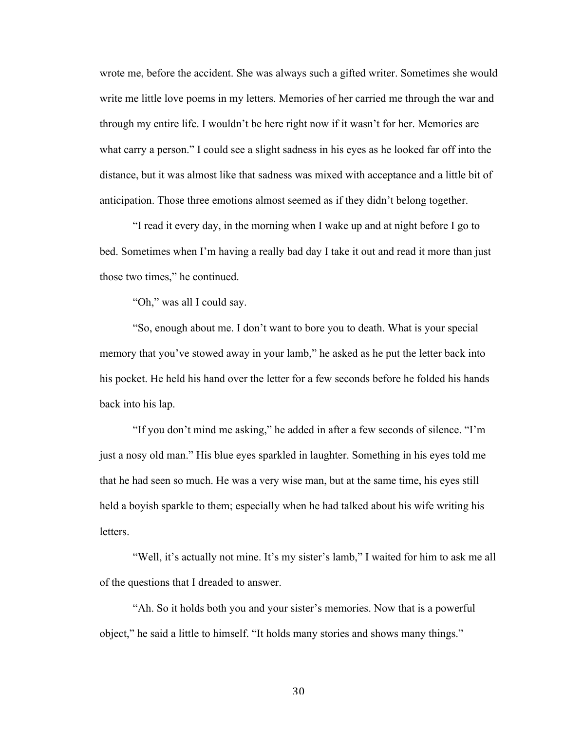wrote me, before the accident. She was always such a gifted writer. Sometimes she would write me little love poems in my letters. Memories of her carried me through the war and through my entire life. I wouldn't be here right now if it wasn't for her. Memories are what carry a person." I could see a slight sadness in his eyes as he looked far off into the distance, but it was almost like that sadness was mixed with acceptance and a little bit of anticipation. Those three emotions almost seemed as if they didn't belong together.

"I read it every day, in the morning when I wake up and at night before I go to bed. Sometimes when I'm having a really bad day I take it out and read it more than just those two times," he continued.

"Oh," was all I could say.

"So, enough about me. I don't want to bore you to death. What is your special memory that you've stowed away in your lamb," he asked as he put the letter back into his pocket. He held his hand over the letter for a few seconds before he folded his hands back into his lap.

"If you don't mind me asking," he added in after a few seconds of silence. "I'm just a nosy old man." His blue eyes sparkled in laughter. Something in his eyes told me that he had seen so much. He was a very wise man, but at the same time, his eyes still held a boyish sparkle to them; especially when he had talked about his wife writing his letters.

"Well, it's actually not mine. It's my sister's lamb," I waited for him to ask me all of the questions that I dreaded to answer.

"Ah. So it holds both you and your sister's memories. Now that is a powerful object," he said a little to himself. "It holds many stories and shows many things."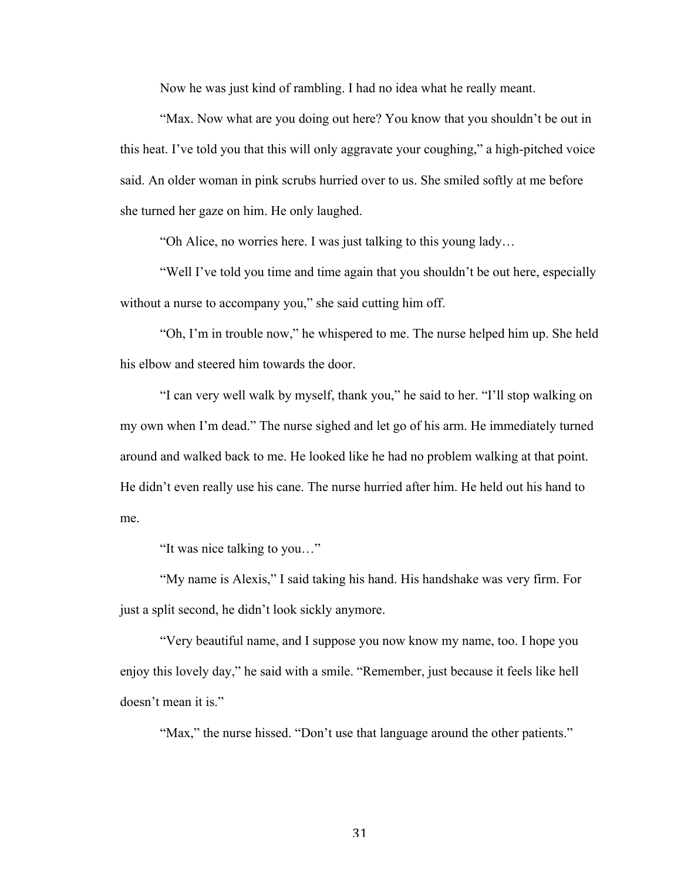Now he was just kind of rambling. I had no idea what he really meant.

"Max. Now what are you doing out here? You know that you shouldn't be out in this heat. I've told you that this will only aggravate your coughing," a high-pitched voice said. An older woman in pink scrubs hurried over to us. She smiled softly at me before she turned her gaze on him. He only laughed.

"Oh Alice, no worries here. I was just talking to this young lady…

"Well I've told you time and time again that you shouldn't be out here, especially without a nurse to accompany you," she said cutting him off.

"Oh, I'm in trouble now," he whispered to me. The nurse helped him up. She held his elbow and steered him towards the door.

"I can very well walk by myself, thank you," he said to her. "I'll stop walking on my own when I'm dead." The nurse sighed and let go of his arm. He immediately turned around and walked back to me. He looked like he had no problem walking at that point. He didn't even really use his cane. The nurse hurried after him. He held out his hand to me.

"It was nice talking to you…"

"My name is Alexis," I said taking his hand. His handshake was very firm. For just a split second, he didn't look sickly anymore.

"Very beautiful name, and I suppose you now know my name, too. I hope you enjoy this lovely day," he said with a smile. "Remember, just because it feels like hell doesn't mean it is."

"Max," the nurse hissed. "Don't use that language around the other patients."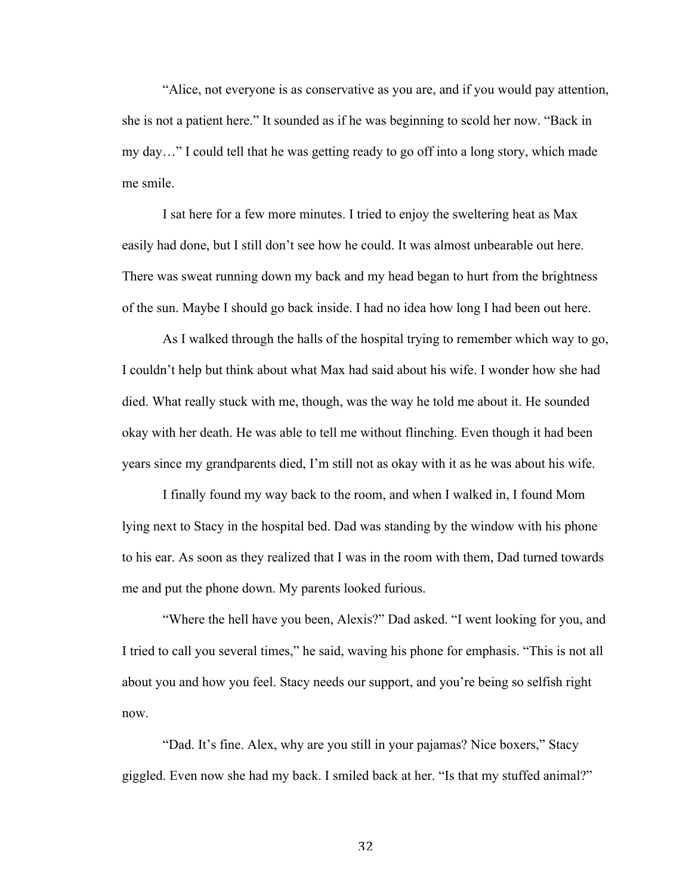"Alice, not everyone is as conservative as you are, and if you would pay attention, she is not a patient here." It sounded as if he was beginning to scold her now. "Back in my day…" I could tell that he was getting ready to go off into a long story, which made me smile.

I sat here for a few more minutes. I tried to enjoy the sweltering heat as Max easily had done, but I still don't see how he could. It was almost unbearable out here. There was sweat running down my back and my head began to hurt from the brightness of the sun. Maybe I should go back inside. I had no idea how long I had been out here.

As I walked through the halls of the hospital trying to remember which way to go, I couldn't help but think about what Max had said about his wife. I wonder how she had died. What really stuck with me, though, was the way he told me about it. He sounded okay with her death. He was able to tell me without flinching. Even though it had been years since my grandparents died, I'm still not as okay with it as he was about his wife.

I finally found my way back to the room, and when I walked in, I found Mom lying next to Stacy in the hospital bed. Dad was standing by the window with his phone to his ear. As soon as they realized that I was in the room with them, Dad turned towards me and put the phone down. My parents looked furious.

"Where the hell have you been, Alexis?" Dad asked. "I went looking for you, and I tried to call you several times," he said, waving his phone for emphasis. "This is not all about you and how you feel. Stacy needs our support, and you're being so selfish right now.

"Dad. It's fine. Alex, why are you still in your pajamas? Nice boxers," Stacy giggled. Even now she had my back. I smiled back at her. "Is that my stuffed animal?"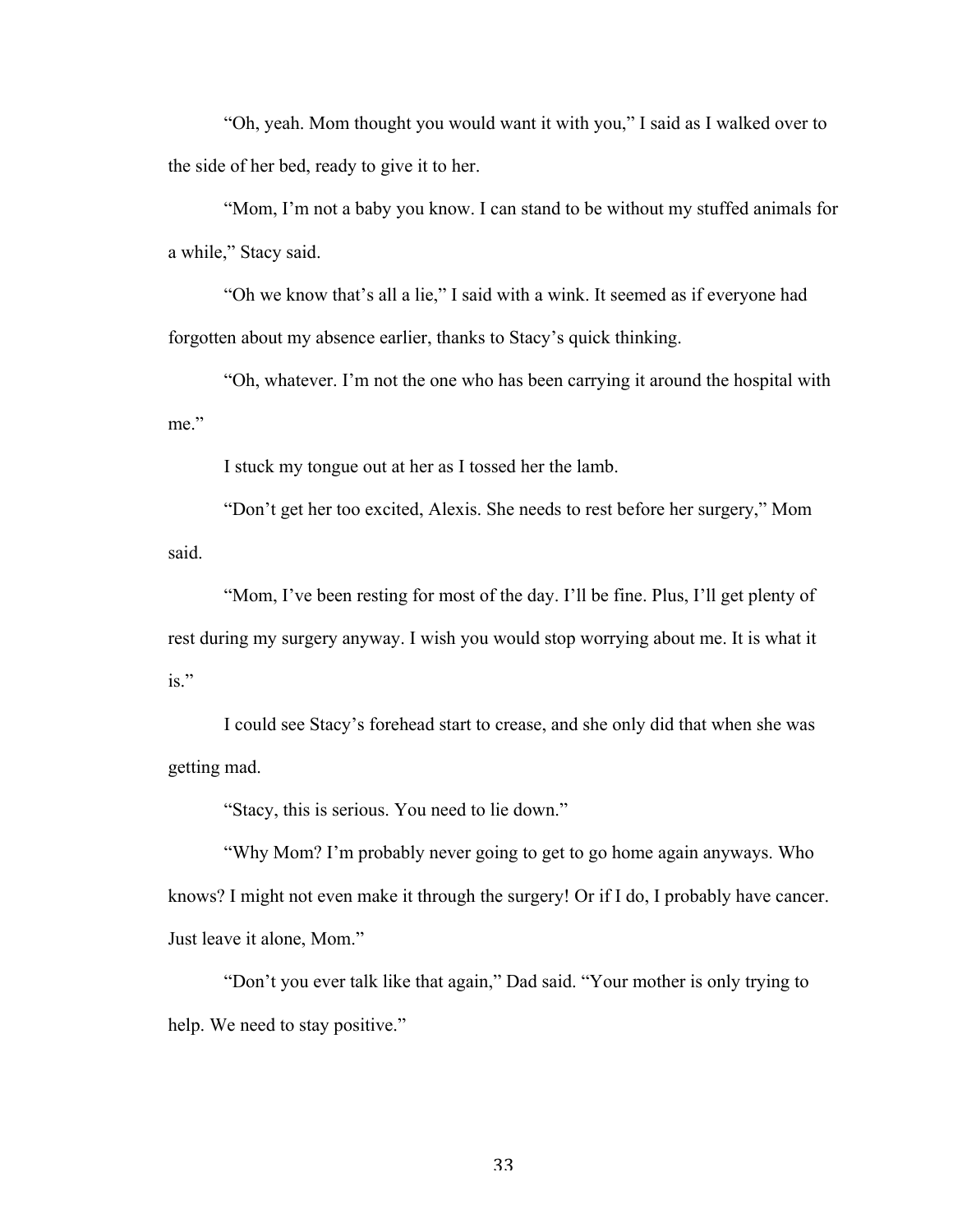"Oh, yeah. Mom thought you would want it with you," I said as I walked over to the side of her bed, ready to give it to her.

"Mom, I'm not a baby you know. I can stand to be without my stuffed animals for a while," Stacy said.

"Oh we know that's all a lie," I said with a wink. It seemed as if everyone had forgotten about my absence earlier, thanks to Stacy's quick thinking.

"Oh, whatever. I'm not the one who has been carrying it around the hospital with me."

I stuck my tongue out at her as I tossed her the lamb.

"Don't get her too excited, Alexis. She needs to rest before her surgery," Mom said.

"Mom, I've been resting for most of the day. I'll be fine. Plus, I'll get plenty of rest during my surgery anyway. I wish you would stop worrying about me. It is what it is."

I could see Stacy's forehead start to crease, and she only did that when she was getting mad.

"Stacy, this is serious. You need to lie down."

"Why Mom? I'm probably never going to get to go home again anyways. Who knows? I might not even make it through the surgery! Or if I do, I probably have cancer. Just leave it alone, Mom."

"Don't you ever talk like that again," Dad said. "Your mother is only trying to help. We need to stay positive."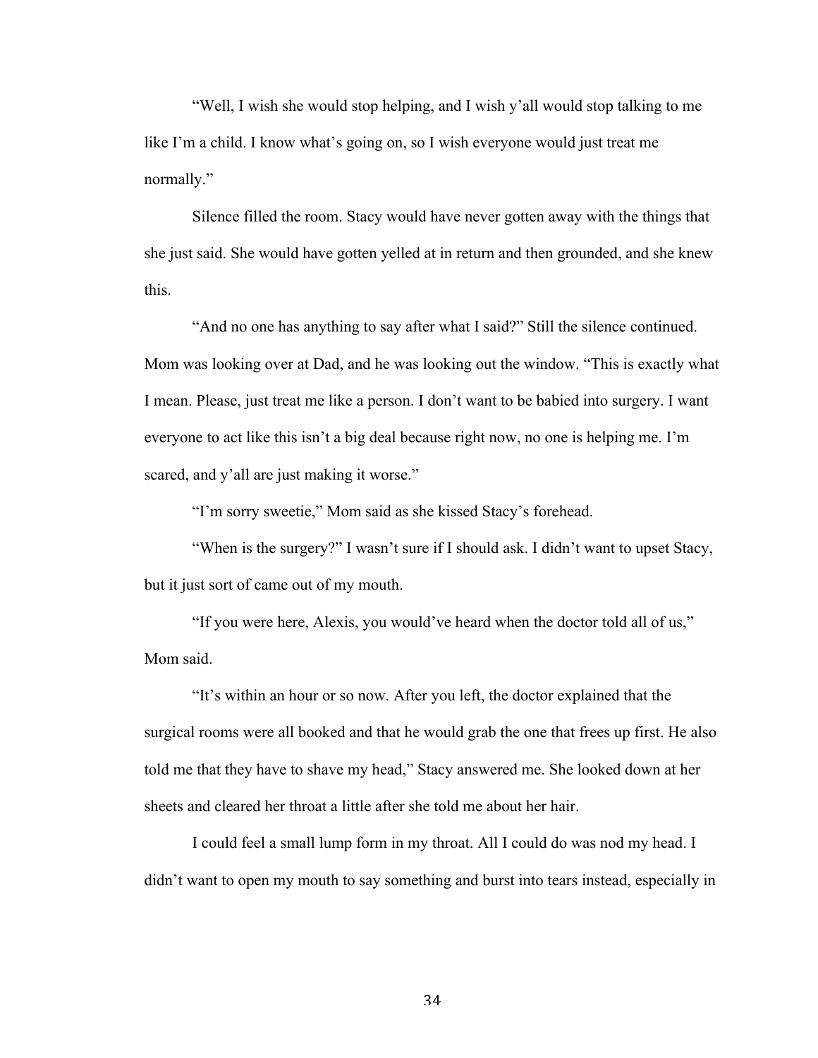"Well, I wish she would stop helping, and I wish y'all would stop talking to me like I'm a child. I know what's going on, so I wish everyone would just treat me normally."

Silence filled the room. Stacy would have never gotten away with the things that she just said. She would have gotten yelled at in return and then grounded, and she knew this.

"And no one has anything to say after what I said?" Still the silence continued. Mom was looking over at Dad, and he was looking out the window. "This is exactly what I mean. Please, just treat me like a person. I don't want to be babied into surgery. I want everyone to act like this isn't a big deal because right now, no one is helping me. I'm scared, and y'all are just making it worse."

"I'm sorry sweetie," Mom said as she kissed Stacy's forehead.

"When is the surgery?" I wasn't sure if I should ask. I didn't want to upset Stacy, but it just sort of came out of my mouth.

"If you were here, Alexis, you would've heard when the doctor told all of us," Mom said.

"It's within an hour or so now. After you left, the doctor explained that the surgical rooms were all booked and that he would grab the one that frees up first. He also told me that they have to shave my head," Stacy answered me. She looked down at her sheets and cleared her throat a little after she told me about her hair.

I could feel a small lump form in my throat. All I could do was nod my head. I didn't want to open my mouth to say something and burst into tears instead, especially in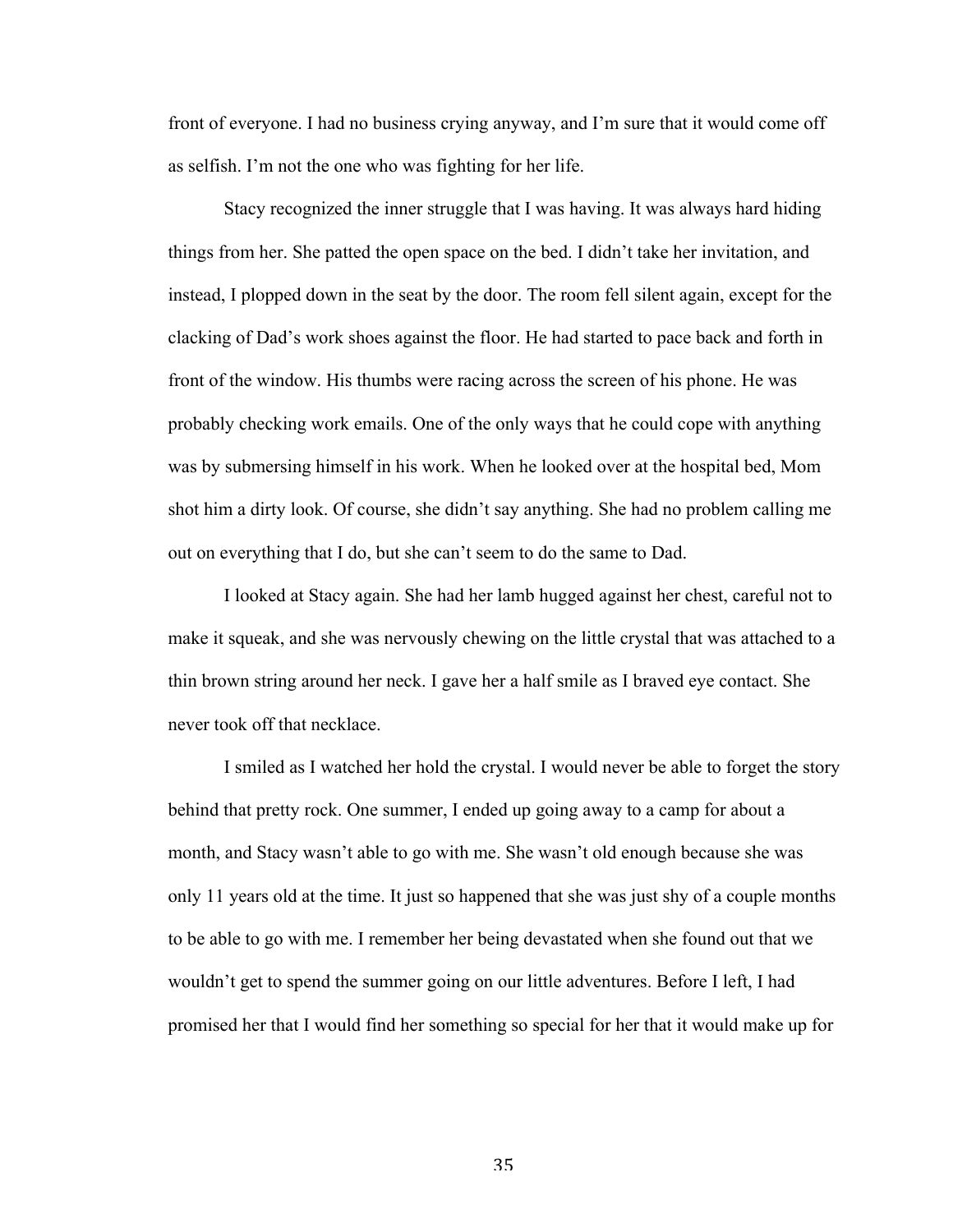front of everyone. I had no business crying anyway, and I'm sure that it would come off as selfish. I'm not the one who was fighting for her life.

Stacy recognized the inner struggle that I was having. It was always hard hiding things from her. She patted the open space on the bed. I didn't take her invitation, and instead, I plopped down in the seat by the door. The room fell silent again, except for the clacking of Dad's work shoes against the floor. He had started to pace back and forth in front of the window. His thumbs were racing across the screen of his phone. He was probably checking work emails. One of the only ways that he could cope with anything was by submersing himself in his work. When he looked over at the hospital bed, Mom shot him a dirty look. Of course, she didn't say anything. She had no problem calling me out on everything that I do, but she can't seem to do the same to Dad.

I looked at Stacy again. She had her lamb hugged against her chest, careful not to make it squeak, and she was nervously chewing on the little crystal that was attached to a thin brown string around her neck. I gave her a half smile as I braved eye contact. She never took off that necklace.

I smiled as I watched her hold the crystal. I would never be able to forget the story behind that pretty rock. One summer, I ended up going away to a camp for about a month, and Stacy wasn't able to go with me. She wasn't old enough because she was only 11 years old at the time. It just so happened that she was just shy of a couple months to be able to go with me. I remember her being devastated when she found out that we wouldn't get to spend the summer going on our little adventures. Before I left, I had promised her that I would find her something so special for her that it would make up for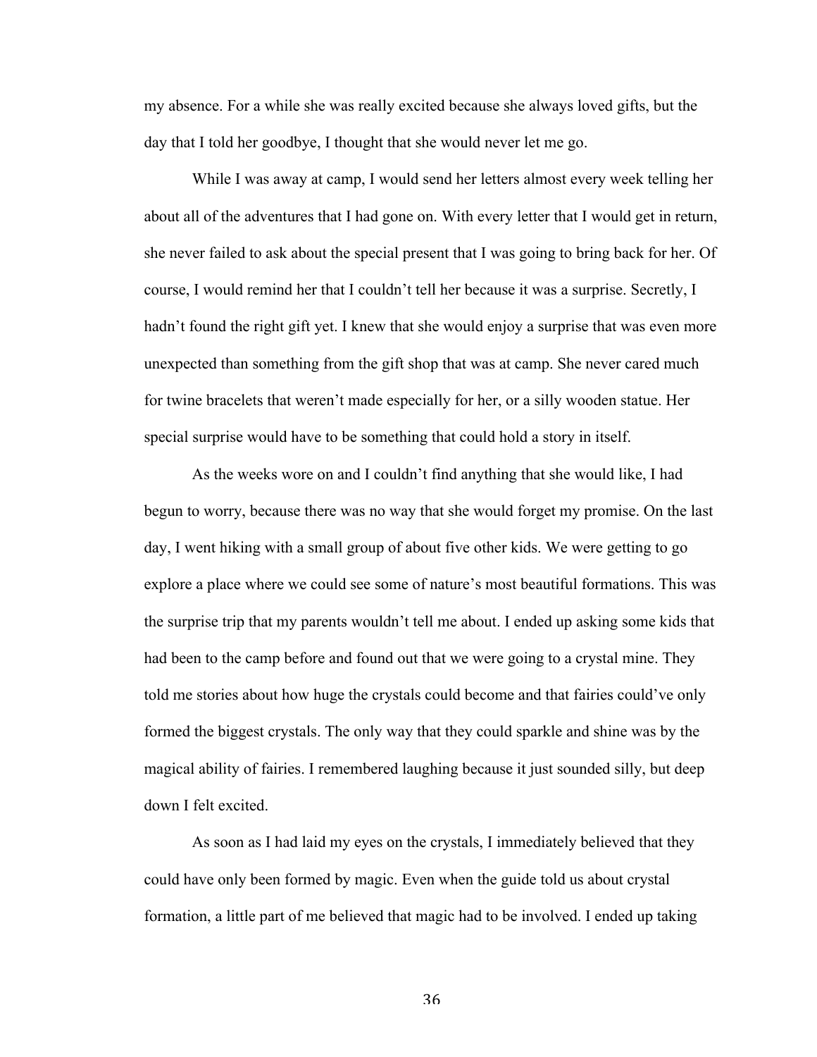my absence. For a while she was really excited because she always loved gifts, but the day that I told her goodbye, I thought that she would never let me go.

While I was away at camp, I would send her letters almost every week telling her about all of the adventures that I had gone on. With every letter that I would get in return, she never failed to ask about the special present that I was going to bring back for her. Of course, I would remind her that I couldn't tell her because it was a surprise. Secretly, I hadn't found the right gift yet. I knew that she would enjoy a surprise that was even more unexpected than something from the gift shop that was at camp. She never cared much for twine bracelets that weren't made especially for her, or a silly wooden statue. Her special surprise would have to be something that could hold a story in itself.

As the weeks wore on and I couldn't find anything that she would like, I had begun to worry, because there was no way that she would forget my promise. On the last day, I went hiking with a small group of about five other kids. We were getting to go explore a place where we could see some of nature's most beautiful formations. This was the surprise trip that my parents wouldn't tell me about. I ended up asking some kids that had been to the camp before and found out that we were going to a crystal mine. They told me stories about how huge the crystals could become and that fairies could've only formed the biggest crystals. The only way that they could sparkle and shine was by the magical ability of fairies. I remembered laughing because it just sounded silly, but deep down I felt excited.

As soon as I had laid my eyes on the crystals, I immediately believed that they could have only been formed by magic. Even when the guide told us about crystal formation, a little part of me believed that magic had to be involved. I ended up taking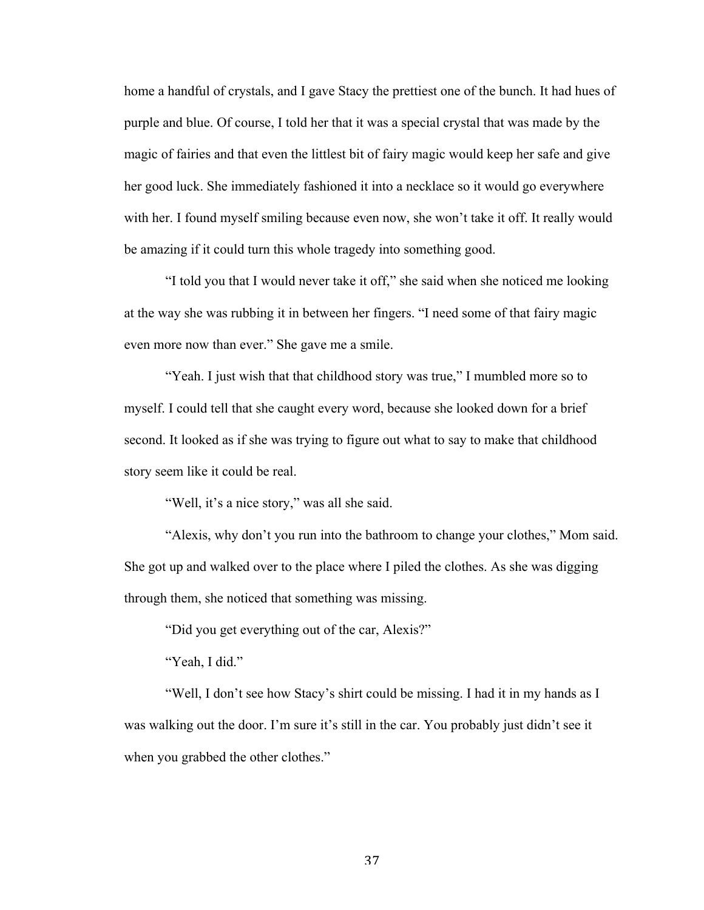home a handful of crystals, and I gave Stacy the prettiest one of the bunch. It had hues of purple and blue. Of course, I told her that it was a special crystal that was made by the magic of fairies and that even the littlest bit of fairy magic would keep her safe and give her good luck. She immediately fashioned it into a necklace so it would go everywhere with her. I found myself smiling because even now, she won't take it off. It really would be amazing if it could turn this whole tragedy into something good.

"I told you that I would never take it off," she said when she noticed me looking at the way she was rubbing it in between her fingers. "I need some of that fairy magic even more now than ever." She gave me a smile.

"Yeah. I just wish that that childhood story was true," I mumbled more so to myself. I could tell that she caught every word, because she looked down for a brief second. It looked as if she was trying to figure out what to say to make that childhood story seem like it could be real.

"Well, it's a nice story," was all she said.

"Alexis, why don't you run into the bathroom to change your clothes," Mom said. She got up and walked over to the place where I piled the clothes. As she was digging through them, she noticed that something was missing.

"Did you get everything out of the car, Alexis?"

"Yeah, I did."

"Well, I don't see how Stacy's shirt could be missing. I had it in my hands as I was walking out the door. I'm sure it's still in the car. You probably just didn't see it when you grabbed the other clothes."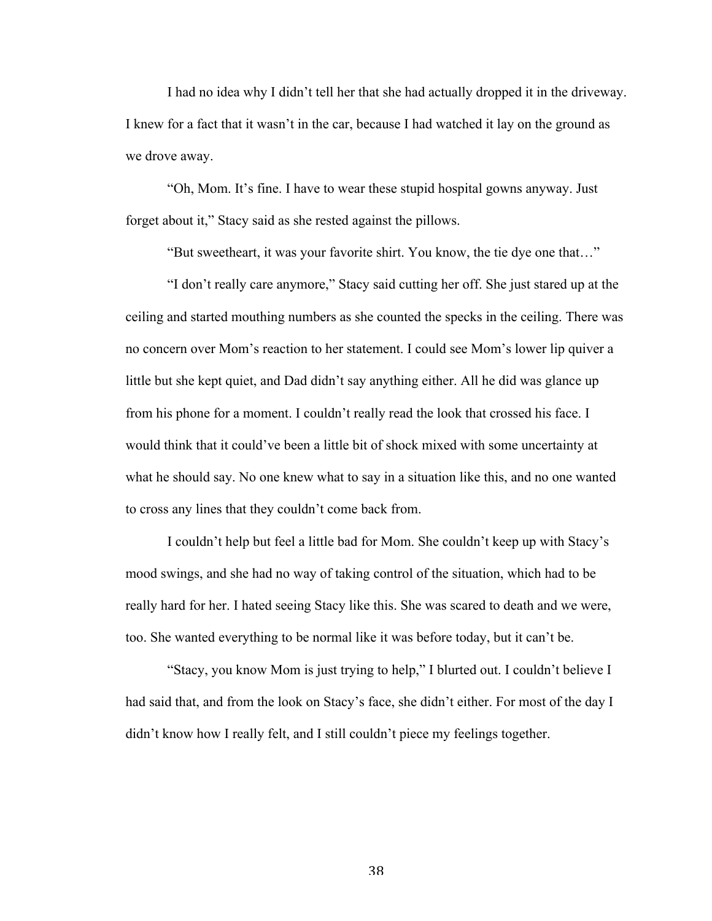I had no idea why I didn't tell her that she had actually dropped it in the driveway. I knew for a fact that it wasn't in the car, because I had watched it lay on the ground as we drove away.

"Oh, Mom. It's fine. I have to wear these stupid hospital gowns anyway. Just forget about it," Stacy said as she rested against the pillows.

"But sweetheart, it was your favorite shirt. You know, the tie dye one that…"

"I don't really care anymore," Stacy said cutting her off. She just stared up at the ceiling and started mouthing numbers as she counted the specks in the ceiling. There was no concern over Mom's reaction to her statement. I could see Mom's lower lip quiver a little but she kept quiet, and Dad didn't say anything either. All he did was glance up from his phone for a moment. I couldn't really read the look that crossed his face. I would think that it could've been a little bit of shock mixed with some uncertainty at what he should say. No one knew what to say in a situation like this, and no one wanted to cross any lines that they couldn't come back from.

I couldn't help but feel a little bad for Mom. She couldn't keep up with Stacy's mood swings, and she had no way of taking control of the situation, which had to be really hard for her. I hated seeing Stacy like this. She was scared to death and we were, too. She wanted everything to be normal like it was before today, but it can't be.

"Stacy, you know Mom is just trying to help," I blurted out. I couldn't believe I had said that, and from the look on Stacy's face, she didn't either. For most of the day I didn't know how I really felt, and I still couldn't piece my feelings together.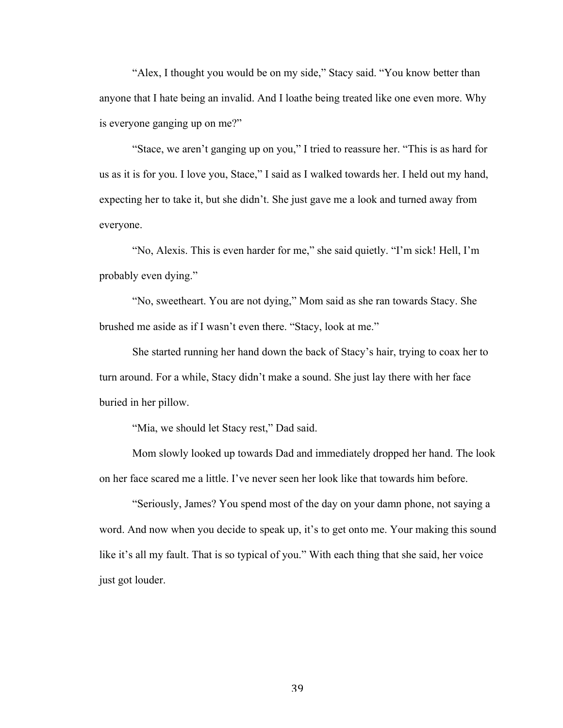"Alex, I thought you would be on my side," Stacy said. "You know better than anyone that I hate being an invalid. And I loathe being treated like one even more. Why is everyone ganging up on me?"

"Stace, we aren't ganging up on you," I tried to reassure her. "This is as hard for us as it is for you. I love you, Stace," I said as I walked towards her. I held out my hand, expecting her to take it, but she didn't. She just gave me a look and turned away from everyone.

"No, Alexis. This is even harder for me," she said quietly. "I'm sick! Hell, I'm probably even dying."

"No, sweetheart. You are not dying," Mom said as she ran towards Stacy. She brushed me aside as if I wasn't even there. "Stacy, look at me."

She started running her hand down the back of Stacy's hair, trying to coax her to turn around. For a while, Stacy didn't make a sound. She just lay there with her face buried in her pillow.

"Mia, we should let Stacy rest," Dad said.

Mom slowly looked up towards Dad and immediately dropped her hand. The look on her face scared me a little. I've never seen her look like that towards him before.

"Seriously, James? You spend most of the day on your damn phone, not saying a word. And now when you decide to speak up, it's to get onto me. Your making this sound like it's all my fault. That is so typical of you." With each thing that she said, her voice just got louder.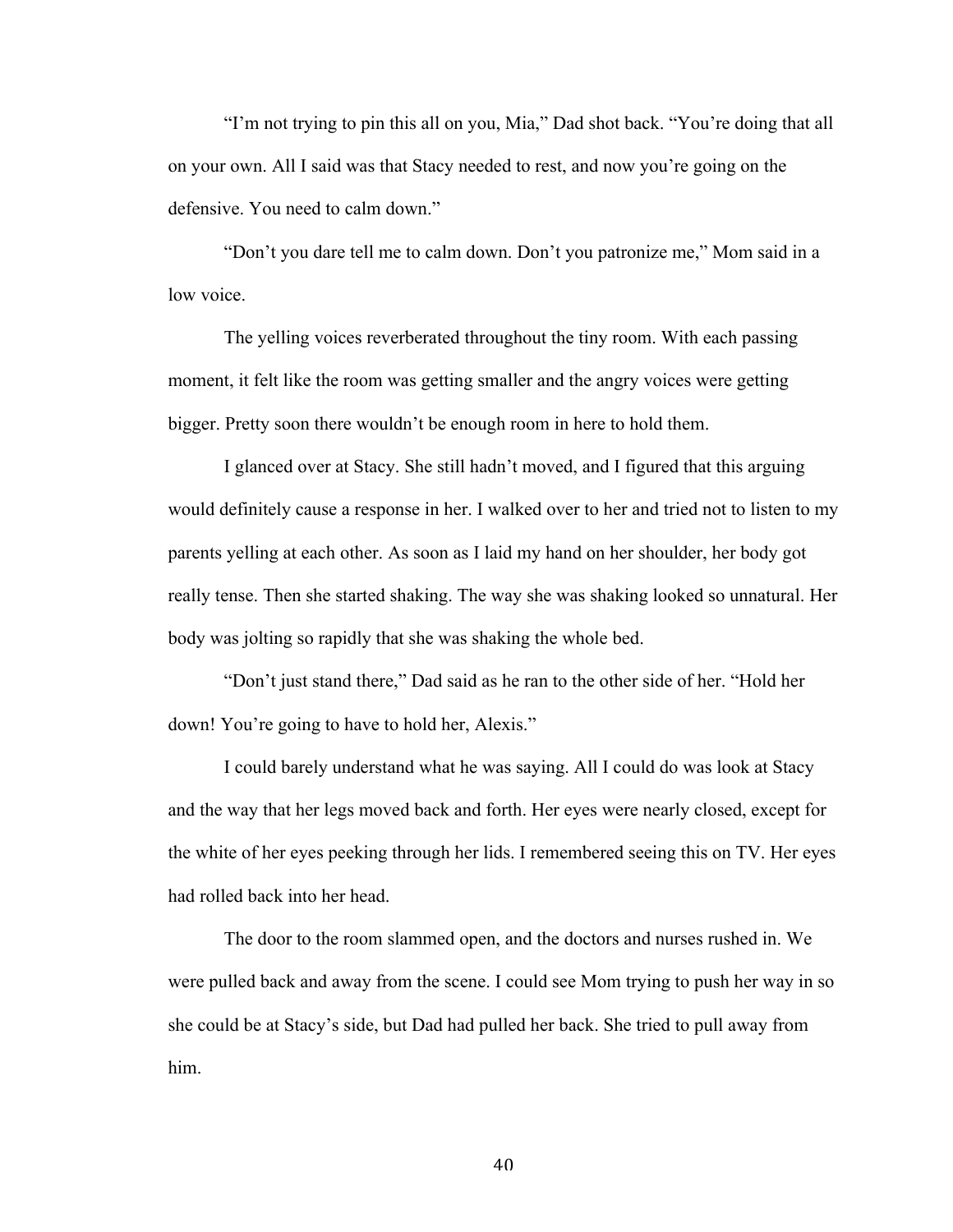"I'm not trying to pin this all on you, Mia," Dad shot back. "You're doing that all on your own. All I said was that Stacy needed to rest, and now you're going on the defensive. You need to calm down."

"Don't you dare tell me to calm down. Don't you patronize me," Mom said in a low voice.

The yelling voices reverberated throughout the tiny room. With each passing moment, it felt like the room was getting smaller and the angry voices were getting bigger. Pretty soon there wouldn't be enough room in here to hold them.

I glanced over at Stacy. She still hadn't moved, and I figured that this arguing would definitely cause a response in her. I walked over to her and tried not to listen to my parents yelling at each other. As soon as I laid my hand on her shoulder, her body got really tense. Then she started shaking. The way she was shaking looked so unnatural. Her body was jolting so rapidly that she was shaking the whole bed.

"Don't just stand there," Dad said as he ran to the other side of her. "Hold her down! You're going to have to hold her, Alexis."

I could barely understand what he was saying. All I could do was look at Stacy and the way that her legs moved back and forth. Her eyes were nearly closed, except for the white of her eyes peeking through her lids. I remembered seeing this on TV. Her eyes had rolled back into her head.

The door to the room slammed open, and the doctors and nurses rushed in. We were pulled back and away from the scene. I could see Mom trying to push her way in so she could be at Stacy's side, but Dad had pulled her back. She tried to pull away from him.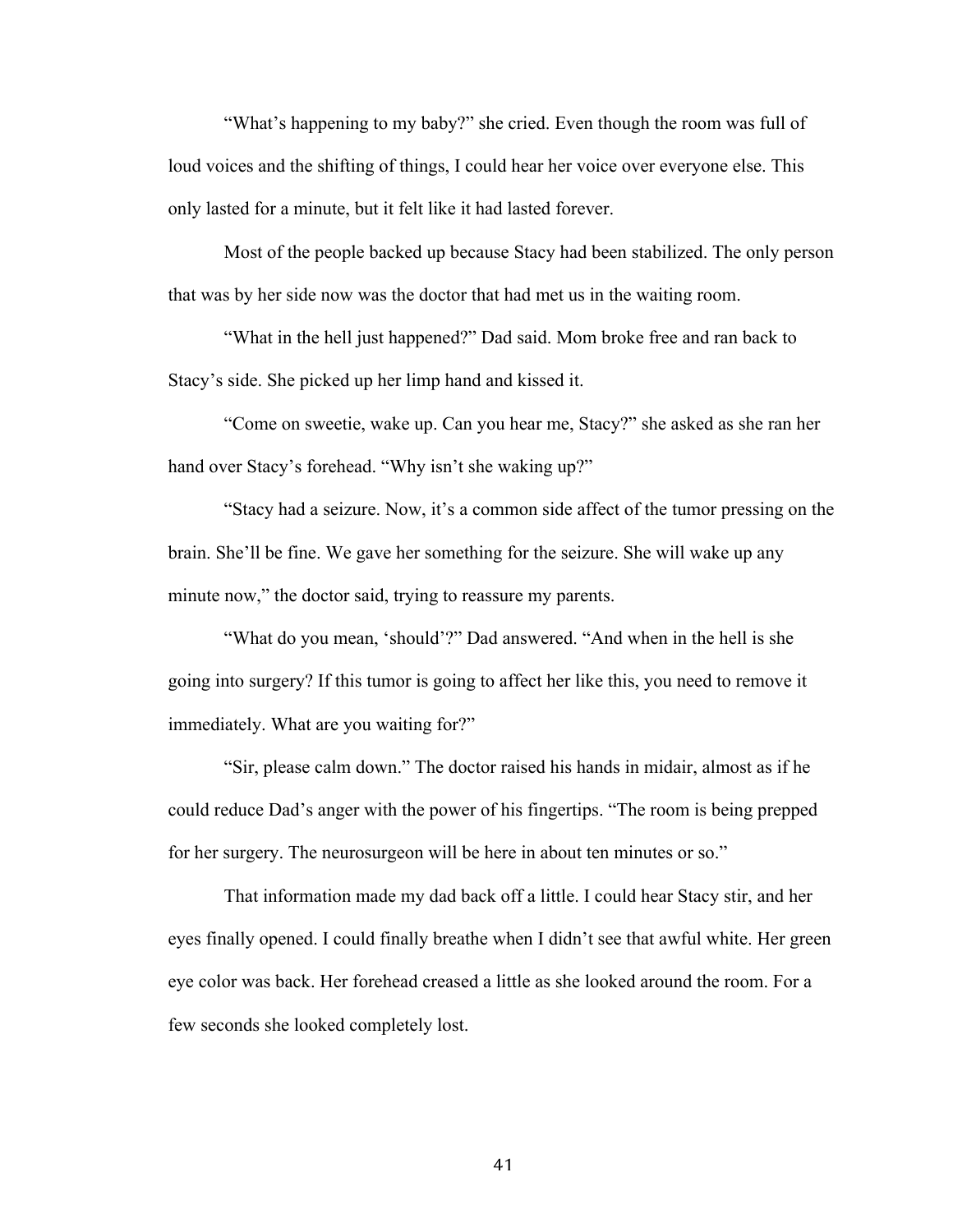"What's happening to my baby?" she cried. Even though the room was full of loud voices and the shifting of things, I could hear her voice over everyone else. This only lasted for a minute, but it felt like it had lasted forever.

Most of the people backed up because Stacy had been stabilized. The only person that was by her side now was the doctor that had met us in the waiting room.

"What in the hell just happened?" Dad said. Mom broke free and ran back to Stacy's side. She picked up her limp hand and kissed it.

"Come on sweetie, wake up. Can you hear me, Stacy?" she asked as she ran her hand over Stacy's forehead. "Why isn't she waking up?"

"Stacy had a seizure. Now, it's a common side affect of the tumor pressing on the brain. She'll be fine. We gave her something for the seizure. She will wake up any minute now," the doctor said, trying to reassure my parents.

"What do you mean, 'should'?" Dad answered. "And when in the hell is she going into surgery? If this tumor is going to affect her like this, you need to remove it immediately. What are you waiting for?"

"Sir, please calm down." The doctor raised his hands in midair, almost as if he could reduce Dad's anger with the power of his fingertips. "The room is being prepped for her surgery. The neurosurgeon will be here in about ten minutes or so."

That information made my dad back off a little. I could hear Stacy stir, and her eyes finally opened. I could finally breathe when I didn't see that awful white. Her green eye color was back. Her forehead creased a little as she looked around the room. For a few seconds she looked completely lost.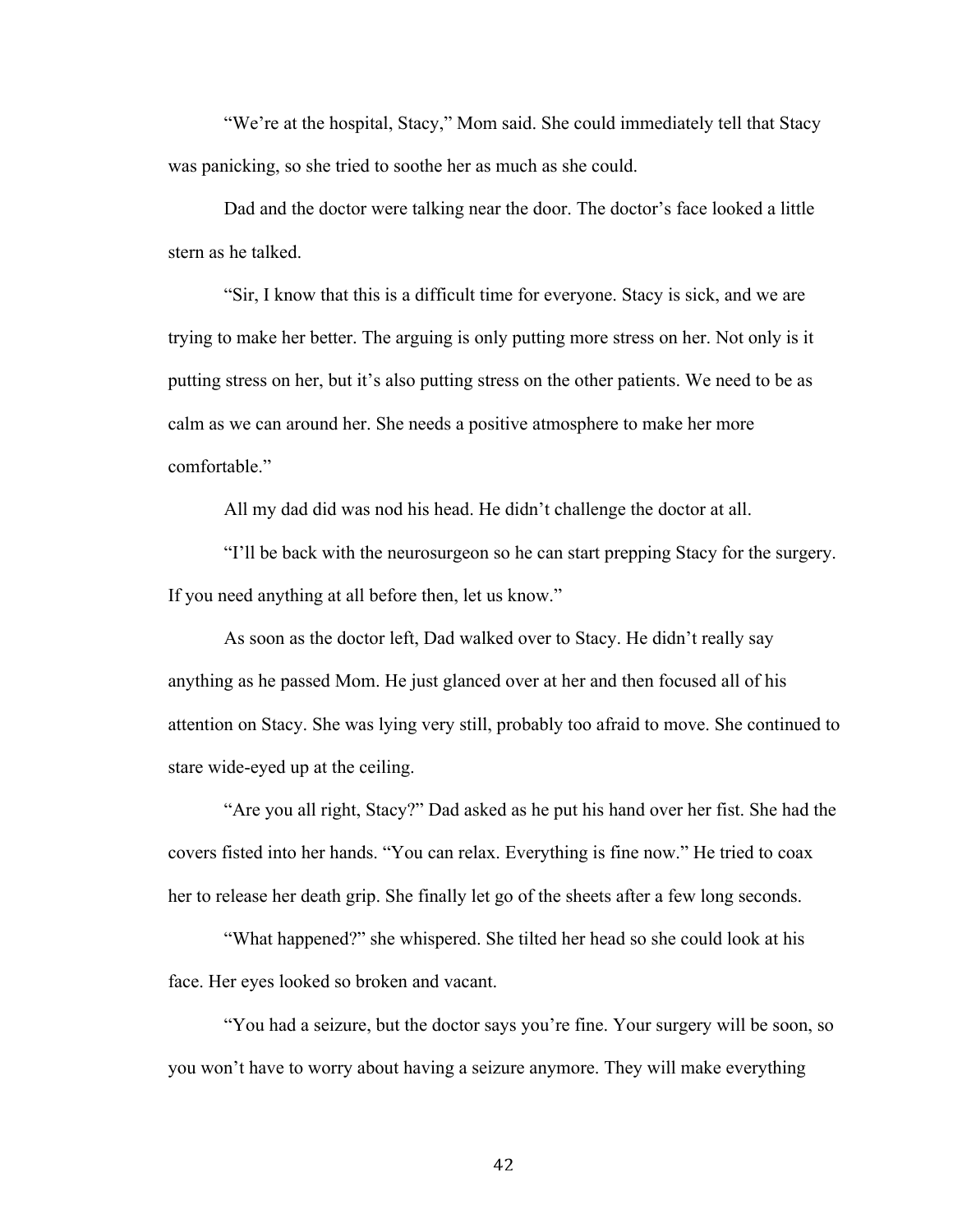"We're at the hospital, Stacy," Mom said. She could immediately tell that Stacy was panicking, so she tried to soothe her as much as she could.

Dad and the doctor were talking near the door. The doctor's face looked a little stern as he talked.

"Sir, I know that this is a difficult time for everyone. Stacy is sick, and we are trying to make her better. The arguing is only putting more stress on her. Not only is it putting stress on her, but it's also putting stress on the other patients. We need to be as calm as we can around her. She needs a positive atmosphere to make her more comfortable."

All my dad did was nod his head. He didn't challenge the doctor at all.

"I'll be back with the neurosurgeon so he can start prepping Stacy for the surgery. If you need anything at all before then, let us know."

As soon as the doctor left, Dad walked over to Stacy. He didn't really say anything as he passed Mom. He just glanced over at her and then focused all of his attention on Stacy. She was lying very still, probably too afraid to move. She continued to stare wide-eyed up at the ceiling.

"Are you all right, Stacy?" Dad asked as he put his hand over her fist. She had the covers fisted into her hands. "You can relax. Everything is fine now." He tried to coax her to release her death grip. She finally let go of the sheets after a few long seconds.

"What happened?" she whispered. She tilted her head so she could look at his face. Her eyes looked so broken and vacant.

"You had a seizure, but the doctor says you're fine. Your surgery will be soon, so you won't have to worry about having a seizure anymore. They will make everything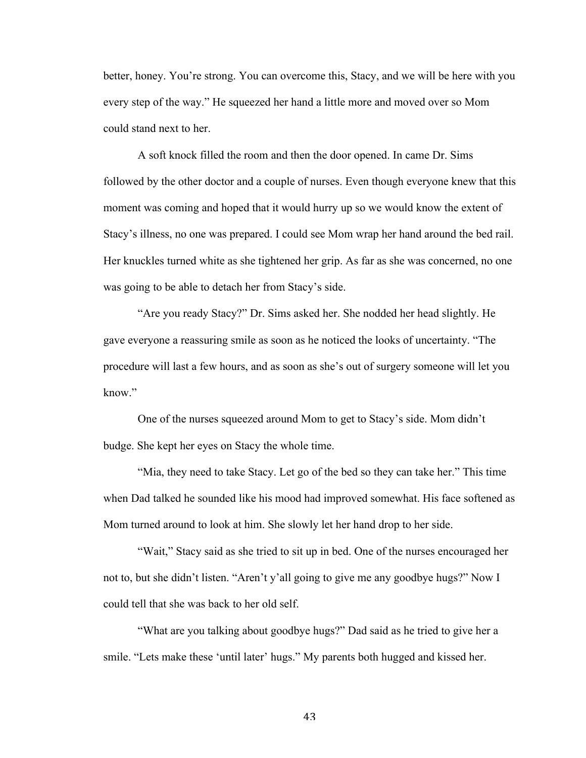better, honey. You're strong. You can overcome this, Stacy, and we will be here with you every step of the way." He squeezed her hand a little more and moved over so Mom could stand next to her.

A soft knock filled the room and then the door opened. In came Dr. Sims followed by the other doctor and a couple of nurses. Even though everyone knew that this moment was coming and hoped that it would hurry up so we would know the extent of Stacy's illness, no one was prepared. I could see Mom wrap her hand around the bed rail. Her knuckles turned white as she tightened her grip. As far as she was concerned, no one was going to be able to detach her from Stacy's side.

"Are you ready Stacy?" Dr. Sims asked her. She nodded her head slightly. He gave everyone a reassuring smile as soon as he noticed the looks of uncertainty. "The procedure will last a few hours, and as soon as she's out of surgery someone will let you know."

One of the nurses squeezed around Mom to get to Stacy's side. Mom didn't budge. She kept her eyes on Stacy the whole time.

"Mia, they need to take Stacy. Let go of the bed so they can take her." This time when Dad talked he sounded like his mood had improved somewhat. His face softened as Mom turned around to look at him. She slowly let her hand drop to her side.

"Wait," Stacy said as she tried to sit up in bed. One of the nurses encouraged her not to, but she didn't listen. "Aren't y'all going to give me any goodbye hugs?" Now I could tell that she was back to her old self.

"What are you talking about goodbye hugs?" Dad said as he tried to give her a smile. "Lets make these 'until later' hugs." My parents both hugged and kissed her.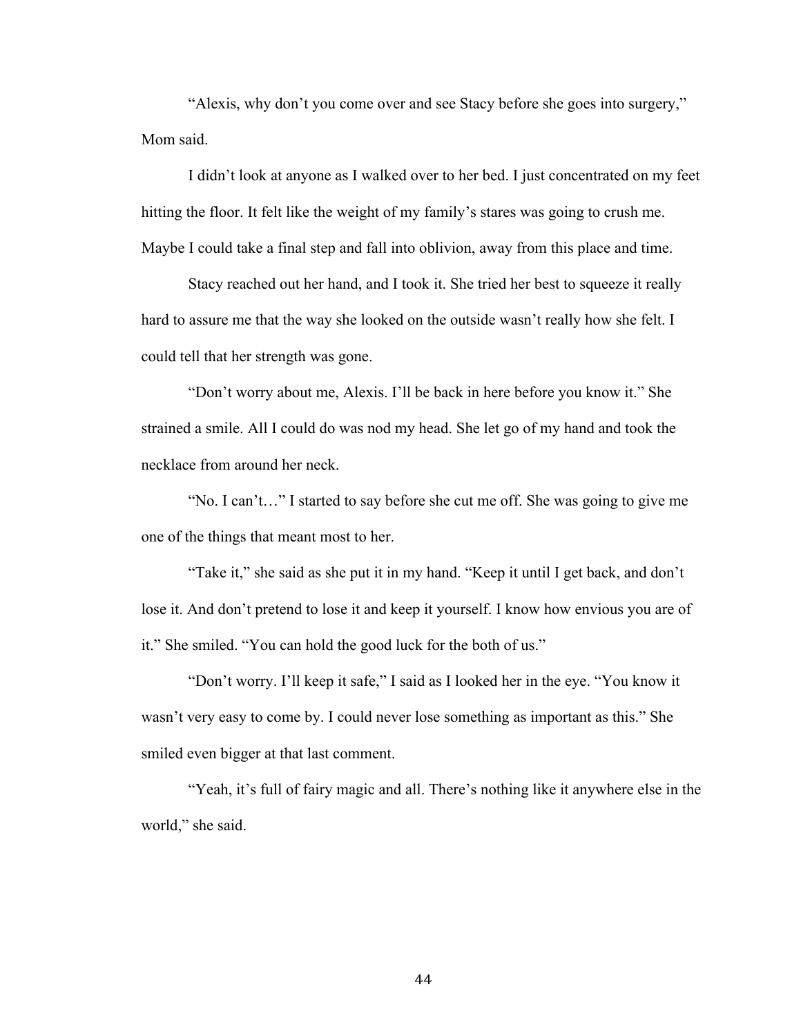"Alexis, why don't you come over and see Stacy before she goes into surgery," Mom said.

I didn't look at anyone as I walked over to her bed. I just concentrated on my feet hitting the floor. It felt like the weight of my family's stares was going to crush me. Maybe I could take a final step and fall into oblivion, away from this place and time.

Stacy reached out her hand, and I took it. She tried her best to squeeze it really hard to assure me that the way she looked on the outside wasn't really how she felt. I could tell that her strength was gone.

"Don't worry about me, Alexis. I'll be back in here before you know it." She strained a smile. All I could do was nod my head. She let go of my hand and took the necklace from around her neck.

"No. I can't…" I started to say before she cut me off. She was going to give me one of the things that meant most to her.

"Take it," she said as she put it in my hand. "Keep it until I get back, and don't lose it. And don't pretend to lose it and keep it yourself. I know how envious you are of it." She smiled. "You can hold the good luck for the both of us."

"Don't worry. I'll keep it safe," I said as I looked her in the eye. "You know it wasn't very easy to come by. I could never lose something as important as this." She smiled even bigger at that last comment.

"Yeah, it's full of fairy magic and all. There's nothing like it anywhere else in the world," she said.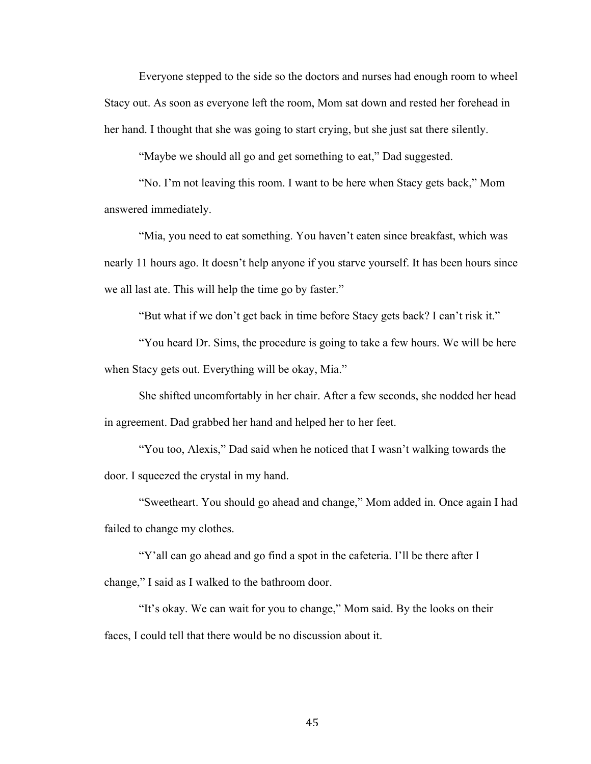Everyone stepped to the side so the doctors and nurses had enough room to wheel Stacy out. As soon as everyone left the room, Mom sat down and rested her forehead in her hand. I thought that she was going to start crying, but she just sat there silently.

"Maybe we should all go and get something to eat," Dad suggested.

"No. I'm not leaving this room. I want to be here when Stacy gets back," Mom answered immediately.

"Mia, you need to eat something. You haven't eaten since breakfast, which was nearly 11 hours ago. It doesn't help anyone if you starve yourself. It has been hours since we all last ate. This will help the time go by faster."

"But what if we don't get back in time before Stacy gets back? I can't risk it."

"You heard Dr. Sims, the procedure is going to take a few hours. We will be here when Stacy gets out. Everything will be okay, Mia."

She shifted uncomfortably in her chair. After a few seconds, she nodded her head in agreement. Dad grabbed her hand and helped her to her feet.

"You too, Alexis," Dad said when he noticed that I wasn't walking towards the door. I squeezed the crystal in my hand.

"Sweetheart. You should go ahead and change," Mom added in. Once again I had failed to change my clothes.

"Y'all can go ahead and go find a spot in the cafeteria. I'll be there after I change," I said as I walked to the bathroom door.

"It's okay. We can wait for you to change," Mom said. By the looks on their faces, I could tell that there would be no discussion about it.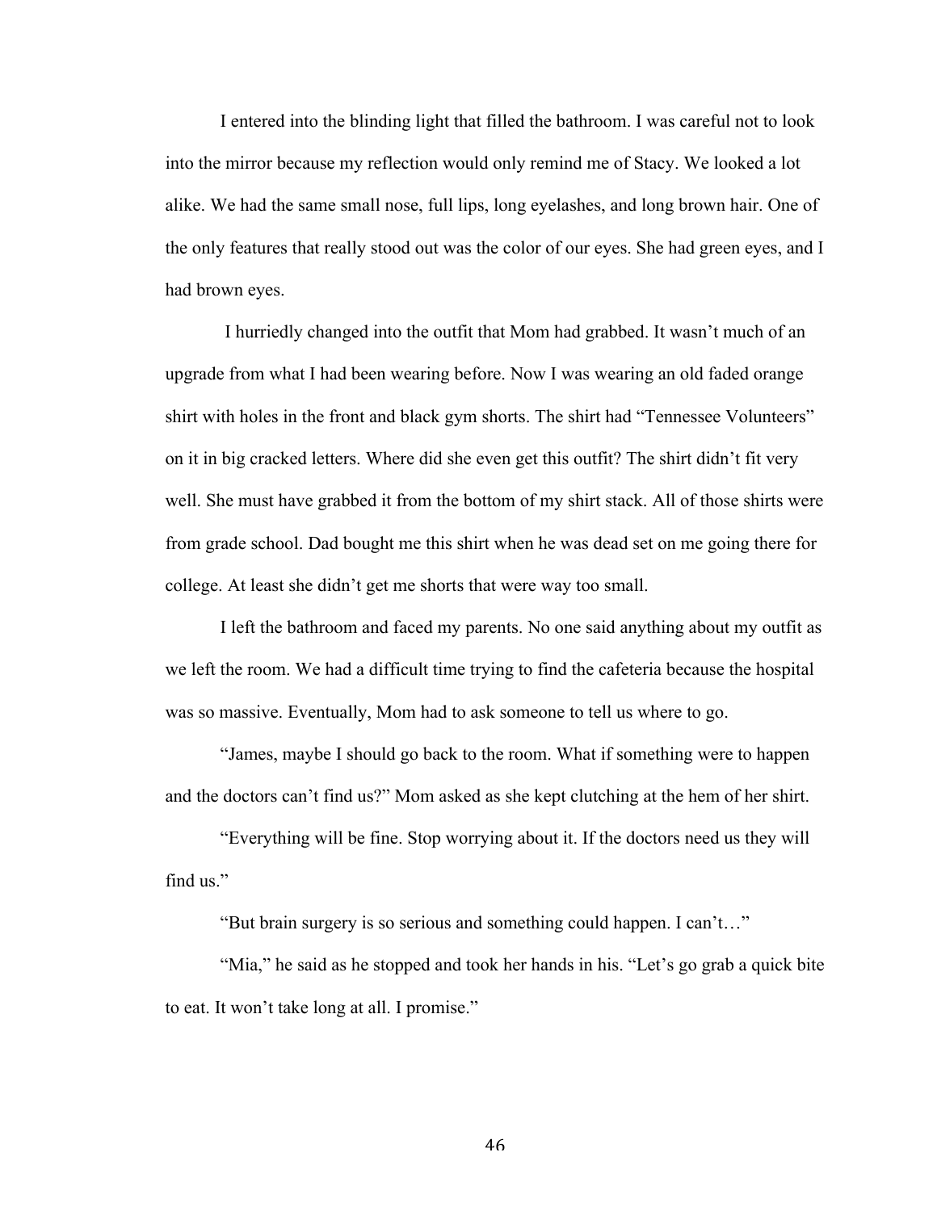I entered into the blinding light that filled the bathroom. I was careful not to look into the mirror because my reflection would only remind me of Stacy. We looked a lot alike. We had the same small nose, full lips, long eyelashes, and long brown hair. One of the only features that really stood out was the color of our eyes. She had green eyes, and I had brown eyes.

I hurriedly changed into the outfit that Mom had grabbed. It wasn't much of an upgrade from what I had been wearing before. Now I was wearing an old faded orange shirt with holes in the front and black gym shorts. The shirt had "Tennessee Volunteers" on it in big cracked letters. Where did she even get this outfit? The shirt didn't fit very well. She must have grabbed it from the bottom of my shirt stack. All of those shirts were from grade school. Dad bought me this shirt when he was dead set on me going there for college. At least she didn't get me shorts that were way too small.

I left the bathroom and faced my parents. No one said anything about my outfit as we left the room. We had a difficult time trying to find the cafeteria because the hospital was so massive. Eventually, Mom had to ask someone to tell us where to go.

"James, maybe I should go back to the room. What if something were to happen and the doctors can't find us?" Mom asked as she kept clutching at the hem of her shirt.

"Everything will be fine. Stop worrying about it. If the doctors need us they will find us."

"But brain surgery is so serious and something could happen. I can't…"

"Mia," he said as he stopped and took her hands in his. "Let's go grab a quick bite to eat. It won't take long at all. I promise."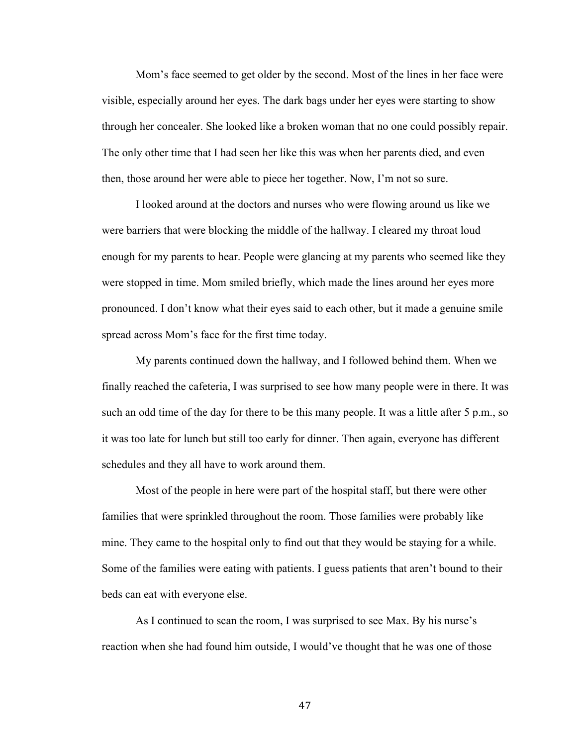Mom's face seemed to get older by the second. Most of the lines in her face were visible, especially around her eyes. The dark bags under her eyes were starting to show through her concealer. She looked like a broken woman that no one could possibly repair. The only other time that I had seen her like this was when her parents died, and even then, those around her were able to piece her together. Now, I'm not so sure.

I looked around at the doctors and nurses who were flowing around us like we were barriers that were blocking the middle of the hallway. I cleared my throat loud enough for my parents to hear. People were glancing at my parents who seemed like they were stopped in time. Mom smiled briefly, which made the lines around her eyes more pronounced. I don't know what their eyes said to each other, but it made a genuine smile spread across Mom's face for the first time today.

My parents continued down the hallway, and I followed behind them. When we finally reached the cafeteria, I was surprised to see how many people were in there. It was such an odd time of the day for there to be this many people. It was a little after 5 p.m., so it was too late for lunch but still too early for dinner. Then again, everyone has different schedules and they all have to work around them.

Most of the people in here were part of the hospital staff, but there were other families that were sprinkled throughout the room. Those families were probably like mine. They came to the hospital only to find out that they would be staying for a while. Some of the families were eating with patients. I guess patients that aren't bound to their beds can eat with everyone else.

As I continued to scan the room, I was surprised to see Max. By his nurse's reaction when she had found him outside, I would've thought that he was one of those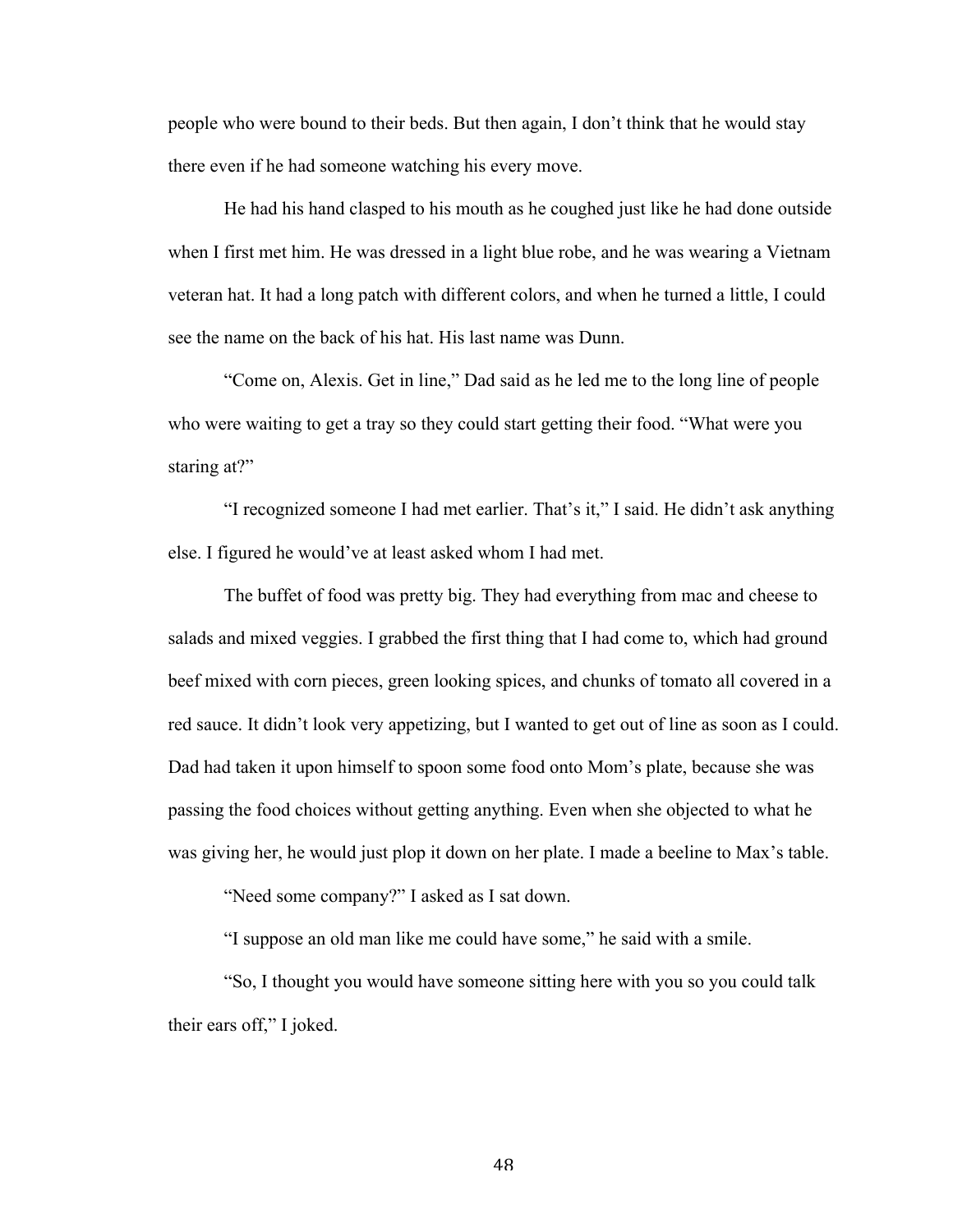people who were bound to their beds. But then again, I don't think that he would stay there even if he had someone watching his every move.

He had his hand clasped to his mouth as he coughed just like he had done outside when I first met him. He was dressed in a light blue robe, and he was wearing a Vietnam veteran hat. It had a long patch with different colors, and when he turned a little, I could see the name on the back of his hat. His last name was Dunn.

"Come on, Alexis. Get in line," Dad said as he led me to the long line of people who were waiting to get a tray so they could start getting their food. "What were you staring at?"

"I recognized someone I had met earlier. That's it," I said. He didn't ask anything else. I figured he would've at least asked whom I had met.

The buffet of food was pretty big. They had everything from mac and cheese to salads and mixed veggies. I grabbed the first thing that I had come to, which had ground beef mixed with corn pieces, green looking spices, and chunks of tomato all covered in a red sauce. It didn't look very appetizing, but I wanted to get out of line as soon as I could. Dad had taken it upon himself to spoon some food onto Mom's plate, because she was passing the food choices without getting anything. Even when she objected to what he was giving her, he would just plop it down on her plate. I made a beeline to Max's table.

"Need some company?" I asked as I sat down.

"I suppose an old man like me could have some," he said with a smile.

"So, I thought you would have someone sitting here with you so you could talk their ears off," I joked.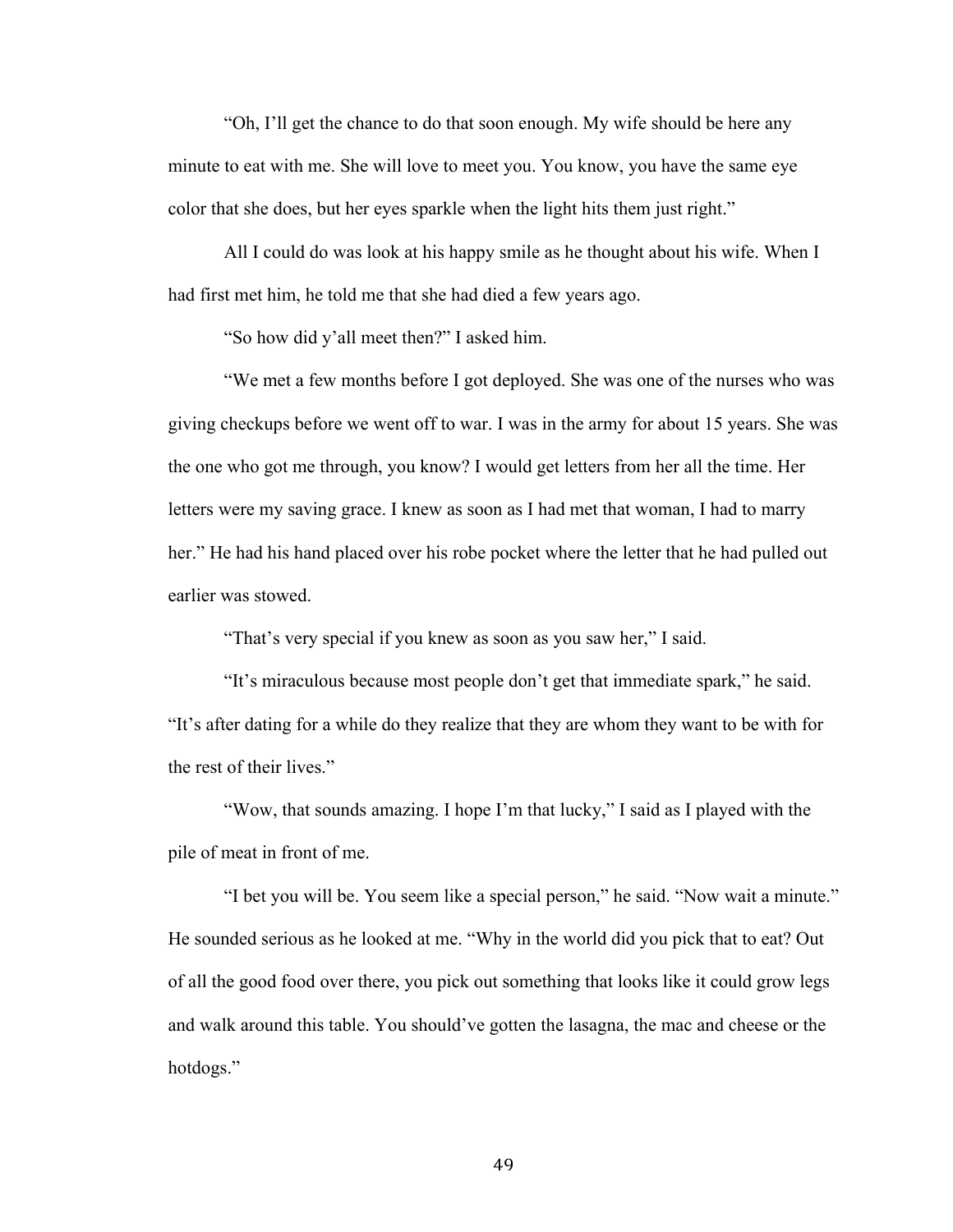"Oh, I'll get the chance to do that soon enough. My wife should be here any minute to eat with me. She will love to meet you. You know, you have the same eye color that she does, but her eyes sparkle when the light hits them just right."

All I could do was look at his happy smile as he thought about his wife. When I had first met him, he told me that she had died a few years ago.

"So how did y'all meet then?" I asked him.

"We met a few months before I got deployed. She was one of the nurses who was giving checkups before we went off to war. I was in the army for about 15 years. She was the one who got me through, you know? I would get letters from her all the time. Her letters were my saving grace. I knew as soon as I had met that woman, I had to marry her." He had his hand placed over his robe pocket where the letter that he had pulled out earlier was stowed.

"That's very special if you knew as soon as you saw her," I said.

"It's miraculous because most people don't get that immediate spark," he said. "It's after dating for a while do they realize that they are whom they want to be with for the rest of their lives."

"Wow, that sounds amazing. I hope I'm that lucky," I said as I played with the pile of meat in front of me.

"I bet you will be. You seem like a special person," he said. "Now wait a minute." He sounded serious as he looked at me. "Why in the world did you pick that to eat? Out of all the good food over there, you pick out something that looks like it could grow legs and walk around this table. You should've gotten the lasagna, the mac and cheese or the hotdogs."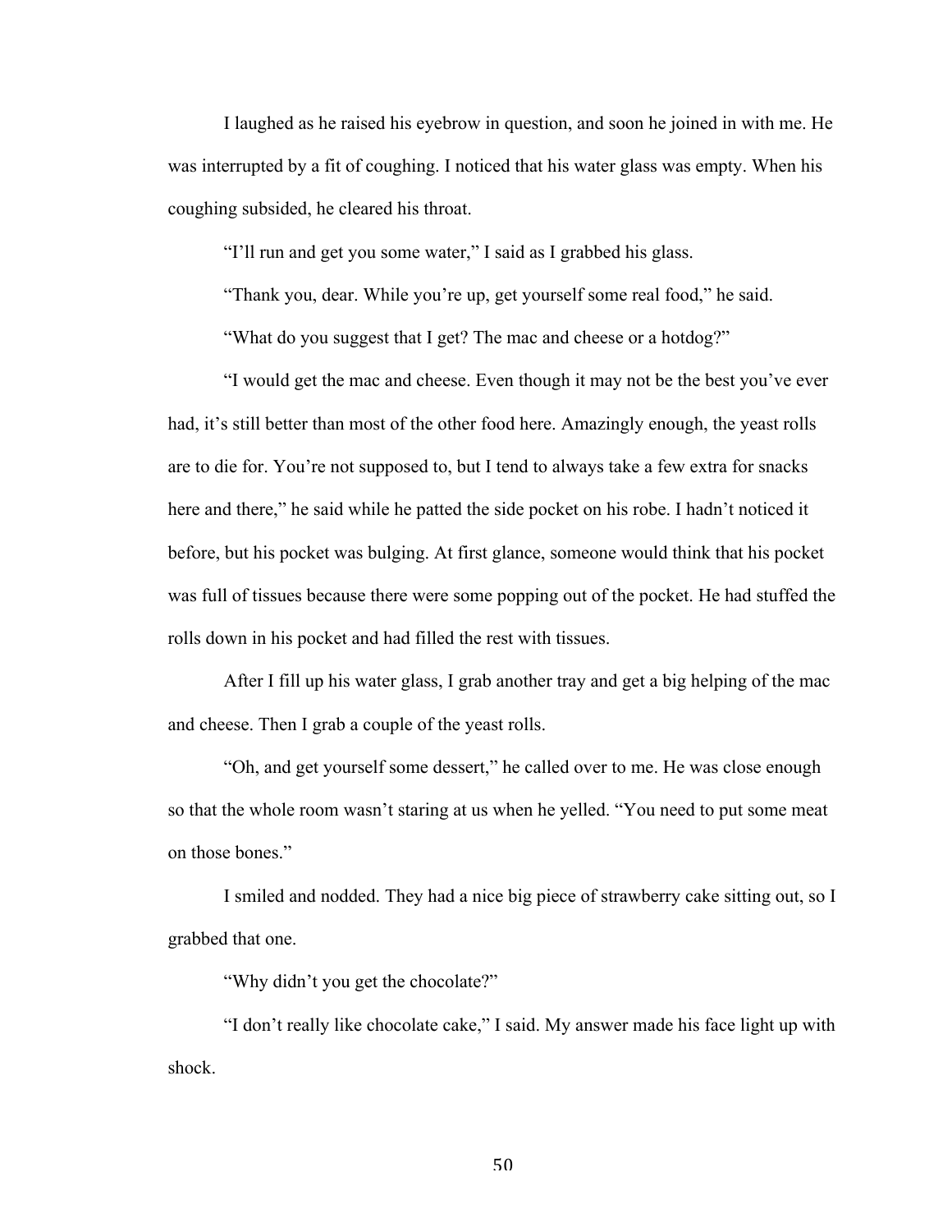I laughed as he raised his eyebrow in question, and soon he joined in with me. He was interrupted by a fit of coughing. I noticed that his water glass was empty. When his coughing subsided, he cleared his throat.

"I'll run and get you some water," I said as I grabbed his glass.

"Thank you, dear. While you're up, get yourself some real food," he said.

"What do you suggest that I get? The mac and cheese or a hotdog?"

"I would get the mac and cheese. Even though it may not be the best you've ever had, it's still better than most of the other food here. Amazingly enough, the yeast rolls are to die for. You're not supposed to, but I tend to always take a few extra for snacks here and there," he said while he patted the side pocket on his robe. I hadn't noticed it before, but his pocket was bulging. At first glance, someone would think that his pocket was full of tissues because there were some popping out of the pocket. He had stuffed the rolls down in his pocket and had filled the rest with tissues.

After I fill up his water glass, I grab another tray and get a big helping of the mac and cheese. Then I grab a couple of the yeast rolls.

"Oh, and get yourself some dessert," he called over to me. He was close enough so that the whole room wasn't staring at us when he yelled. "You need to put some meat on those bones."

I smiled and nodded. They had a nice big piece of strawberry cake sitting out, so I grabbed that one.

"Why didn't you get the chocolate?"

"I don't really like chocolate cake," I said. My answer made his face light up with shock.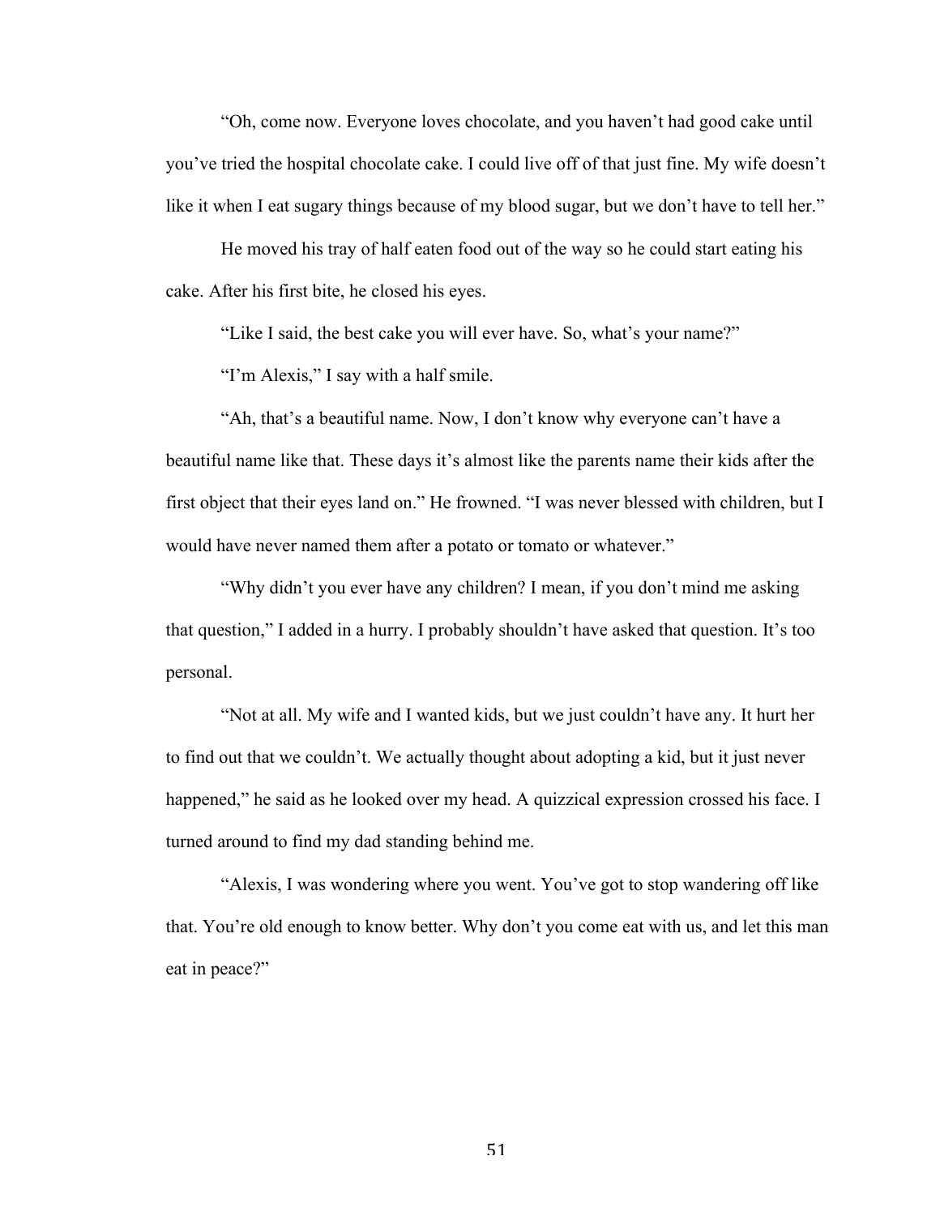"Oh, come now. Everyone loves chocolate, and you haven't had good cake until you've tried the hospital chocolate cake. I could live off of that just fine. My wife doesn't like it when I eat sugary things because of my blood sugar, but we don't have to tell her."

He moved his tray of half eaten food out of the way so he could start eating his cake. After his first bite, he closed his eyes.

"Like I said, the best cake you will ever have. So, what's your name?"

"I'm Alexis," I say with a half smile.

"Ah, that's a beautiful name. Now, I don't know why everyone can't have a beautiful name like that. These days it's almost like the parents name their kids after the first object that their eyes land on." He frowned. "I was never blessed with children, but I would have never named them after a potato or tomato or whatever."

"Why didn't you ever have any children? I mean, if you don't mind me asking that question," I added in a hurry. I probably shouldn't have asked that question. It's too personal.

"Not at all. My wife and I wanted kids, but we just couldn't have any. It hurt her to find out that we couldn't. We actually thought about adopting a kid, but it just never happened," he said as he looked over my head. A quizzical expression crossed his face. I turned around to find my dad standing behind me.

"Alexis, I was wondering where you went. You've got to stop wandering off like that. You're old enough to know better. Why don't you come eat with us, and let this man eat in peace?"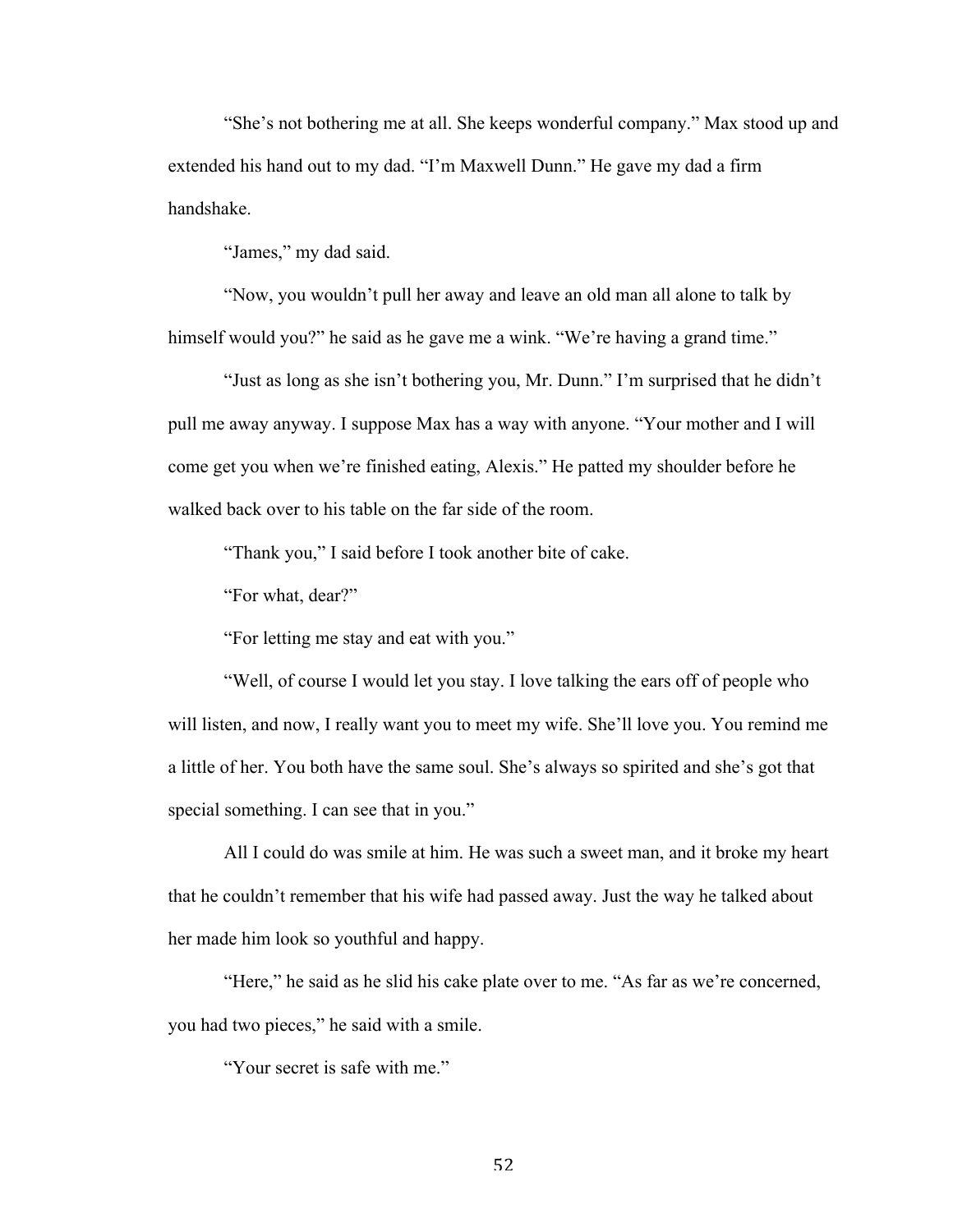"She's not bothering me at all. She keeps wonderful company." Max stood up and extended his hand out to my dad. "I'm Maxwell Dunn." He gave my dad a firm handshake.

"James," my dad said.

"Now, you wouldn't pull her away and leave an old man all alone to talk by himself would you?" he said as he gave me a wink. "We're having a grand time."

"Just as long as she isn't bothering you, Mr. Dunn." I'm surprised that he didn't pull me away anyway. I suppose Max has a way with anyone. "Your mother and I will come get you when we're finished eating, Alexis." He patted my shoulder before he walked back over to his table on the far side of the room.

"Thank you," I said before I took another bite of cake.

"For what, dear?"

"For letting me stay and eat with you."

"Well, of course I would let you stay. I love talking the ears off of people who will listen, and now, I really want you to meet my wife. She'll love you. You remind me a little of her. You both have the same soul. She's always so spirited and she's got that special something. I can see that in you."

All I could do was smile at him. He was such a sweet man, and it broke my heart that he couldn't remember that his wife had passed away. Just the way he talked about her made him look so youthful and happy.

"Here," he said as he slid his cake plate over to me. "As far as we're concerned, you had two pieces," he said with a smile.

"Your secret is safe with me."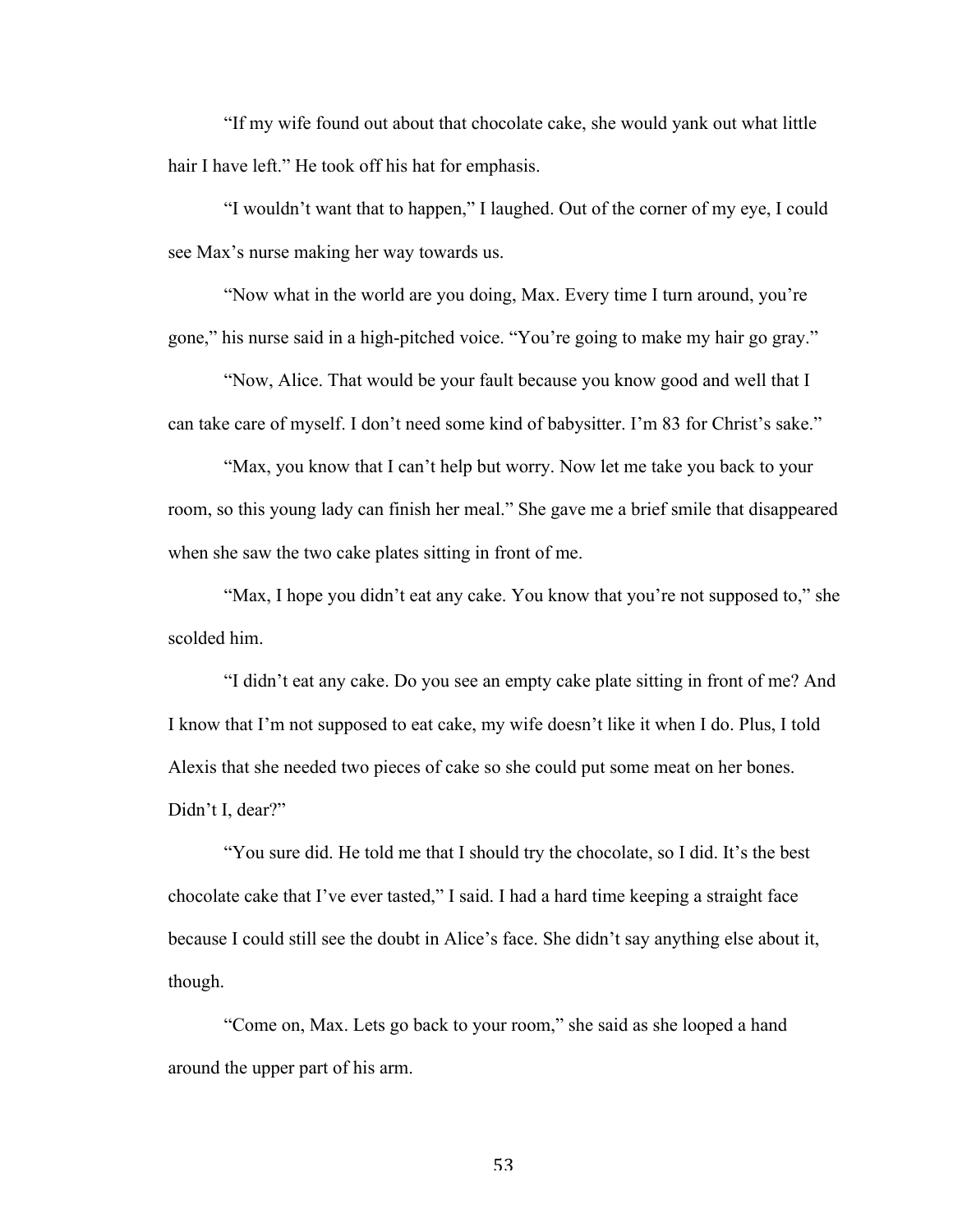"If my wife found out about that chocolate cake, she would yank out what little hair I have left." He took off his hat for emphasis.

"I wouldn't want that to happen," I laughed. Out of the corner of my eye, I could see Max's nurse making her way towards us.

"Now what in the world are you doing, Max. Every time I turn around, you're gone," his nurse said in a high-pitched voice. "You're going to make my hair go gray."

"Now, Alice. That would be your fault because you know good and well that I can take care of myself. I don't need some kind of babysitter. I'm 83 for Christ's sake."

"Max, you know that I can't help but worry. Now let me take you back to your room, so this young lady can finish her meal." She gave me a brief smile that disappeared when she saw the two cake plates sitting in front of me.

"Max, I hope you didn't eat any cake. You know that you're not supposed to," she scolded him.

"I didn't eat any cake. Do you see an empty cake plate sitting in front of me? And I know that I'm not supposed to eat cake, my wife doesn't like it when I do. Plus, I told Alexis that she needed two pieces of cake so she could put some meat on her bones. Didn't I, dear?"

"You sure did. He told me that I should try the chocolate, so I did. It's the best chocolate cake that I've ever tasted," I said. I had a hard time keeping a straight face because I could still see the doubt in Alice's face. She didn't say anything else about it, though.

"Come on, Max. Lets go back to your room," she said as she looped a hand around the upper part of his arm.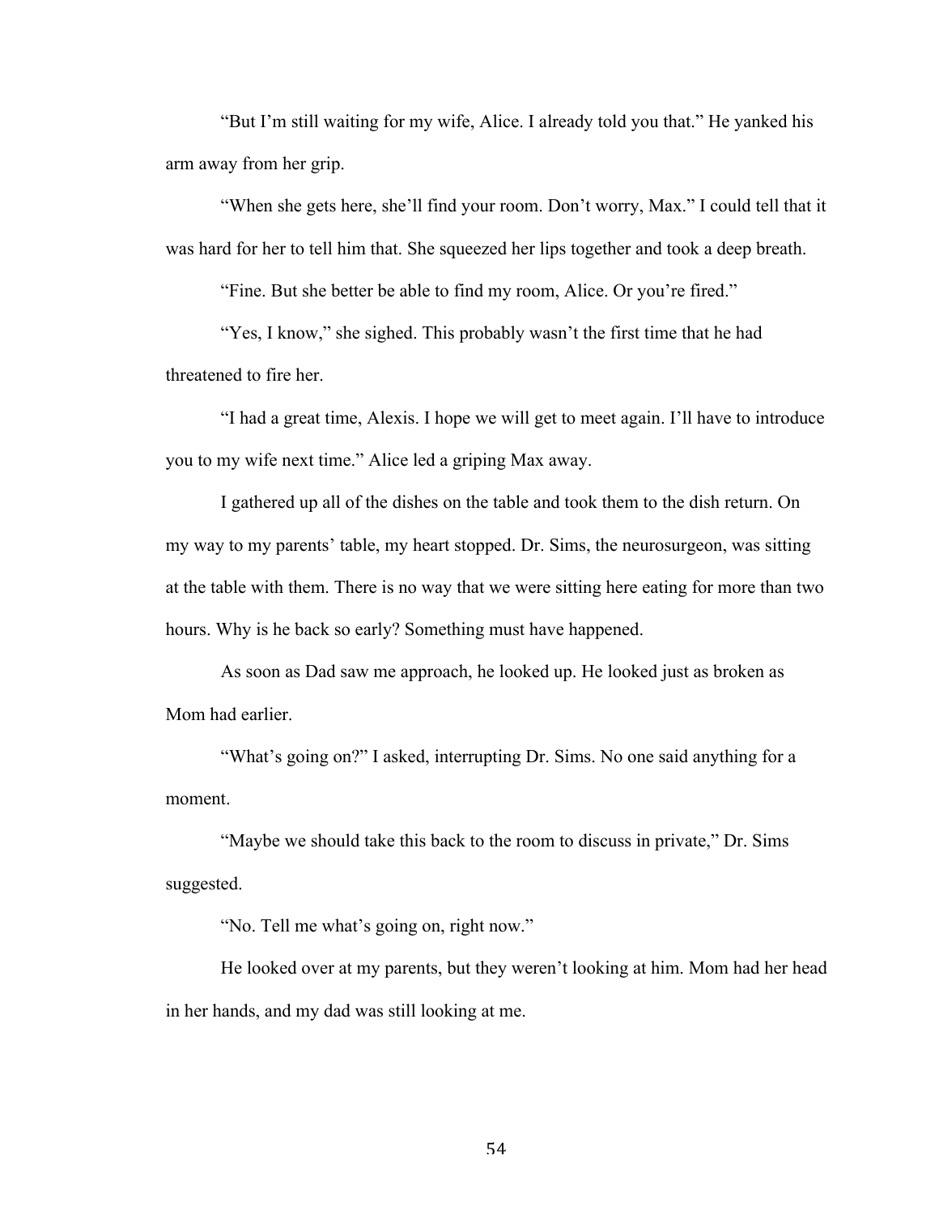"But I'm still waiting for my wife, Alice. I already told you that." He yanked his arm away from her grip.

"When she gets here, she'll find your room. Don't worry, Max." I could tell that it was hard for her to tell him that. She squeezed her lips together and took a deep breath.

"Fine. But she better be able to find my room, Alice. Or you're fired."

"Yes, I know," she sighed. This probably wasn't the first time that he had threatened to fire her.

"I had a great time, Alexis. I hope we will get to meet again. I'll have to introduce you to my wife next time." Alice led a griping Max away.

I gathered up all of the dishes on the table and took them to the dish return. On my way to my parents' table, my heart stopped. Dr. Sims, the neurosurgeon, was sitting at the table with them. There is no way that we were sitting here eating for more than two hours. Why is he back so early? Something must have happened.

As soon as Dad saw me approach, he looked up. He looked just as broken as Mom had earlier.

"What's going on?" I asked, interrupting Dr. Sims. No one said anything for a moment.

"Maybe we should take this back to the room to discuss in private," Dr. Sims suggested.

"No. Tell me what's going on, right now."

He looked over at my parents, but they weren't looking at him. Mom had her head in her hands, and my dad was still looking at me.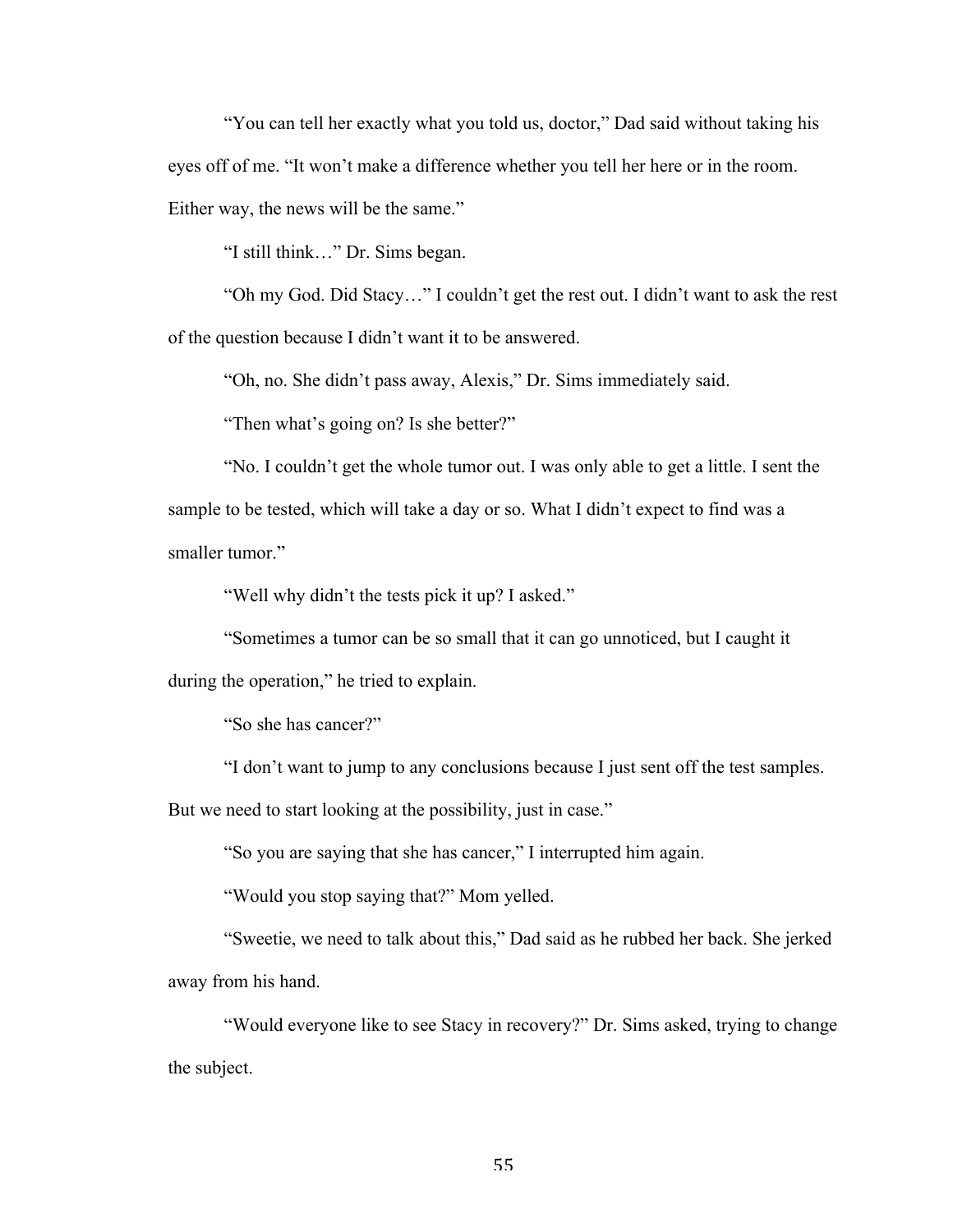“You can tell her exactly what you told us, doctor,” Dad said without taking his eyes off of me. “It won’t make a difference whether you tell her here or in the room. Either way, the news will be the same.”

“I still think…” Dr. Sims began.

“Oh my God. Did Stacy…” I couldn’t get the rest out. I didn’t want to ask the rest of the question because I didn’t want it to be answered.

“Oh, no. She didn’t pass away, Alexis,” Dr. Sims immediately said.

“Then what’s going on? Is she better?”

“No. I couldn’t get the whole tumor out. I was only able to get a little. I sent the sample to be tested, which will take a day or so. What I didn’t expect to find was a smaller tumor.”

“Well why didn’t the tests pick it up? I asked.”

“Sometimes a tumor can be so small that it can go unnoticed, but I caught it during the operation,” he tried to explain.

“So she has cancer?”

“I don’t want to jump to any conclusions because I just sent off the test samples. But we need to start looking at the possibility, just in case.”

“So you are saying that she has cancer,” I interrupted him again.

“Would you stop saying that?” Mom yelled.

“Sweetie, we need to talk about this,” Dad said as he rubbed her back. She jerked away from his hand.

“Would everyone like to see Stacy in recovery?” Dr. Sims asked, trying to change the subject.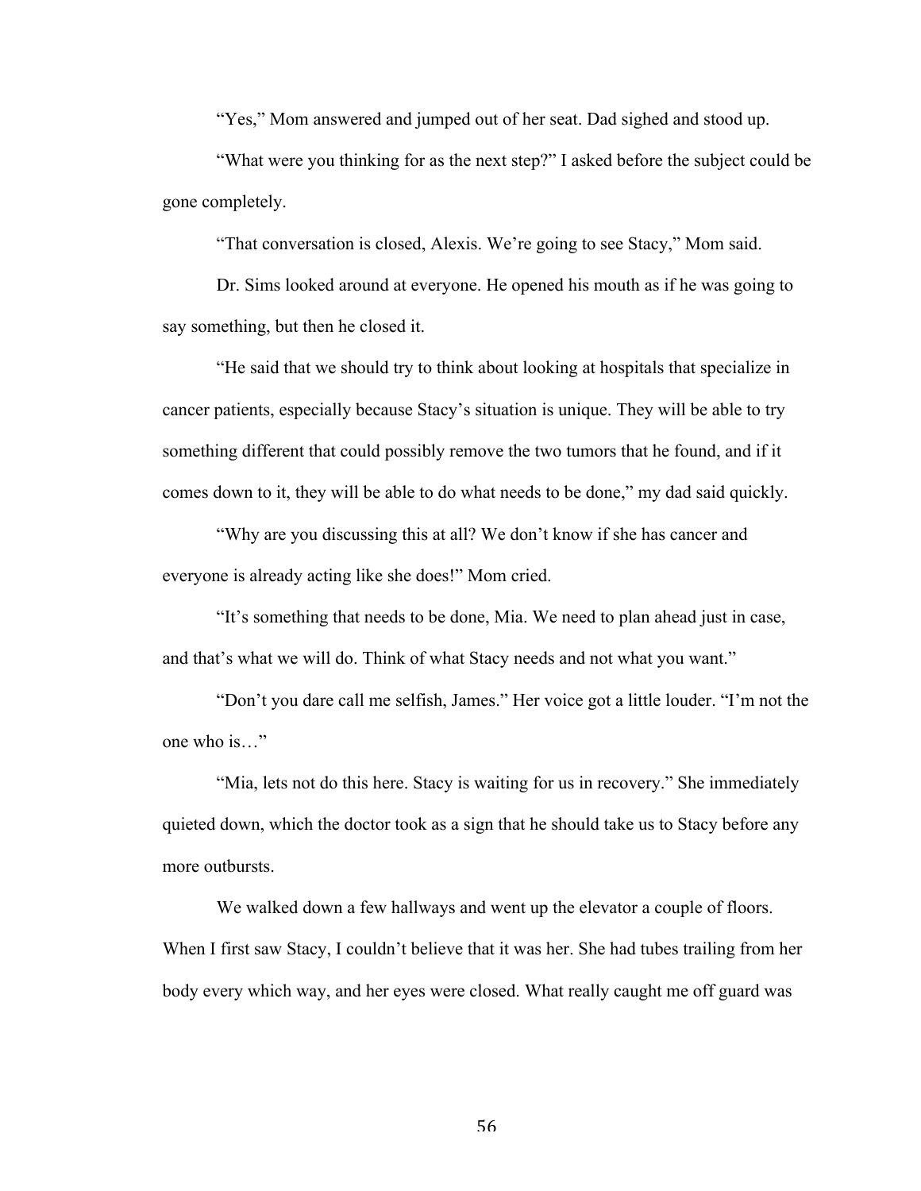"Yes," Mom answered and jumped out of her seat. Dad sighed and stood up.

"What were you thinking for as the next step?" I asked before the subject could be gone completely.

"That conversation is closed, Alexis. We're going to see Stacy," Mom said.

Dr. Sims looked around at everyone. He opened his mouth as if he was going to say something, but then he closed it.

"He said that we should try to think about looking at hospitals that specialize in cancer patients, especially because Stacy's situation is unique. They will be able to try something different that could possibly remove the two tumors that he found, and if it comes down to it, they will be able to do what needs to be done," my dad said quickly.

"Why are you discussing this at all? We don't know if she has cancer and everyone is already acting like she does!" Mom cried.

"It's something that needs to be done, Mia. We need to plan ahead just in case, and that's what we will do. Think of what Stacy needs and not what you want."

"Don't you dare call me selfish, James." Her voice got a little louder. "I'm not the one who is…"

"Mia, lets not do this here. Stacy is waiting for us in recovery." She immediately quieted down, which the doctor took as a sign that he should take us to Stacy before any more outbursts.

We walked down a few hallways and went up the elevator a couple of floors. When I first saw Stacy, I couldn't believe that it was her. She had tubes trailing from her body every which way, and her eyes were closed. What really caught me off guard was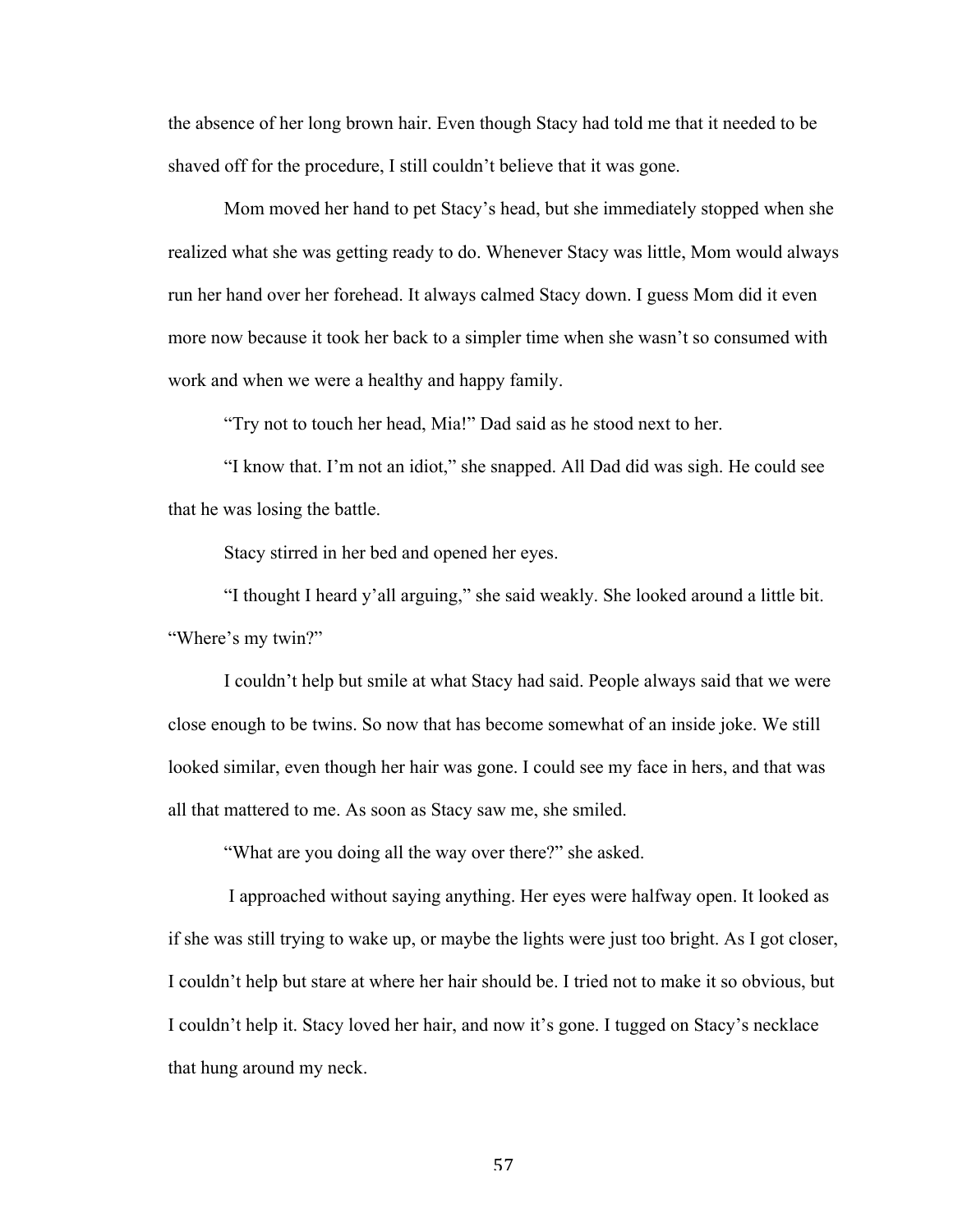the absence of her long brown hair. Even though Stacy had told me that it needed to be shaved off for the procedure, I still couldn't believe that it was gone.

Mom moved her hand to pet Stacy's head, but she immediately stopped when she realized what she was getting ready to do. Whenever Stacy was little, Mom would always run her hand over her forehead. It always calmed Stacy down. I guess Mom did it even more now because it took her back to a simpler time when she wasn't so consumed with work and when we were a healthy and happy family.

"Try not to touch her head, Mia!" Dad said as he stood next to her.

"I know that. I'm not an idiot," she snapped. All Dad did was sigh. He could see that he was losing the battle.

Stacy stirred in her bed and opened her eyes.

"I thought I heard y'all arguing," she said weakly. She looked around a little bit. "Where's my twin?"

I couldn't help but smile at what Stacy had said. People always said that we were close enough to be twins. So now that has become somewhat of an inside joke. We still looked similar, even though her hair was gone. I could see my face in hers, and that was all that mattered to me. As soon as Stacy saw me, she smiled.

"What are you doing all the way over there?" she asked.

I approached without saying anything. Her eyes were halfway open. It looked as if she was still trying to wake up, or maybe the lights were just too bright. As I got closer, I couldn't help but stare at where her hair should be. I tried not to make it so obvious, but I couldn't help it. Stacy loved her hair, and now it's gone. I tugged on Stacy's necklace that hung around my neck.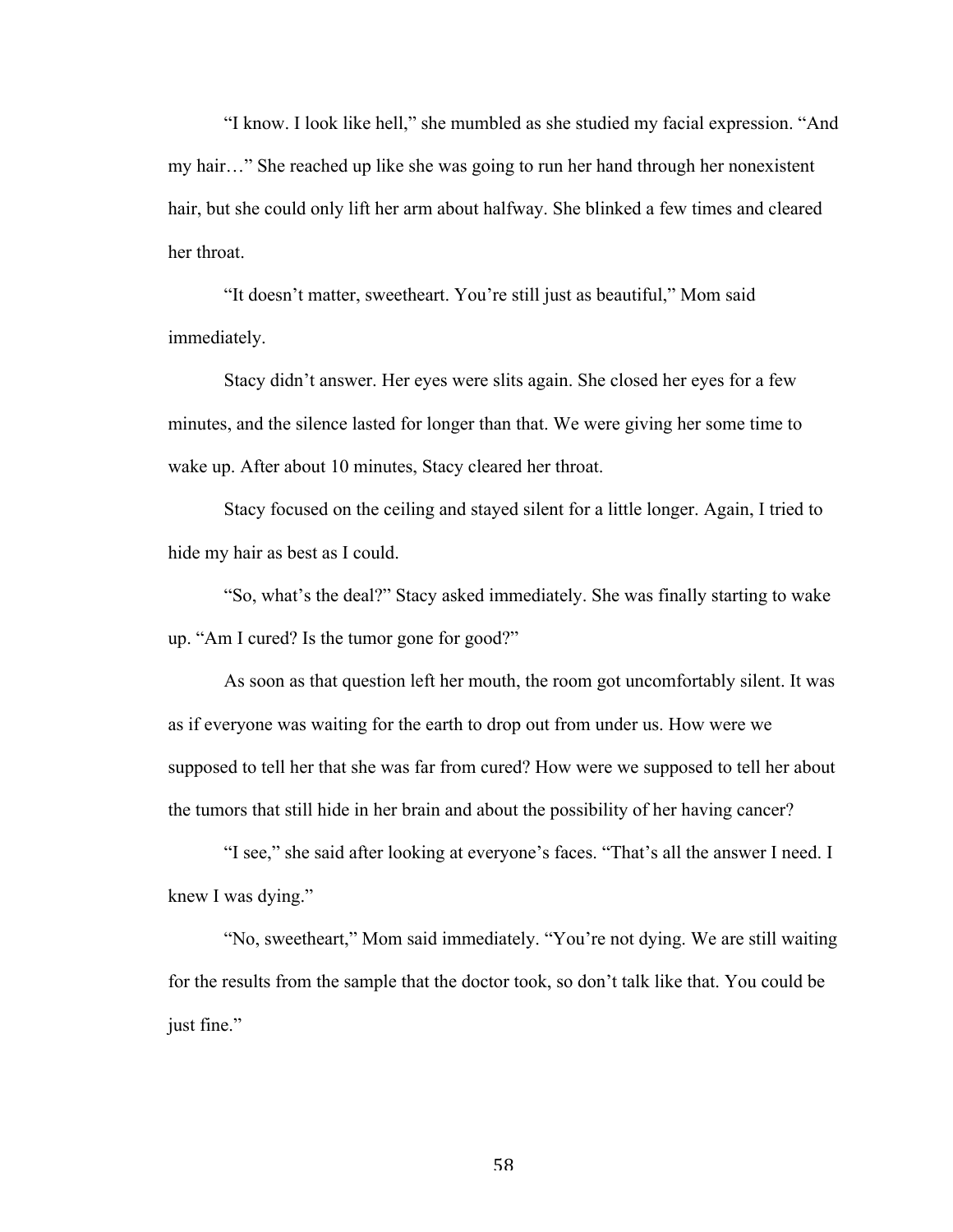"I know. I look like hell," she mumbled as she studied my facial expression. "And my hair…" She reached up like she was going to run her hand through her nonexistent hair, but she could only lift her arm about halfway. She blinked a few times and cleared her throat.

"It doesn't matter, sweetheart. You're still just as beautiful," Mom said immediately.

Stacy didn't answer. Her eyes were slits again. She closed her eyes for a few minutes, and the silence lasted for longer than that. We were giving her some time to wake up. After about 10 minutes, Stacy cleared her throat.

Stacy focused on the ceiling and stayed silent for a little longer. Again, I tried to hide my hair as best as I could.

"So, what's the deal?" Stacy asked immediately. She was finally starting to wake up. "Am I cured? Is the tumor gone for good?"

As soon as that question left her mouth, the room got uncomfortably silent. It was as if everyone was waiting for the earth to drop out from under us. How were we supposed to tell her that she was far from cured? How were we supposed to tell her about the tumors that still hide in her brain and about the possibility of her having cancer?

"I see," she said after looking at everyone's faces. "That's all the answer I need. I knew I was dying."

"No, sweetheart," Mom said immediately. "You're not dying. We are still waiting for the results from the sample that the doctor took, so don't talk like that. You could be just fine."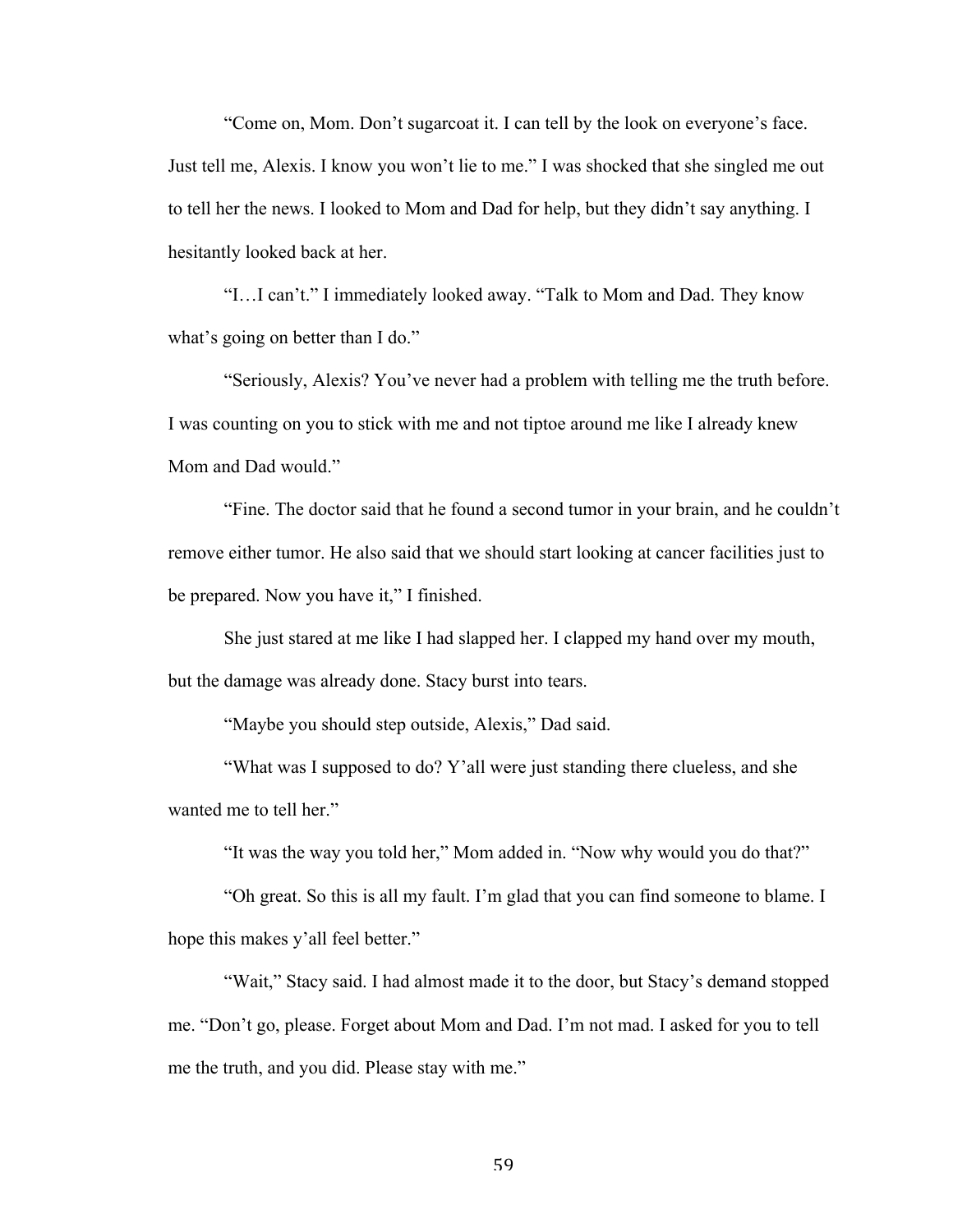"Come on, Mom. Don't sugarcoat it. I can tell by the look on everyone's face. Just tell me, Alexis. I know you won't lie to me." I was shocked that she singled me out to tell her the news. I looked to Mom and Dad for help, but they didn't say anything. I hesitantly looked back at her.

"I…I can't." I immediately looked away. "Talk to Mom and Dad. They know what's going on better than I do."

"Seriously, Alexis? You've never had a problem with telling me the truth before. I was counting on you to stick with me and not tiptoe around me like I already knew Mom and Dad would."

"Fine. The doctor said that he found a second tumor in your brain, and he couldn't remove either tumor. He also said that we should start looking at cancer facilities just to be prepared. Now you have it," I finished.

She just stared at me like I had slapped her. I clapped my hand over my mouth, but the damage was already done. Stacy burst into tears.

"Maybe you should step outside, Alexis," Dad said.

"What was I supposed to do? Y'all were just standing there clueless, and she wanted me to tell her."

"It was the way you told her," Mom added in. "Now why would you do that?"

"Oh great. So this is all my fault. I'm glad that you can find someone to blame. I hope this makes y'all feel better."

"Wait," Stacy said. I had almost made it to the door, but Stacy's demand stopped me. "Don't go, please. Forget about Mom and Dad. I'm not mad. I asked for you to tell me the truth, and you did. Please stay with me."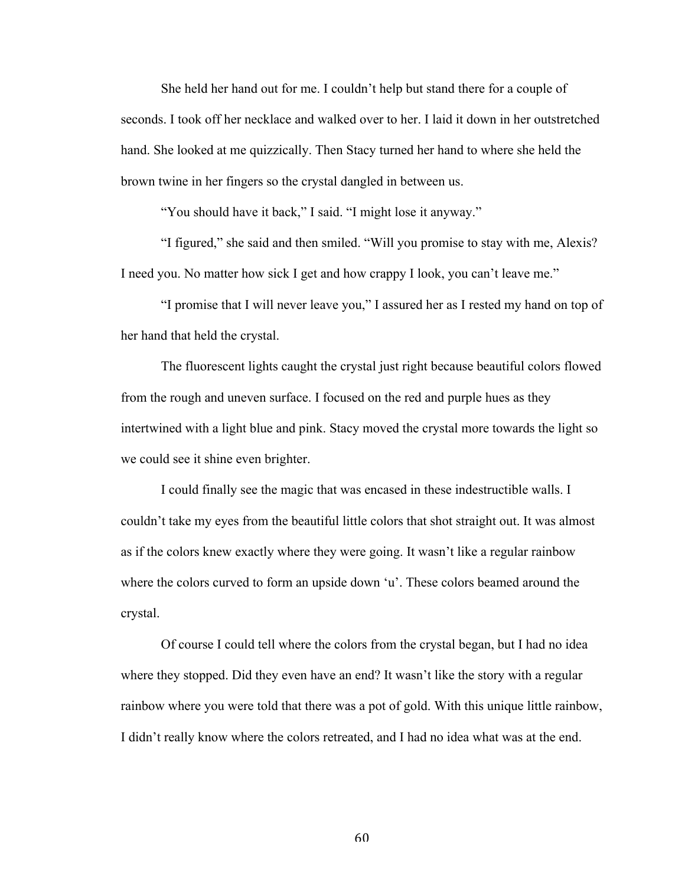She held her hand out for me. I couldn't help but stand there for a couple of seconds. I took off her necklace and walked over to her. I laid it down in her outstretched hand. She looked at me quizzically. Then Stacy turned her hand to where she held the brown twine in her fingers so the crystal dangled in between us.

"You should have it back," I said. "I might lose it anyway."

"I figured," she said and then smiled. "Will you promise to stay with me, Alexis? I need you. No matter how sick I get and how crappy I look, you can't leave me."

"I promise that I will never leave you," I assured her as I rested my hand on top of her hand that held the crystal.

The fluorescent lights caught the crystal just right because beautiful colors flowed from the rough and uneven surface. I focused on the red and purple hues as they intertwined with a light blue and pink. Stacy moved the crystal more towards the light so we could see it shine even brighter.

I could finally see the magic that was encased in these indestructible walls. I couldn't take my eyes from the beautiful little colors that shot straight out. It was almost as if the colors knew exactly where they were going. It wasn't like a regular rainbow where the colors curved to form an upside down 'u'. These colors beamed around the crystal.

Of course I could tell where the colors from the crystal began, but I had no idea where they stopped. Did they even have an end? It wasn't like the story with a regular rainbow where you were told that there was a pot of gold. With this unique little rainbow, I didn't really know where the colors retreated, and I had no idea what was at the end.